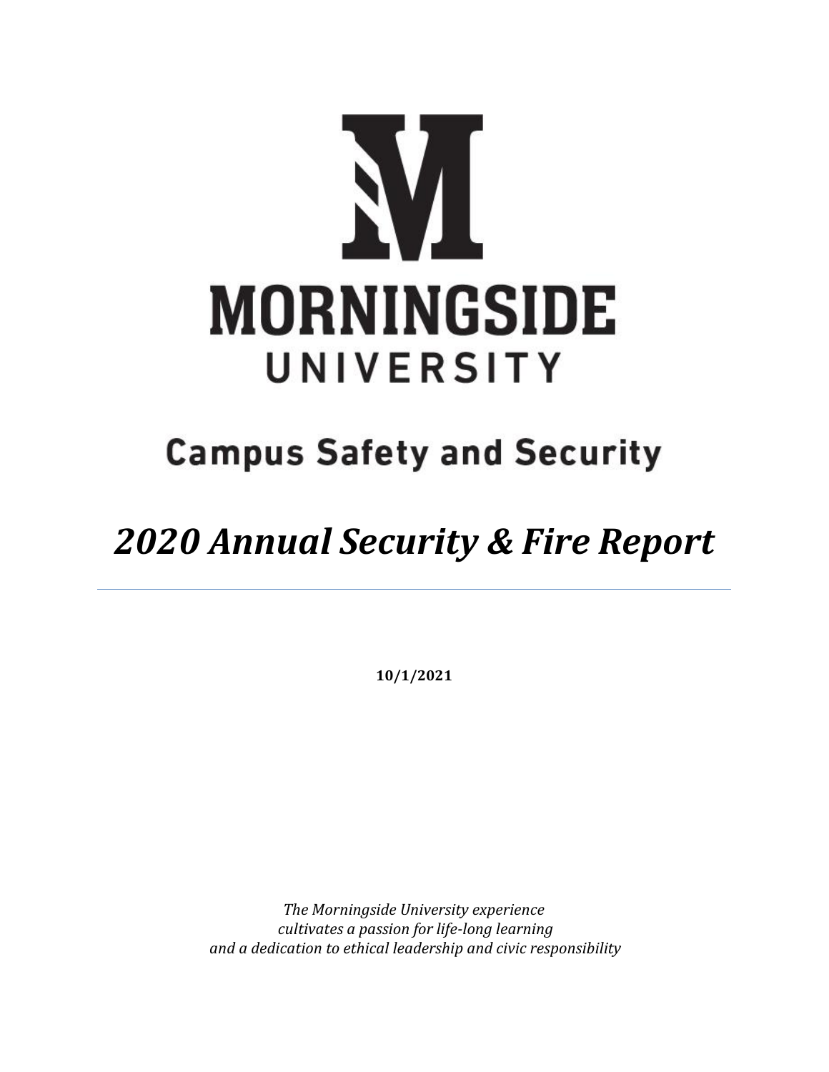# MORNINGSIDE UNIVERSITY

## Campus Safety and Security

# *2020 Annual Security & Fire Report*

---

**10/1/2021**

*The Morningside University experience*
*cultivates a passion for life-long learning*
*and a dedication to ethical leadership and civic responsibility*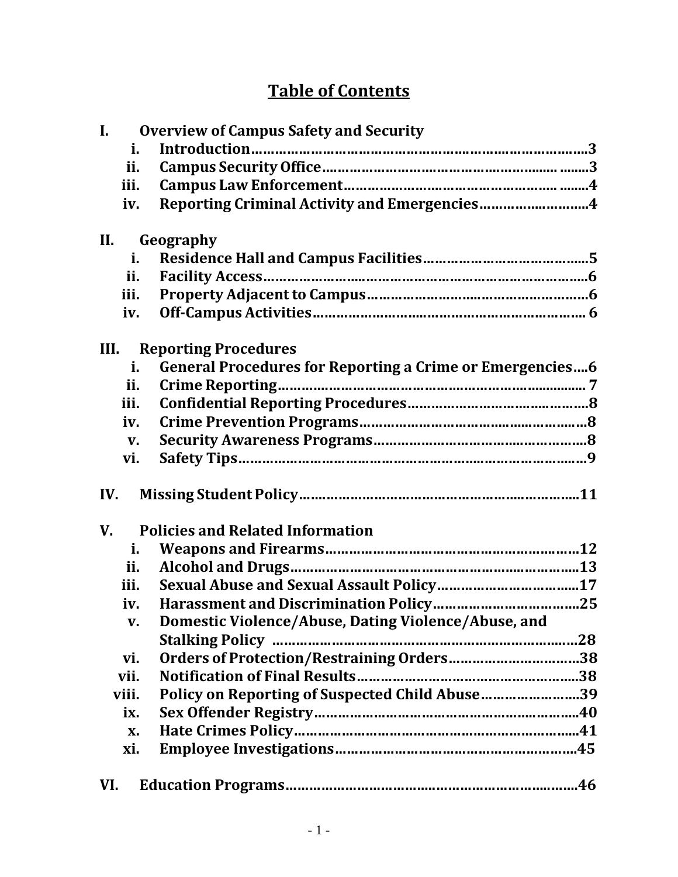# Table of Contents

**I. Overview of Campus Safety and Security**

- i. Introduction……3
- ii. Campus Security Office……3
- iii. Campus Law Enforcement……4
- iv. Reporting Criminal Activity and Emergencies……4

**II. Geography**

- i. Residence Hall and Campus Facilities……5
- ii. Facility Access……6
- iii. Property Adjacent to Campus……6
- iv. Off-Campus Activities……6

**III. Reporting Procedures**

- i. General Procedures for Reporting a Crime or Emergencies……6
- ii. Crime Reporting……7
- iii. Confidential Reporting Procedures……8
- iv. Crime Prevention Programs……8
- v. Security Awareness Programs……8
- vi. Safety Tips……9

**IV. Missing Student Policy……11**

**V. Policies and Related Information**

- i. Weapons and Firearms……12
- ii. Alcohol and Drugs……13
- iii. Sexual Abuse and Sexual Assault Policy……17
- iv. Harassment and Discrimination Policy……25
- v. Domestic Violence/Abuse, Dating Violence/Abuse, and Stalking Policy……28
- vi. Orders of Protection/Restraining Orders……38
- vii. Notification of Final Results……38
- viii. Policy on Reporting of Suspected Child Abuse……39
- ix. Sex Offender Registry……40
- x. Hate Crimes Policy……41
- xi. Employee Investigations……45

**VI. Education Programs……46**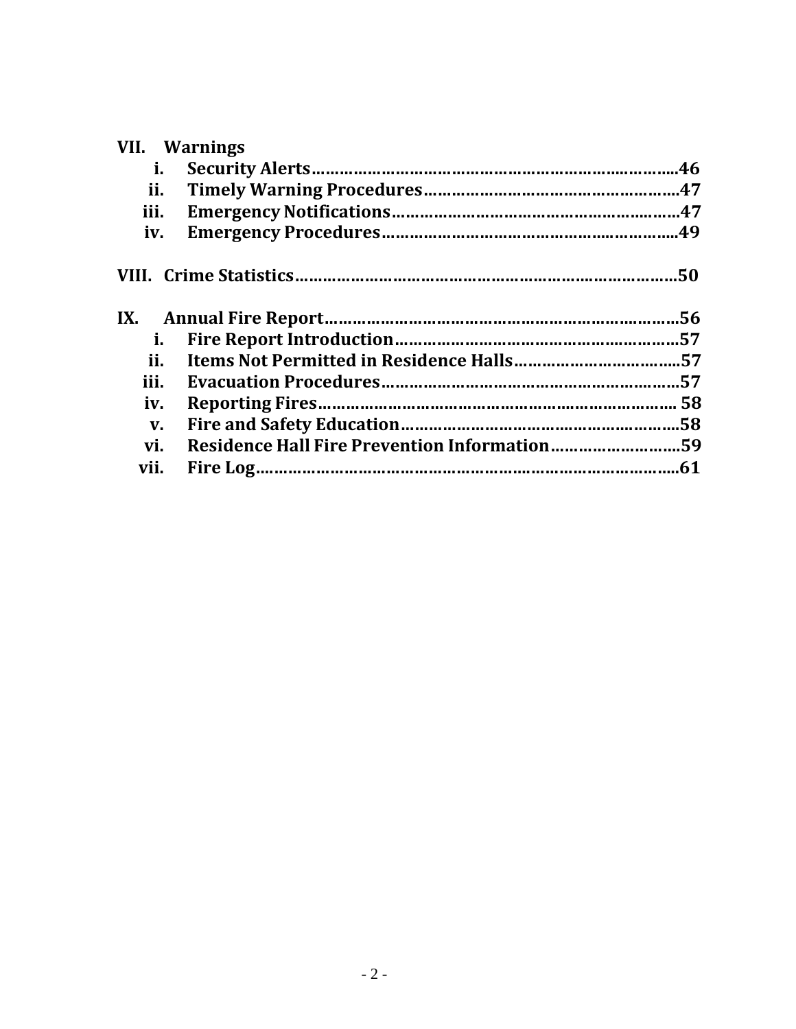**VII. Warnings**

- **i. Security Alerts……………………………………………………………46**
- **ii. Timely Warning Procedures…………………………………………47**
- **iii. Emergency Notifications……………………………………………47**
- **iv. Emergency Procedures………………………………………………49**

**VIII. Crime Statistics………………………………………………………………50**

**IX. Annual Fire Report……………………………………………………………56**

- **i. Fire Report Introduction……………………………………………57**
- **ii. Items Not Permitted in Residence Halls……………………………57**
- **iii. Evacuation Procedures………………………………………………57**
- **iv. Reporting Fires……………………………………………………… 58**
- **v. Fire and Safety Education…………………………………………58**
- **vi. Residence Hall Fire Prevention Information………………………59**
- **vii. Fire Log…………………………………………………………………61**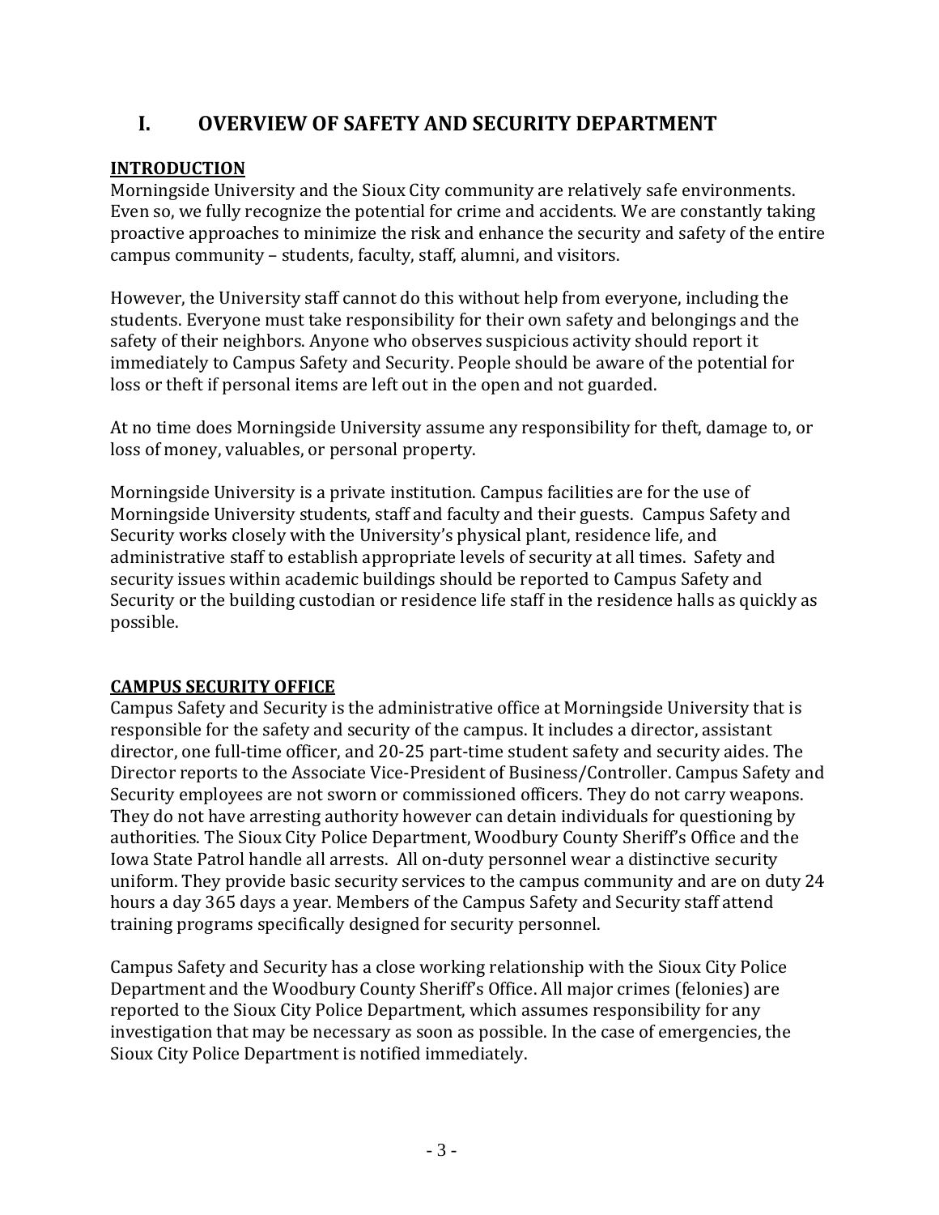# I. OVERVIEW OF SAFETY AND SECURITY DEPARTMENT

## INTRODUCTION

Morningside University and the Sioux City community are relatively safe environments. Even so, we fully recognize the potential for crime and accidents. We are constantly taking proactive approaches to minimize the risk and enhance the security and safety of the entire campus community – students, faculty, staff, alumni, and visitors.

However, the University staff cannot do this without help from everyone, including the students. Everyone must take responsibility for their own safety and belongings and the safety of their neighbors. Anyone who observes suspicious activity should report it immediately to Campus Safety and Security. People should be aware of the potential for loss or theft if personal items are left out in the open and not guarded.

At no time does Morningside University assume any responsibility for theft, damage to, or loss of money, valuables, or personal property.

Morningside University is a private institution. Campus facilities are for the use of Morningside University students, staff and faculty and their guests. Campus Safety and Security works closely with the University's physical plant, residence life, and administrative staff to establish appropriate levels of security at all times. Safety and security issues within academic buildings should be reported to Campus Safety and Security or the building custodian or residence life staff in the residence halls as quickly as possible.

## CAMPUS SECURITY OFFICE

Campus Safety and Security is the administrative office at Morningside University that is responsible for the safety and security of the campus. It includes a director, assistant director, one full-time officer, and 20-25 part-time student safety and security aides. The Director reports to the Associate Vice-President of Business/Controller. Campus Safety and Security employees are not sworn or commissioned officers. They do not carry weapons. They do not have arresting authority however can detain individuals for questioning by authorities. The Sioux City Police Department, Woodbury County Sheriff's Office and the Iowa State Patrol handle all arrests. All on-duty personnel wear a distinctive security uniform. They provide basic security services to the campus community and are on duty 24 hours a day 365 days a year. Members of the Campus Safety and Security staff attend training programs specifically designed for security personnel.

Campus Safety and Security has a close working relationship with the Sioux City Police Department and the Woodbury County Sheriff's Office. All major crimes (felonies) are reported to the Sioux City Police Department, which assumes responsibility for any investigation that may be necessary as soon as possible. In the case of emergencies, the Sioux City Police Department is notified immediately.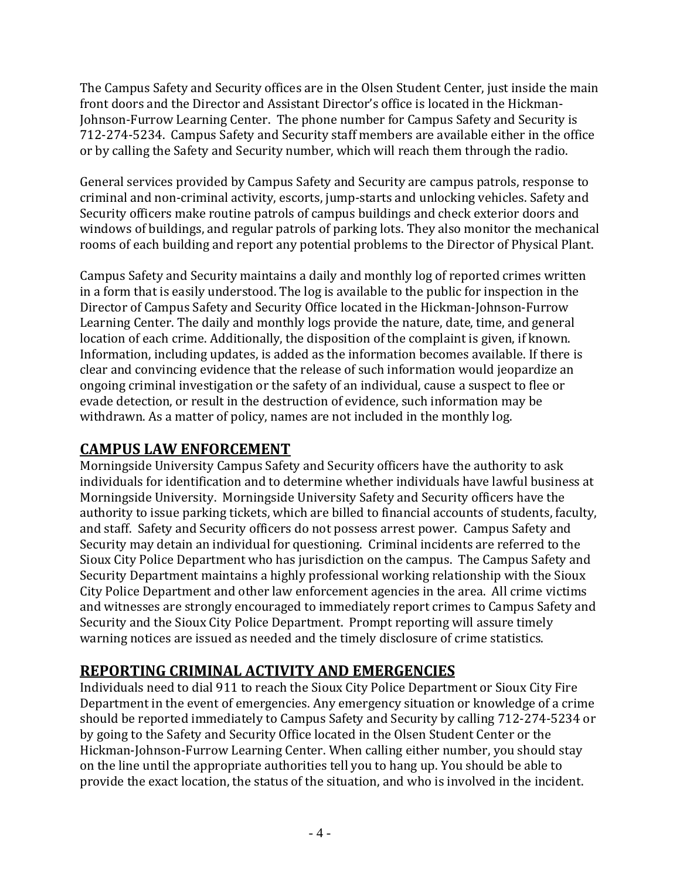The Campus Safety and Security offices are in the Olsen Student Center, just inside the main front doors and the Director and Assistant Director's office is located in the Hickman-Johnson-Furrow Learning Center. The phone number for Campus Safety and Security is 712-274-5234. Campus Safety and Security staff members are available either in the office or by calling the Safety and Security number, which will reach them through the radio.

General services provided by Campus Safety and Security are campus patrols, response to criminal and non-criminal activity, escorts, jump-starts and unlocking vehicles. Safety and Security officers make routine patrols of campus buildings and check exterior doors and windows of buildings, and regular patrols of parking lots. They also monitor the mechanical rooms of each building and report any potential problems to the Director of Physical Plant.

Campus Safety and Security maintains a daily and monthly log of reported crimes written in a form that is easily understood. The log is available to the public for inspection in the Director of Campus Safety and Security Office located in the Hickman-Johnson-Furrow Learning Center. The daily and monthly logs provide the nature, date, time, and general location of each crime. Additionally, the disposition of the complaint is given, if known. Information, including updates, is added as the information becomes available. If there is clear and convincing evidence that the release of such information would jeopardize an ongoing criminal investigation or the safety of an individual, cause a suspect to flee or evade detection, or result in the destruction of evidence, such information may be withdrawn. As a matter of policy, names are not included in the monthly log.

## CAMPUS LAW ENFORCEMENT

Morningside University Campus Safety and Security officers have the authority to ask individuals for identification and to determine whether individuals have lawful business at Morningside University. Morningside University Safety and Security officers have the authority to issue parking tickets, which are billed to financial accounts of students, faculty, and staff. Safety and Security officers do not possess arrest power. Campus Safety and Security may detain an individual for questioning. Criminal incidents are referred to the Sioux City Police Department who has jurisdiction on the campus. The Campus Safety and Security Department maintains a highly professional working relationship with the Sioux City Police Department and other law enforcement agencies in the area. All crime victims and witnesses are strongly encouraged to immediately report crimes to Campus Safety and Security and the Sioux City Police Department. Prompt reporting will assure timely warning notices are issued as needed and the timely disclosure of crime statistics.

## REPORTING CRIMINAL ACTIVITY AND EMERGENCIES

Individuals need to dial 911 to reach the Sioux City Police Department or Sioux City Fire Department in the event of emergencies. Any emergency situation or knowledge of a crime should be reported immediately to Campus Safety and Security by calling 712-274-5234 or by going to the Safety and Security Office located in the Olsen Student Center or the Hickman-Johnson-Furrow Learning Center. When calling either number, you should stay on the line until the appropriate authorities tell you to hang up. You should be able to provide the exact location, the status of the situation, and who is involved in the incident.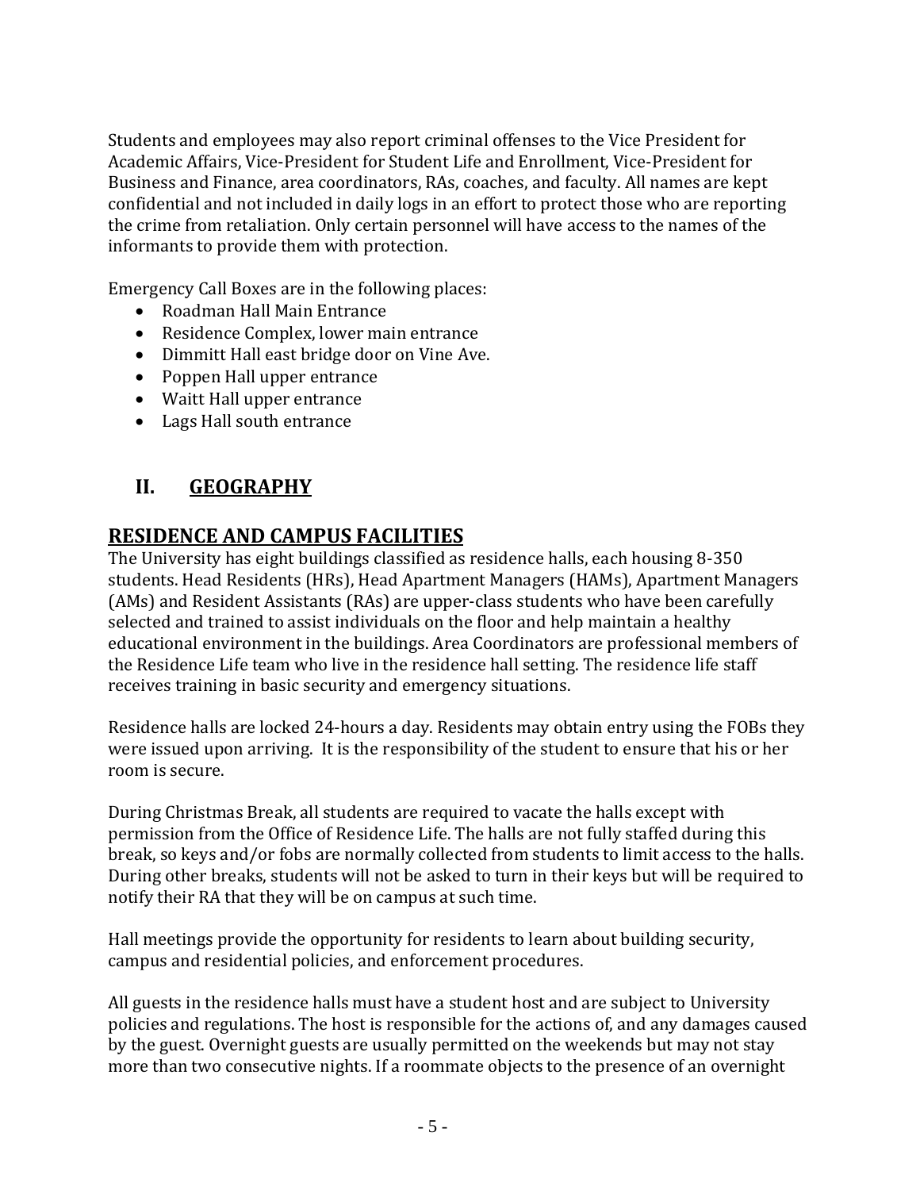Students and employees may also report criminal offenses to the Vice President for Academic Affairs, Vice-President for Student Life and Enrollment, Vice-President for Business and Finance, area coordinators, RAs, coaches, and faculty. All names are kept confidential and not included in daily logs in an effort to protect those who are reporting the crime from retaliation. Only certain personnel will have access to the names of the informants to provide them with protection.

Emergency Call Boxes are in the following places:

- Roadman Hall Main Entrance
- Residence Complex, lower main entrance
- Dimmitt Hall east bridge door on Vine Ave.
- Poppen Hall upper entrance
- Waitt Hall upper entrance
- Lags Hall south entrance

## II. GEOGRAPHY

## RESIDENCE AND CAMPUS FACILITIES

The University has eight buildings classified as residence halls, each housing 8-350 students. Head Residents (HRs), Head Apartment Managers (HAMs), Apartment Managers (AMs) and Resident Assistants (RAs) are upper-class students who have been carefully selected and trained to assist individuals on the floor and help maintain a healthy educational environment in the buildings. Area Coordinators are professional members of the Residence Life team who live in the residence hall setting. The residence life staff receives training in basic security and emergency situations.

Residence halls are locked 24-hours a day. Residents may obtain entry using the FOBs they were issued upon arriving. It is the responsibility of the student to ensure that his or her room is secure.

During Christmas Break, all students are required to vacate the halls except with permission from the Office of Residence Life. The halls are not fully staffed during this break, so keys and/or fobs are normally collected from students to limit access to the halls. During other breaks, students will not be asked to turn in their keys but will be required to notify their RA that they will be on campus at such time.

Hall meetings provide the opportunity for residents to learn about building security, campus and residential policies, and enforcement procedures.

All guests in the residence halls must have a student host and are subject to University policies and regulations. The host is responsible for the actions of, and any damages caused by the guest. Overnight guests are usually permitted on the weekends but may not stay more than two consecutive nights. If a roommate objects to the presence of an overnight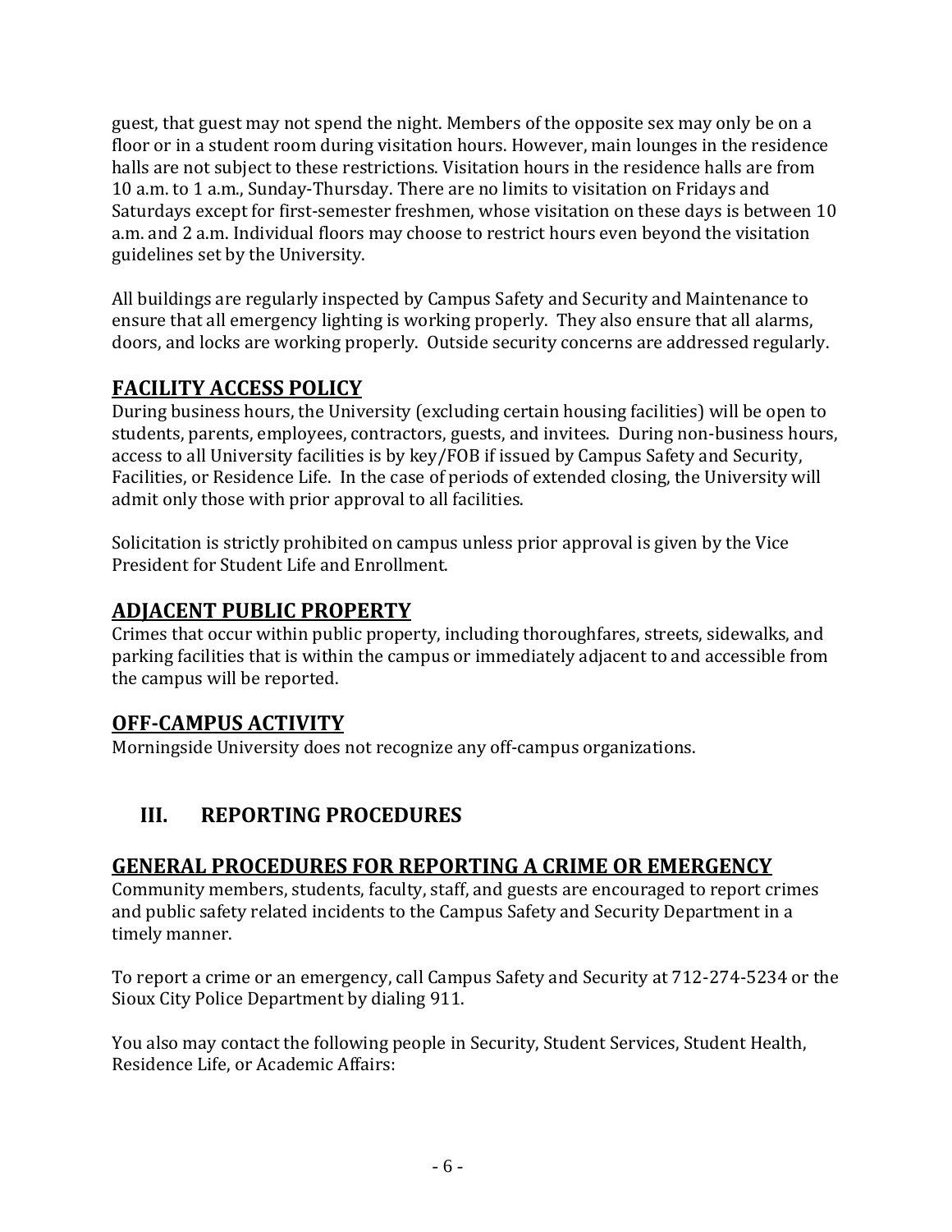guest, that guest may not spend the night. Members of the opposite sex may only be on a floor or in a student room during visitation hours. However, main lounges in the residence halls are not subject to these restrictions. Visitation hours in the residence halls are from 10 a.m. to 1 a.m., Sunday-Thursday. There are no limits to visitation on Fridays and Saturdays except for first-semester freshmen, whose visitation on these days is between 10 a.m. and 2 a.m. Individual floors may choose to restrict hours even beyond the visitation guidelines set by the University.

All buildings are regularly inspected by Campus Safety and Security and Maintenance to ensure that all emergency lighting is working properly. They also ensure that all alarms, doors, and locks are working properly. Outside security concerns are addressed regularly.

## FACILITY ACCESS POLICY

During business hours, the University (excluding certain housing facilities) will be open to students, parents, employees, contractors, guests, and invitees. During non-business hours, access to all University facilities is by key/FOB if issued by Campus Safety and Security, Facilities, or Residence Life. In the case of periods of extended closing, the University will admit only those with prior approval to all facilities.

Solicitation is strictly prohibited on campus unless prior approval is given by the Vice President for Student Life and Enrollment.

## ADJACENT PUBLIC PROPERTY

Crimes that occur within public property, including thoroughfares, streets, sidewalks, and parking facilities that is within the campus or immediately adjacent to and accessible from the campus will be reported.

## OFF-CAMPUS ACTIVITY

Morningside University does not recognize any off-campus organizations.

# III. REPORTING PROCEDURES

## GENERAL PROCEDURES FOR REPORTING A CRIME OR EMERGENCY

Community members, students, faculty, staff, and guests are encouraged to report crimes and public safety related incidents to the Campus Safety and Security Department in a timely manner.

To report a crime or an emergency, call Campus Safety and Security at 712-274-5234 or the Sioux City Police Department by dialing 911.

You also may contact the following people in Security, Student Services, Student Health, Residence Life, or Academic Affairs: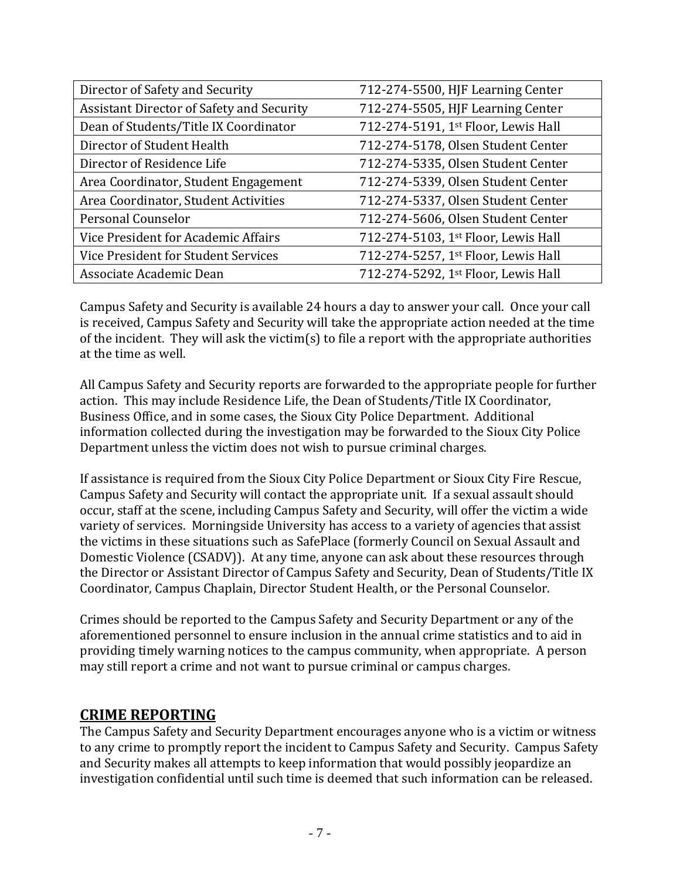| Director of Safety and Security | 712-274-5500, HJF Learning Center |
|---|---|
| Assistant Director of Safety and Security | 712-274-5505, HJF Learning Center |
| Dean of Students/Title IX Coordinator | 712-274-5191, 1st Floor, Lewis Hall |
| Director of Student Health | 712-274-5178, Olsen Student Center |
| Director of Residence Life | 712-274-5335, Olsen Student Center |
| Area Coordinator, Student Engagement | 712-274-5339, Olsen Student Center |
| Area Coordinator, Student Activities | 712-274-5337, Olsen Student Center |
| Personal Counselor | 712-274-5606, Olsen Student Center |
| Vice President for Academic Affairs | 712-274-5103, 1st Floor, Lewis Hall |
| Vice President for Student Services | 712-274-5257, 1st Floor, Lewis Hall |
| Associate Academic Dean | 712-274-5292, 1st Floor, Lewis Hall |

Campus Safety and Security is available 24 hours a day to answer your call. Once your call is received, Campus Safety and Security will take the appropriate action needed at the time of the incident. They will ask the victim(s) to file a report with the appropriate authorities at the time as well.

All Campus Safety and Security reports are forwarded to the appropriate people for further action. This may include Residence Life, the Dean of Students/Title IX Coordinator, Business Office, and in some cases, the Sioux City Police Department. Additional information collected during the investigation may be forwarded to the Sioux City Police Department unless the victim does not wish to pursue criminal charges.

If assistance is required from the Sioux City Police Department or Sioux City Fire Rescue, Campus Safety and Security will contact the appropriate unit. If a sexual assault should occur, staff at the scene, including Campus Safety and Security, will offer the victim a wide variety of services. Morningside University has access to a variety of agencies that assist the victims in these situations such as SafePlace (formerly Council on Sexual Assault and Domestic Violence (CSADV)). At any time, anyone can ask about these resources through the Director or Assistant Director of Campus Safety and Security, Dean of Students/Title IX Coordinator, Campus Chaplain, Director Student Health, or the Personal Counselor.

Crimes should be reported to the Campus Safety and Security Department or any of the aforementioned personnel to ensure inclusion in the annual crime statistics and to aid in providing timely warning notices to the campus community, when appropriate. A person may still report a crime and not want to pursue criminal or campus charges.

## CRIME REPORTING

The Campus Safety and Security Department encourages anyone who is a victim or witness to any crime to promptly report the incident to Campus Safety and Security. Campus Safety and Security makes all attempts to keep information that would possibly jeopardize an investigation confidential until such time is deemed that such information can be released.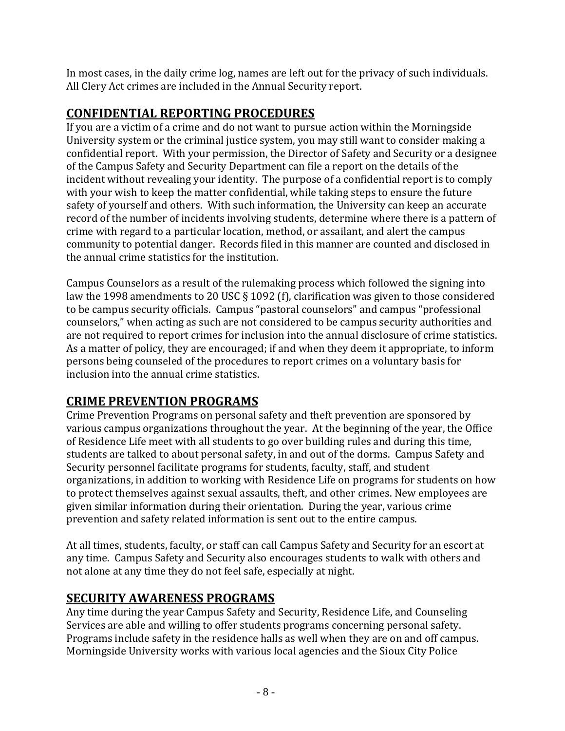In most cases, in the daily crime log, names are left out for the privacy of such individuals. All Clery Act crimes are included in the Annual Security report.

## CONFIDENTIAL REPORTING PROCEDURES

If you are a victim of a crime and do not want to pursue action within the Morningside University system or the criminal justice system, you may still want to consider making a confidential report. With your permission, the Director of Safety and Security or a designee of the Campus Safety and Security Department can file a report on the details of the incident without revealing your identity. The purpose of a confidential report is to comply with your wish to keep the matter confidential, while taking steps to ensure the future safety of yourself and others. With such information, the University can keep an accurate record of the number of incidents involving students, determine where there is a pattern of crime with regard to a particular location, method, or assailant, and alert the campus community to potential danger. Records filed in this manner are counted and disclosed in the annual crime statistics for the institution.

Campus Counselors as a result of the rulemaking process which followed the signing into law the 1998 amendments to 20 USC § 1092 (f), clarification was given to those considered to be campus security officials. Campus "pastoral counselors" and campus "professional counselors," when acting as such are not considered to be campus security authorities and are not required to report crimes for inclusion into the annual disclosure of crime statistics. As a matter of policy, they are encouraged; if and when they deem it appropriate, to inform persons being counseled of the procedures to report crimes on a voluntary basis for inclusion into the annual crime statistics.

## CRIME PREVENTION PROGRAMS

Crime Prevention Programs on personal safety and theft prevention are sponsored by various campus organizations throughout the year. At the beginning of the year, the Office of Residence Life meet with all students to go over building rules and during this time, students are talked to about personal safety, in and out of the dorms. Campus Safety and Security personnel facilitate programs for students, faculty, staff, and student organizations, in addition to working with Residence Life on programs for students on how to protect themselves against sexual assaults, theft, and other crimes. New employees are given similar information during their orientation. During the year, various crime prevention and safety related information is sent out to the entire campus.

At all times, students, faculty, or staff can call Campus Safety and Security for an escort at any time. Campus Safety and Security also encourages students to walk with others and not alone at any time they do not feel safe, especially at night.

## SECURITY AWARENESS PROGRAMS

Any time during the year Campus Safety and Security, Residence Life, and Counseling Services are able and willing to offer students programs concerning personal safety. Programs include safety in the residence halls as well when they are on and off campus. Morningside University works with various local agencies and the Sioux City Police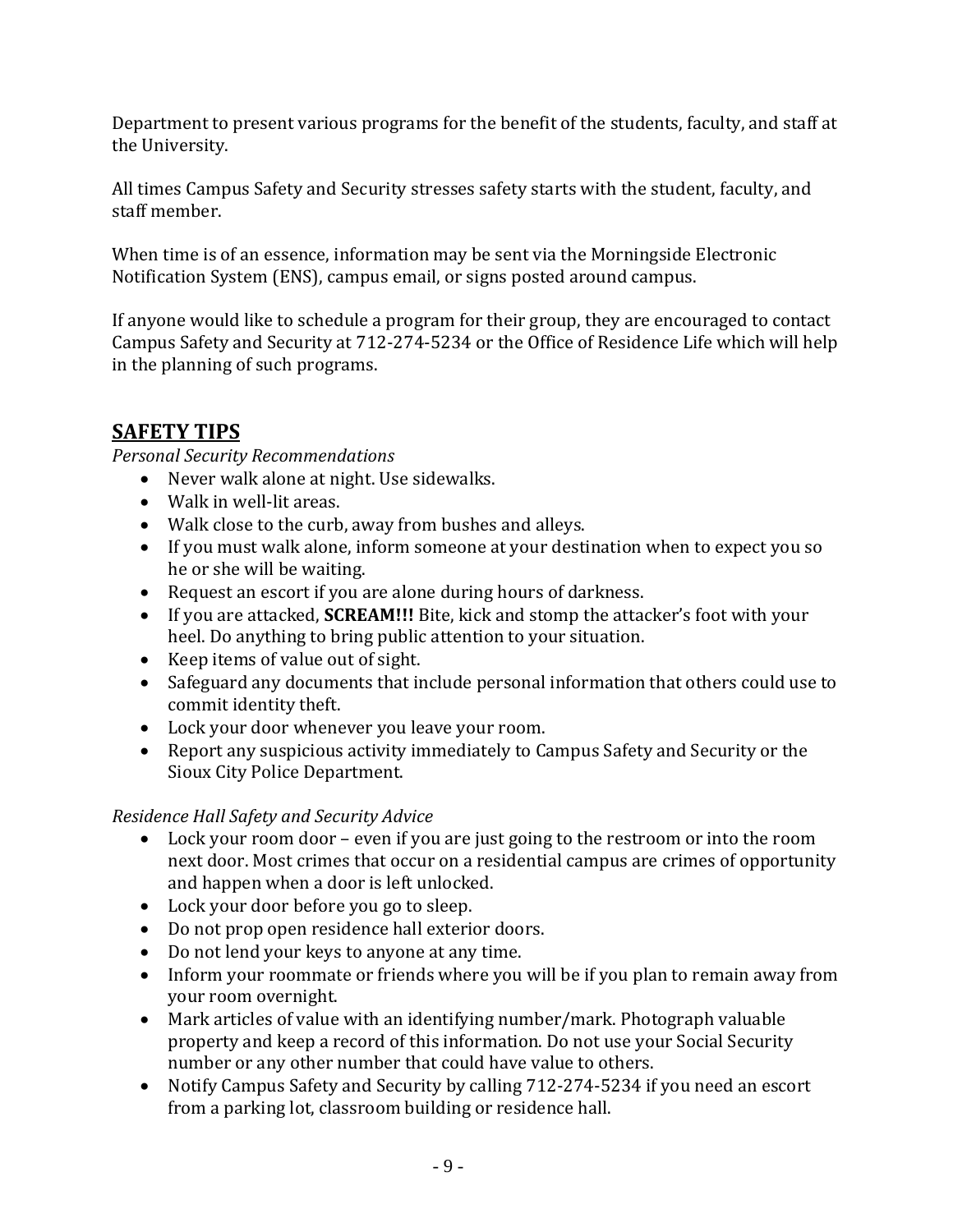Department to present various programs for the benefit of the students, faculty, and staff at the University.

All times Campus Safety and Security stresses safety starts with the student, faculty, and staff member.

When time is of an essence, information may be sent via the Morningside Electronic Notification System (ENS), campus email, or signs posted around campus.

If anyone would like to schedule a program for their group, they are encouraged to contact Campus Safety and Security at 712-274-5234 or the Office of Residence Life which will help in the planning of such programs.

## SAFETY TIPS

*Personal Security Recommendations*

- Never walk alone at night. Use sidewalks.
- Walk in well-lit areas.
- Walk close to the curb, away from bushes and alleys.
- If you must walk alone, inform someone at your destination when to expect you so he or she will be waiting.
- Request an escort if you are alone during hours of darkness.
- If you are attacked, **SCREAM!!!** Bite, kick and stomp the attacker's foot with your heel. Do anything to bring public attention to your situation.
- Keep items of value out of sight.
- Safeguard any documents that include personal information that others could use to commit identity theft.
- Lock your door whenever you leave your room.
- Report any suspicious activity immediately to Campus Safety and Security or the Sioux City Police Department.

*Residence Hall Safety and Security Advice*

- Lock your room door – even if you are just going to the restroom or into the room next door. Most crimes that occur on a residential campus are crimes of opportunity and happen when a door is left unlocked.
- Lock your door before you go to sleep.
- Do not prop open residence hall exterior doors.
- Do not lend your keys to anyone at any time.
- Inform your roommate or friends where you will be if you plan to remain away from your room overnight.
- Mark articles of value with an identifying number/mark. Photograph valuable property and keep a record of this information. Do not use your Social Security number or any other number that could have value to others.
- Notify Campus Safety and Security by calling 712-274-5234 if you need an escort from a parking lot, classroom building or residence hall.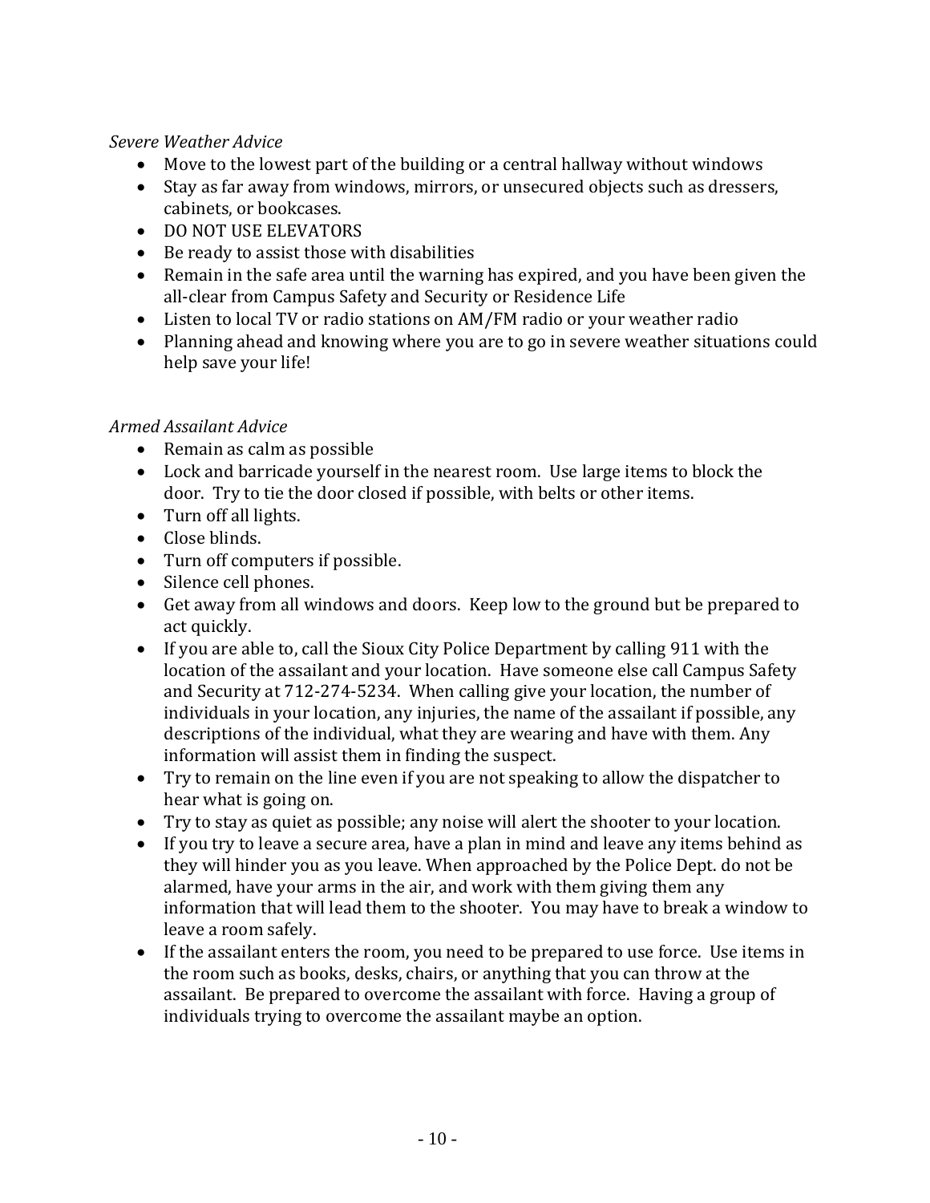*Severe Weather Advice*

- Move to the lowest part of the building or a central hallway without windows
- Stay as far away from windows, mirrors, or unsecured objects such as dressers, cabinets, or bookcases.
- DO NOT USE ELEVATORS
- Be ready to assist those with disabilities
- Remain in the safe area until the warning has expired, and you have been given the all-clear from Campus Safety and Security or Residence Life
- Listen to local TV or radio stations on AM/FM radio or your weather radio
- Planning ahead and knowing where you are to go in severe weather situations could help save your life!

*Armed Assailant Advice*

- Remain as calm as possible
- Lock and barricade yourself in the nearest room. Use large items to block the door. Try to tie the door closed if possible, with belts or other items.
- Turn off all lights.
- Close blinds.
- Turn off computers if possible.
- Silence cell phones.
- Get away from all windows and doors. Keep low to the ground but be prepared to act quickly.
- If you are able to, call the Sioux City Police Department by calling 911 with the location of the assailant and your location. Have someone else call Campus Safety and Security at 712-274-5234. When calling give your location, the number of individuals in your location, any injuries, the name of the assailant if possible, any descriptions of the individual, what they are wearing and have with them. Any information will assist them in finding the suspect.
- Try to remain on the line even if you are not speaking to allow the dispatcher to hear what is going on.
- Try to stay as quiet as possible; any noise will alert the shooter to your location.
- If you try to leave a secure area, have a plan in mind and leave any items behind as they will hinder you as you leave. When approached by the Police Dept. do not be alarmed, have your arms in the air, and work with them giving them any information that will lead them to the shooter. You may have to break a window to leave a room safely.
- If the assailant enters the room, you need to be prepared to use force. Use items in the room such as books, desks, chairs, or anything that you can throw at the assailant. Be prepared to overcome the assailant with force. Having a group of individuals trying to overcome the assailant maybe an option.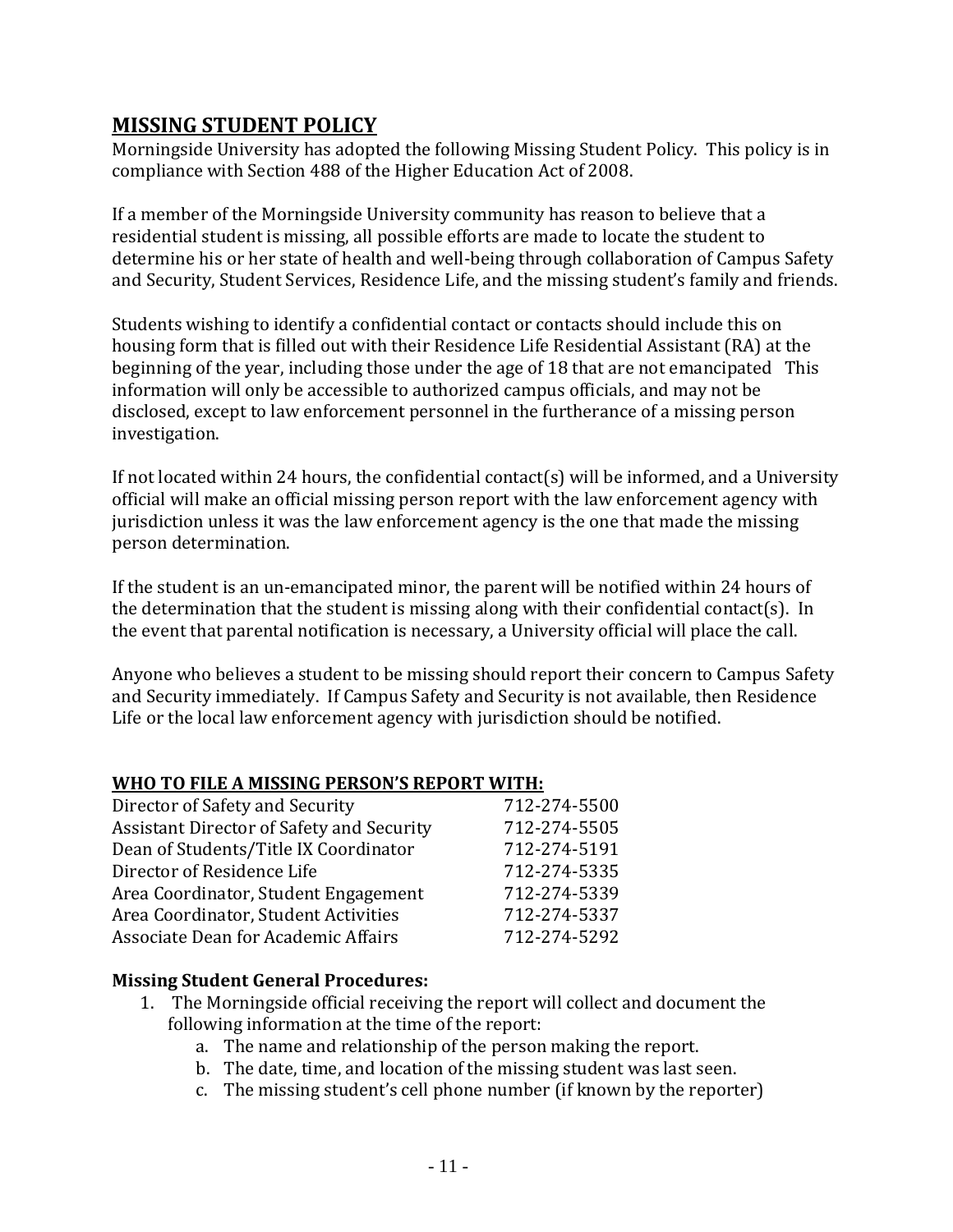## MISSING STUDENT POLICY

Morningside University has adopted the following Missing Student Policy. This policy is in compliance with Section 488 of the Higher Education Act of 2008.

If a member of the Morningside University community has reason to believe that a residential student is missing, all possible efforts are made to locate the student to determine his or her state of health and well-being through collaboration of Campus Safety and Security, Student Services, Residence Life, and the missing student's family and friends.

Students wishing to identify a confidential contact or contacts should include this on housing form that is filled out with their Residence Life Residential Assistant (RA) at the beginning of the year, including those under the age of 18 that are not emancipated This information will only be accessible to authorized campus officials, and may not be disclosed, except to law enforcement personnel in the furtherance of a missing person investigation.

If not located within 24 hours, the confidential contact(s) will be informed, and a University official will make an official missing person report with the law enforcement agency with jurisdiction unless it was the law enforcement agency is the one that made the missing person determination.

If the student is an un-emancipated minor, the parent will be notified within 24 hours of the determination that the student is missing along with their confidential contact(s). In the event that parental notification is necessary, a University official will place the call.

Anyone who believes a student to be missing should report their concern to Campus Safety and Security immediately. If Campus Safety and Security is not available, then Residence Life or the local law enforcement agency with jurisdiction should be notified.

**WHO TO FILE A MISSING PERSON'S REPORT WITH:**

| | |
|---|---|
| Director of Safety and Security | 712-274-5500 |
| Assistant Director of Safety and Security | 712-274-5505 |
| Dean of Students/Title IX Coordinator | 712-274-5191 |
| Director of Residence Life | 712-274-5335 |
| Area Coordinator, Student Engagement | 712-274-5339 |
| Area Coordinator, Student Activities | 712-274-5337 |
| Associate Dean for Academic Affairs | 712-274-5292 |

**Missing Student General Procedures:**

1. The Morningside official receiving the report will collect and document the following information at the time of the report:
   a. The name and relationship of the person making the report.
   b. The date, time, and location of the missing student was last seen.
   c. The missing student's cell phone number (if known by the reporter)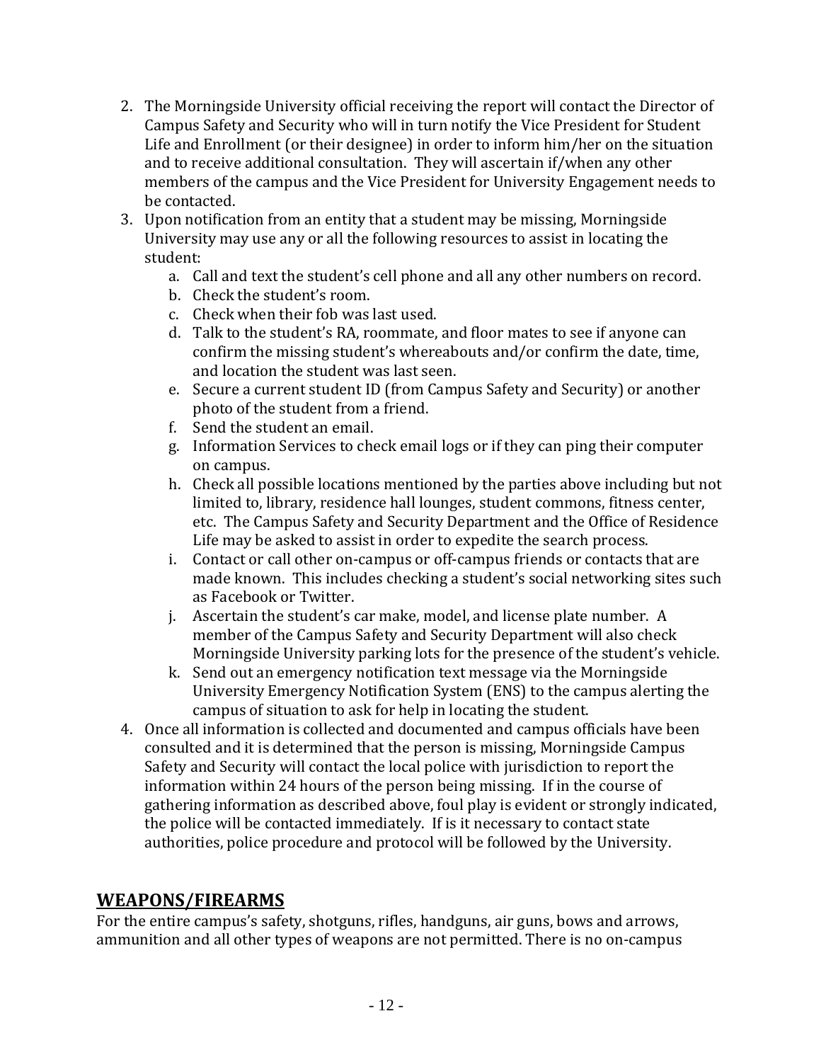2. The Morningside University official receiving the report will contact the Director of Campus Safety and Security who will in turn notify the Vice President for Student Life and Enrollment (or their designee) in order to inform him/her on the situation and to receive additional consultation. They will ascertain if/when any other members of the campus and the Vice President for University Engagement needs to be contacted.
3. Upon notification from an entity that a student may be missing, Morningside University may use any or all the following resources to assist in locating the student:
   a. Call and text the student's cell phone and all any other numbers on record.
   b. Check the student's room.
   c. Check when their fob was last used.
   d. Talk to the student's RA, roommate, and floor mates to see if anyone can confirm the missing student's whereabouts and/or confirm the date, time, and location the student was last seen.
   e. Secure a current student ID (from Campus Safety and Security) or another photo of the student from a friend.
   f. Send the student an email.
   g. Information Services to check email logs or if they can ping their computer on campus.
   h. Check all possible locations mentioned by the parties above including but not limited to, library, residence hall lounges, student commons, fitness center, etc. The Campus Safety and Security Department and the Office of Residence Life may be asked to assist in order to expedite the search process.
   i. Contact or call other on-campus or off-campus friends or contacts that are made known. This includes checking a student's social networking sites such as Facebook or Twitter.
   j. Ascertain the student's car make, model, and license plate number. A member of the Campus Safety and Security Department will also check Morningside University parking lots for the presence of the student's vehicle.
   k. Send out an emergency notification text message via the Morningside University Emergency Notification System (ENS) to the campus alerting the campus of situation to ask for help in locating the student.
4. Once all information is collected and documented and campus officials have been consulted and it is determined that the person is missing, Morningside Campus Safety and Security will contact the local police with jurisdiction to report the information within 24 hours of the person being missing. If in the course of gathering information as described above, foul play is evident or strongly indicated, the police will be contacted immediately. If is it necessary to contact state authorities, police procedure and protocol will be followed by the University.

## WEAPONS/FIREARMS

For the entire campus's safety, shotguns, rifles, handguns, air guns, bows and arrows, ammunition and all other types of weapons are not permitted. There is no on-campus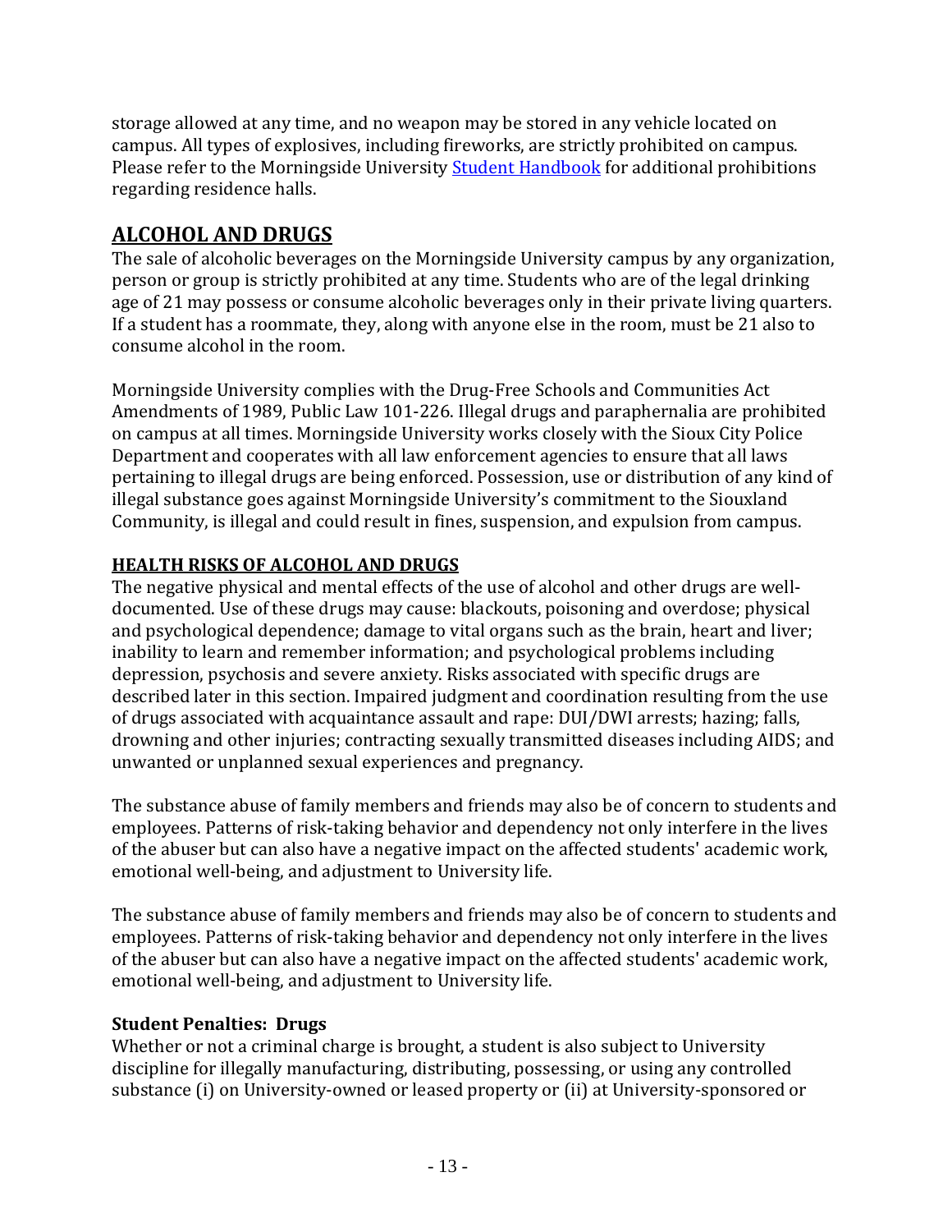storage allowed at any time, and no weapon may be stored in any vehicle located on campus. All types of explosives, including fireworks, are strictly prohibited on campus. Please refer to the Morningside University [Student Handbook](#) for additional prohibitions regarding residence halls.

## ALCOHOL AND DRUGS

The sale of alcoholic beverages on the Morningside University campus by any organization, person or group is strictly prohibited at any time. Students who are of the legal drinking age of 21 may possess or consume alcoholic beverages only in their private living quarters. If a student has a roommate, they, along with anyone else in the room, must be 21 also to consume alcohol in the room.

Morningside University complies with the Drug-Free Schools and Communities Act Amendments of 1989, Public Law 101-226. Illegal drugs and paraphernalia are prohibited on campus at all times. Morningside University works closely with the Sioux City Police Department and cooperates with all law enforcement agencies to ensure that all laws pertaining to illegal drugs are being enforced. Possession, use or distribution of any kind of illegal substance goes against Morningside University's commitment to the Siouxland Community, is illegal and could result in fines, suspension, and expulsion from campus.

### HEALTH RISKS OF ALCOHOL AND DRUGS

The negative physical and mental effects of the use of alcohol and other drugs are well-documented. Use of these drugs may cause: blackouts, poisoning and overdose; physical and psychological dependence; damage to vital organs such as the brain, heart and liver; inability to learn and remember information; and psychological problems including depression, psychosis and severe anxiety. Risks associated with specific drugs are described later in this section. Impaired judgment and coordination resulting from the use of drugs associated with acquaintance assault and rape: DUI/DWI arrests; hazing; falls, drowning and other injuries; contracting sexually transmitted diseases including AIDS; and unwanted or unplanned sexual experiences and pregnancy.

The substance abuse of family members and friends may also be of concern to students and employees. Patterns of risk-taking behavior and dependency not only interfere in the lives of the abuser but can also have a negative impact on the affected students' academic work, emotional well-being, and adjustment to University life.

The substance abuse of family members and friends may also be of concern to students and employees. Patterns of risk-taking behavior and dependency not only interfere in the lives of the abuser but can also have a negative impact on the affected students' academic work, emotional well-being, and adjustment to University life.

**Student Penalties: Drugs**

Whether or not a criminal charge is brought, a student is also subject to University discipline for illegally manufacturing, distributing, possessing, or using any controlled substance (i) on University-owned or leased property or (ii) at University-sponsored or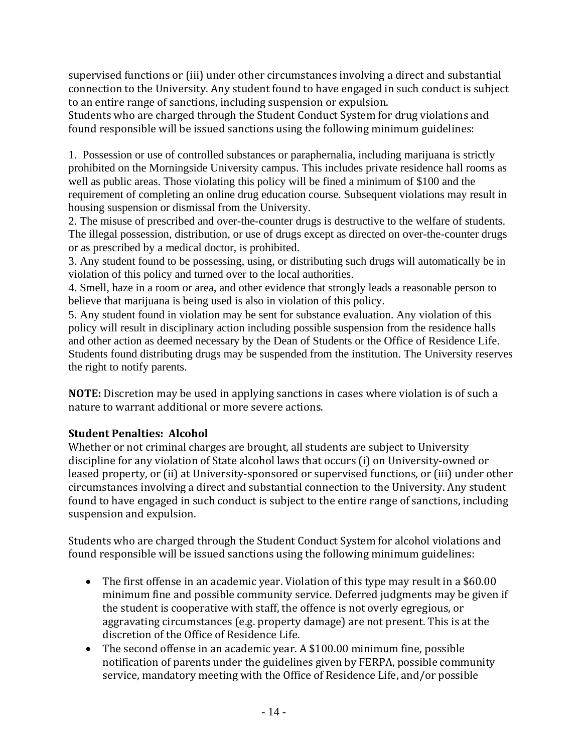supervised functions or (iii) under other circumstances involving a direct and substantial connection to the University. Any student found to have engaged in such conduct is subject to an entire range of sanctions, including suspension or expulsion.
Students who are charged through the Student Conduct System for drug violations and found responsible will be issued sanctions using the following minimum guidelines:

1. Possession or use of controlled substances or paraphernalia, including marijuana is strictly prohibited on the Morningside University campus. This includes private residence hall rooms as well as public areas. Those violating this policy will be fined a minimum of $100 and the requirement of completing an online drug education course. Subsequent violations may result in housing suspension or dismissal from the University.
2. The misuse of prescribed and over-the-counter drugs is destructive to the welfare of students. The illegal possession, distribution, or use of drugs except as directed on over-the-counter drugs or as prescribed by a medical doctor, is prohibited.
3. Any student found to be possessing, using, or distributing such drugs will automatically be in violation of this policy and turned over to the local authorities.
4. Smell, haze in a room or area, and other evidence that strongly leads a reasonable person to believe that marijuana is being used is also in violation of this policy.
5. Any student found in violation may be sent for substance evaluation. Any violation of this policy will result in disciplinary action including possible suspension from the residence halls and other action as deemed necessary by the Dean of Students or the Office of Residence Life. Students found distributing drugs may be suspended from the institution. The University reserves the right to notify parents.

**NOTE:** Discretion may be used in applying sanctions in cases where violation is of such a nature to warrant additional or more severe actions.

### Student Penalties: Alcohol

Whether or not criminal charges are brought, all students are subject to University discipline for any violation of State alcohol laws that occurs (i) on University-owned or leased property, or (ii) at University-sponsored or supervised functions, or (iii) under other circumstances involving a direct and substantial connection to the University. Any student found to have engaged in such conduct is subject to the entire range of sanctions, including suspension and expulsion.

Students who are charged through the Student Conduct System for alcohol violations and found responsible will be issued sanctions using the following minimum guidelines:

- The first offense in an academic year. Violation of this type may result in a $60.00 minimum fine and possible community service. Deferred judgments may be given if the student is cooperative with staff, the offence is not overly egregious, or aggravating circumstances (e.g. property damage) are not present. This is at the discretion of the Office of Residence Life.
- The second offense in an academic year. A $100.00 minimum fine, possible notification of parents under the guidelines given by FERPA, possible community service, mandatory meeting with the Office of Residence Life, and/or possible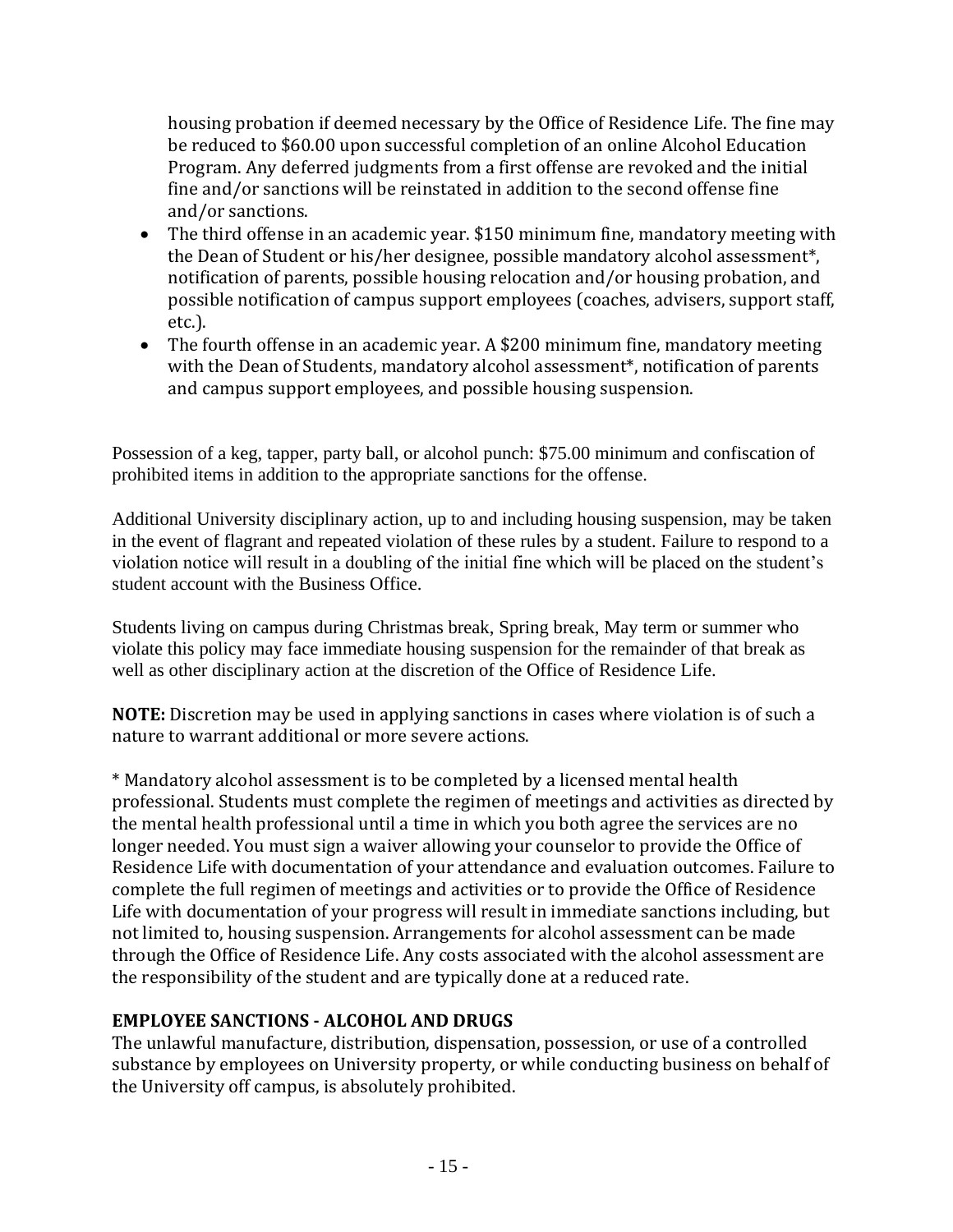housing probation if deemed necessary by the Office of Residence Life. The fine may be reduced to $60.00 upon successful completion of an online Alcohol Education Program. Any deferred judgments from a first offense are revoked and the initial fine and/or sanctions will be reinstated in addition to the second offense fine and/or sanctions.

- The third offense in an academic year. $150 minimum fine, mandatory meeting with the Dean of Student or his/her designee, possible mandatory alcohol assessment*, notification of parents, possible housing relocation and/or housing probation, and possible notification of campus support employees (coaches, advisers, support staff, etc.).
- The fourth offense in an academic year. A $200 minimum fine, mandatory meeting with the Dean of Students, mandatory alcohol assessment*, notification of parents and campus support employees, and possible housing suspension.

Possession of a keg, tapper, party ball, or alcohol punch: $75.00 minimum and confiscation of prohibited items in addition to the appropriate sanctions for the offense.

Additional University disciplinary action, up to and including housing suspension, may be taken in the event of flagrant and repeated violation of these rules by a student. Failure to respond to a violation notice will result in a doubling of the initial fine which will be placed on the student's student account with the Business Office.

Students living on campus during Christmas break, Spring break, May term or summer who violate this policy may face immediate housing suspension for the remainder of that break as well as other disciplinary action at the discretion of the Office of Residence Life.

**NOTE:** Discretion may be used in applying sanctions in cases where violation is of such a nature to warrant additional or more severe actions.

* Mandatory alcohol assessment is to be completed by a licensed mental health professional. Students must complete the regimen of meetings and activities as directed by the mental health professional until a time in which you both agree the services are no longer needed. You must sign a waiver allowing your counselor to provide the Office of Residence Life with documentation of your attendance and evaluation outcomes. Failure to complete the full regimen of meetings and activities or to provide the Office of Residence Life with documentation of your progress will result in immediate sanctions including, but not limited to, housing suspension. Arrangements for alcohol assessment can be made through the Office of Residence Life. Any costs associated with the alcohol assessment are the responsibility of the student and are typically done at a reduced rate.

## EMPLOYEE SANCTIONS - ALCOHOL AND DRUGS

The unlawful manufacture, distribution, dispensation, possession, or use of a controlled substance by employees on University property, or while conducting business on behalf of the University off campus, is absolutely prohibited.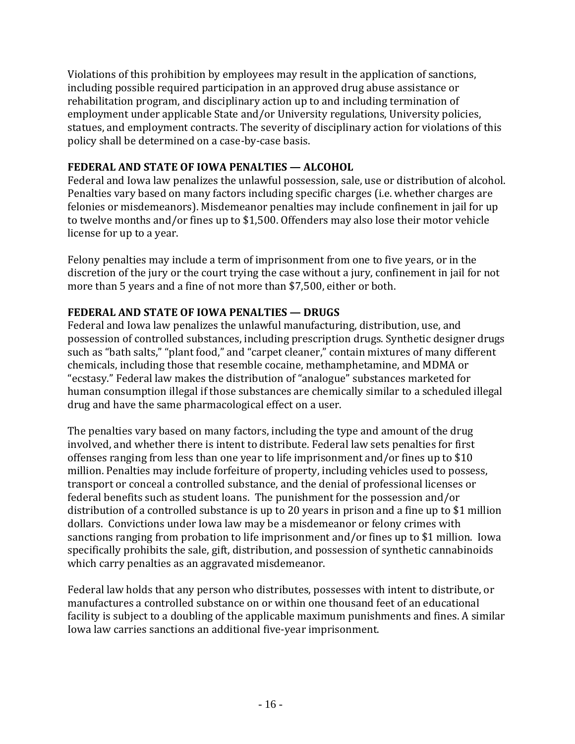Violations of this prohibition by employees may result in the application of sanctions, including possible required participation in an approved drug abuse assistance or rehabilitation program, and disciplinary action up to and including termination of employment under applicable State and/or University regulations, University policies, statues, and employment contracts. The severity of disciplinary action for violations of this policy shall be determined on a case-by-case basis.

**FEDERAL AND STATE OF IOWA PENALTIES — ALCOHOL**

Federal and Iowa law penalizes the unlawful possession, sale, use or distribution of alcohol. Penalties vary based on many factors including specific charges (i.e. whether charges are felonies or misdemeanors). Misdemeanor penalties may include confinement in jail for up to twelve months and/or fines up to $1,500. Offenders may also lose their motor vehicle license for up to a year.

Felony penalties may include a term of imprisonment from one to five years, or in the discretion of the jury or the court trying the case without a jury, confinement in jail for not more than 5 years and a fine of not more than $7,500, either or both.

**FEDERAL AND STATE OF IOWA PENALTIES — DRUGS**

Federal and Iowa law penalizes the unlawful manufacturing, distribution, use, and possession of controlled substances, including prescription drugs. Synthetic designer drugs such as "bath salts," "plant food," and "carpet cleaner," contain mixtures of many different chemicals, including those that resemble cocaine, methamphetamine, and MDMA or "ecstasy." Federal law makes the distribution of "analogue" substances marketed for human consumption illegal if those substances are chemically similar to a scheduled illegal drug and have the same pharmacological effect on a user.

The penalties vary based on many factors, including the type and amount of the drug involved, and whether there is intent to distribute. Federal law sets penalties for first offenses ranging from less than one year to life imprisonment and/or fines up to $10 million. Penalties may include forfeiture of property, including vehicles used to possess, transport or conceal a controlled substance, and the denial of professional licenses or federal benefits such as student loans. The punishment for the possession and/or distribution of a controlled substance is up to 20 years in prison and a fine up to $1 million dollars. Convictions under Iowa law may be a misdemeanor or felony crimes with sanctions ranging from probation to life imprisonment and/or fines up to $1 million. Iowa specifically prohibits the sale, gift, distribution, and possession of synthetic cannabinoids which carry penalties as an aggravated misdemeanor.

Federal law holds that any person who distributes, possesses with intent to distribute, or manufactures a controlled substance on or within one thousand feet of an educational facility is subject to a doubling of the applicable maximum punishments and fines. A similar Iowa law carries sanctions an additional five-year imprisonment.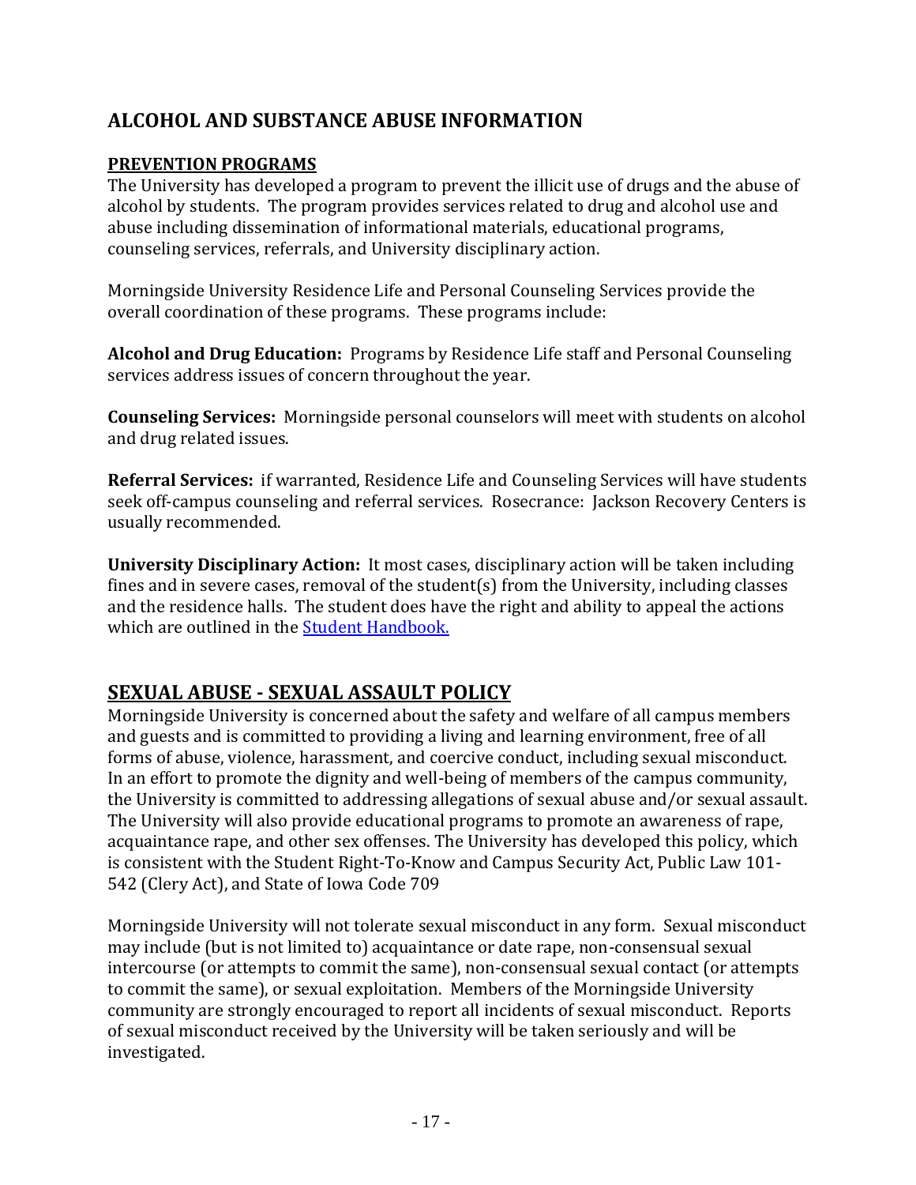## ALCOHOL AND SUBSTANCE ABUSE INFORMATION

**PREVENTION PROGRAMS**

The University has developed a program to prevent the illicit use of drugs and the abuse of alcohol by students. The program provides services related to drug and alcohol use and abuse including dissemination of informational materials, educational programs, counseling services, referrals, and University disciplinary action.

Morningside University Residence Life and Personal Counseling Services provide the overall coordination of these programs. These programs include:

**Alcohol and Drug Education:** Programs by Residence Life staff and Personal Counseling services address issues of concern throughout the year.

**Counseling Services:** Morningside personal counselors will meet with students on alcohol and drug related issues.

**Referral Services:** if warranted, Residence Life and Counseling Services will have students seek off-campus counseling and referral services. Rosecrance: Jackson Recovery Centers is usually recommended.

**University Disciplinary Action:** It most cases, disciplinary action will be taken including fines and in severe cases, removal of the student(s) from the University, including classes and the residence halls. The student does have the right and ability to appeal the actions which are outlined in the Student Handbook.

## SEXUAL ABUSE - SEXUAL ASSAULT POLICY

Morningside University is concerned about the safety and welfare of all campus members and guests and is committed to providing a living and learning environment, free of all forms of abuse, violence, harassment, and coercive conduct, including sexual misconduct. In an effort to promote the dignity and well-being of members of the campus community, the University is committed to addressing allegations of sexual abuse and/or sexual assault. The University will also provide educational programs to promote an awareness of rape, acquaintance rape, and other sex offenses. The University has developed this policy, which is consistent with the Student Right-To-Know and Campus Security Act, Public Law 101-542 (Clery Act), and State of Iowa Code 709

Morningside University will not tolerate sexual misconduct in any form. Sexual misconduct may include (but is not limited to) acquaintance or date rape, non-consensual sexual intercourse (or attempts to commit the same), non-consensual sexual contact (or attempts to commit the same), or sexual exploitation. Members of the Morningside University community are strongly encouraged to report all incidents of sexual misconduct. Reports of sexual misconduct received by the University will be taken seriously and will be investigated.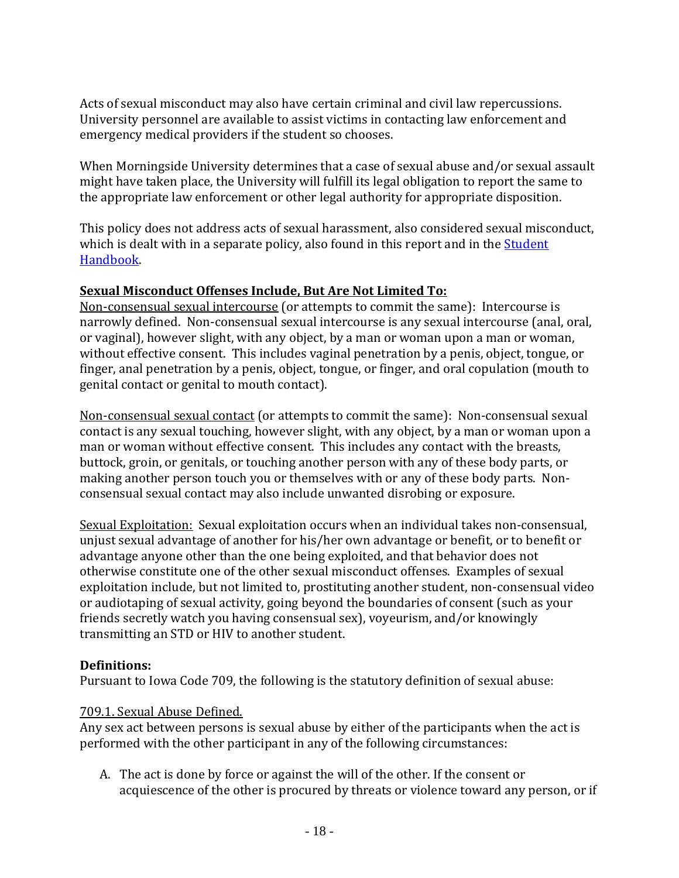Acts of sexual misconduct may also have certain criminal and civil law repercussions. University personnel are available to assist victims in contacting law enforcement and emergency medical providers if the student so chooses.

When Morningside University determines that a case of sexual abuse and/or sexual assault might have taken place, the University will fulfill its legal obligation to report the same to the appropriate law enforcement or other legal authority for appropriate disposition.

This policy does not address acts of sexual harassment, also considered sexual misconduct, which is dealt with in a separate policy, also found in this report and in the Student Handbook.

**Sexual Misconduct Offenses Include, But Are Not Limited To:**

Non-consensual sexual intercourse (or attempts to commit the same): Intercourse is narrowly defined. Non-consensual sexual intercourse is any sexual intercourse (anal, oral, or vaginal), however slight, with any object, by a man or woman upon a man or woman, without effective consent. This includes vaginal penetration by a penis, object, tongue, or finger, anal penetration by a penis, object, tongue, or finger, and oral copulation (mouth to genital contact or genital to mouth contact).

Non-consensual sexual contact (or attempts to commit the same): Non-consensual sexual contact is any sexual touching, however slight, with any object, by a man or woman upon a man or woman without effective consent. This includes any contact with the breasts, buttock, groin, or genitals, or touching another person with any of these body parts, or making another person touch you or themselves with or any of these body parts. Non-consensual sexual contact may also include unwanted disrobing or exposure.

Sexual Exploitation: Sexual exploitation occurs when an individual takes non-consensual, unjust sexual advantage of another for his/her own advantage or benefit, or to benefit or advantage anyone other than the one being exploited, and that behavior does not otherwise constitute one of the other sexual misconduct offenses. Examples of sexual exploitation include, but not limited to, prostituting another student, non-consensual video or audiotaping of sexual activity, going beyond the boundaries of consent (such as your friends secretly watch you having consensual sex), voyeurism, and/or knowingly transmitting an STD or HIV to another student.

**Definitions:**

Pursuant to Iowa Code 709, the following is the statutory definition of sexual abuse:

709.1. Sexual Abuse Defined.

Any sex act between persons is sexual abuse by either of the participants when the act is performed with the other participant in any of the following circumstances:

A. The act is done by force or against the will of the other. If the consent or acquiescence of the other is procured by threats or violence toward any person, or if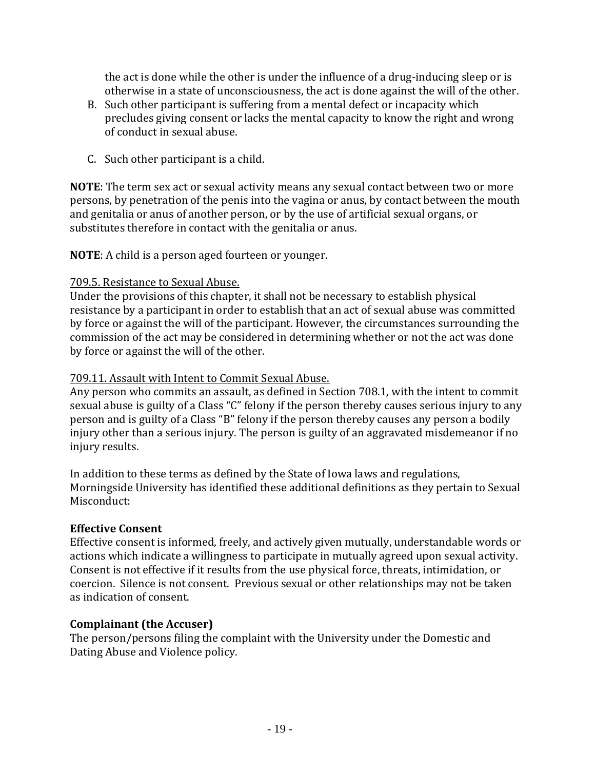the act is done while the other is under the influence of a drug-inducing sleep or is otherwise in a state of unconsciousness, the act is done against the will of the other.

B. Such other participant is suffering from a mental defect or incapacity which precludes giving consent or lacks the mental capacity to know the right and wrong of conduct in sexual abuse.

C. Such other participant is a child.

**NOTE**: The term sex act or sexual activity means any sexual contact between two or more persons, by penetration of the penis into the vagina or anus, by contact between the mouth and genitalia or anus of another person, or by the use of artificial sexual organs, or substitutes therefore in contact with the genitalia or anus.

**NOTE**: A child is a person aged fourteen or younger.

<u>709.5. Resistance to Sexual Abuse.</u>
Under the provisions of this chapter, it shall not be necessary to establish physical resistance by a participant in order to establish that an act of sexual abuse was committed by force or against the will of the participant. However, the circumstances surrounding the commission of the act may be considered in determining whether or not the act was done by force or against the will of the other.

<u>709.11. Assault with Intent to Commit Sexual Abuse.</u>
Any person who commits an assault, as defined in Section 708.1, with the intent to commit sexual abuse is guilty of a Class "C" felony if the person thereby causes serious injury to any person and is guilty of a Class "B" felony if the person thereby causes any person a bodily injury other than a serious injury. The person is guilty of an aggravated misdemeanor if no injury results.

In addition to these terms as defined by the State of Iowa laws and regulations, Morningside University has identified these additional definitions as they pertain to Sexual Misconduct:

**Effective Consent**
Effective consent is informed, freely, and actively given mutually, understandable words or actions which indicate a willingness to participate in mutually agreed upon sexual activity. Consent is not effective if it results from the use physical force, threats, intimidation, or coercion. Silence is not consent. Previous sexual or other relationships may not be taken as indication of consent.

**Complainant (the Accuser)**
The person/persons filing the complaint with the University under the Domestic and Dating Abuse and Violence policy.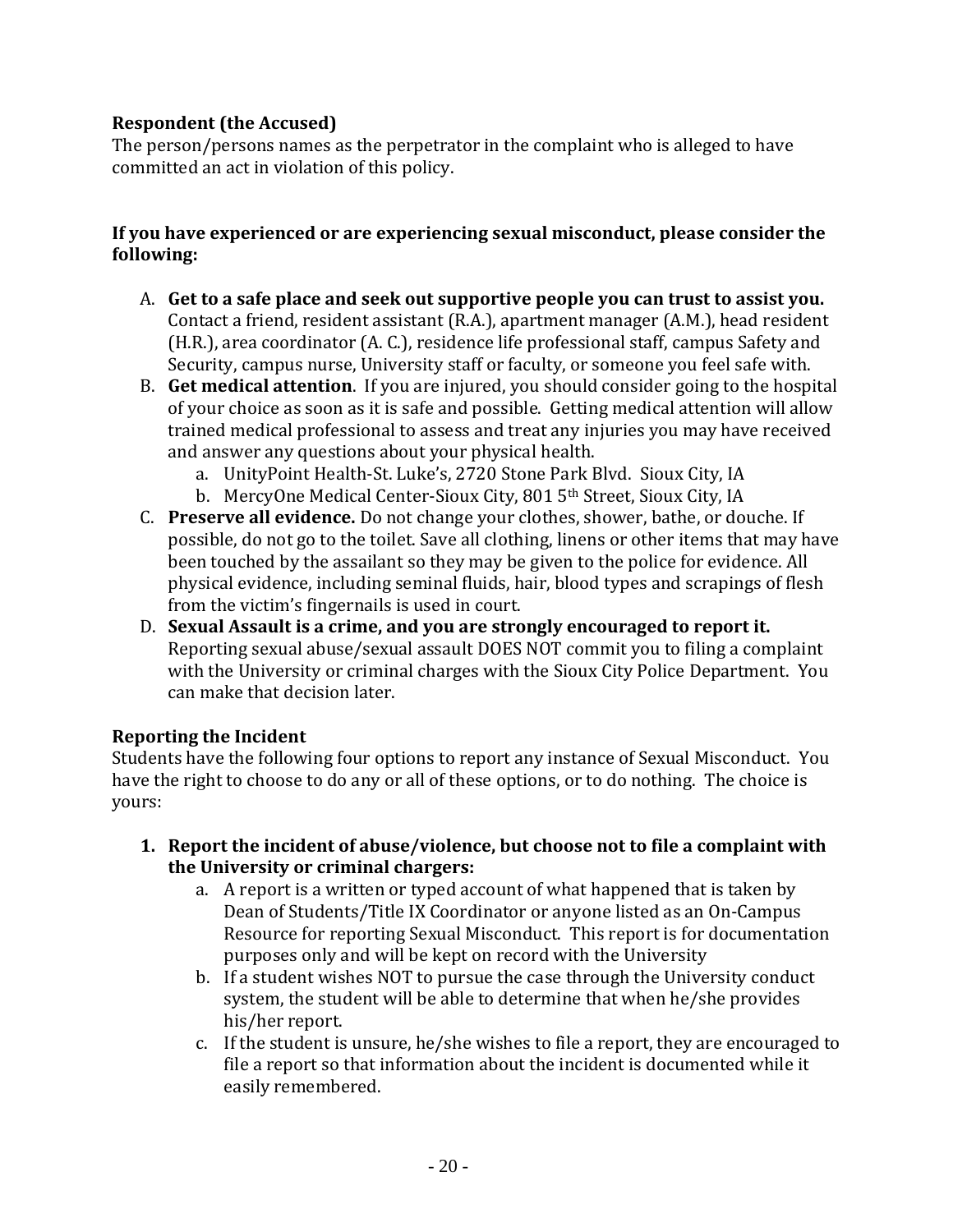**Respondent (the Accused)**
The person/persons names as the perpetrator in the complaint who is alleged to have committed an act in violation of this policy.

**If you have experienced or are experiencing sexual misconduct, please consider the following:**

A. **Get to a safe place and seek out supportive people you can trust to assist you.** Contact a friend, resident assistant (R.A.), apartment manager (A.M.), head resident (H.R.), area coordinator (A. C.), residence life professional staff, campus Safety and Security, campus nurse, University staff or faculty, or someone you feel safe with.
B. **Get medical attention**. If you are injured, you should consider going to the hospital of your choice as soon as it is safe and possible. Getting medical attention will allow trained medical professional to assess and treat any injuries you may have received and answer any questions about your physical health.
   a. UnityPoint Health-St. Luke's, 2720 Stone Park Blvd. Sioux City, IA
   b. MercyOne Medical Center-Sioux City, 801 5th Street, Sioux City, IA
C. **Preserve all evidence.** Do not change your clothes, shower, bathe, or douche. If possible, do not go to the toilet. Save all clothing, linens or other items that may have been touched by the assailant so they may be given to the police for evidence. All physical evidence, including seminal fluids, hair, blood types and scrapings of flesh from the victim's fingernails is used in court.
D. **Sexual Assault is a crime, and you are strongly encouraged to report it.** Reporting sexual abuse/sexual assault DOES NOT commit you to filing a complaint with the University or criminal charges with the Sioux City Police Department. You can make that decision later.

**Reporting the Incident**
Students have the following four options to report any instance of Sexual Misconduct. You have the right to choose to do any or all of these options, or to do nothing. The choice is yours:

1. **Report the incident of abuse/violence, but choose not to file a complaint with the University or criminal chargers:**
   a. A report is a written or typed account of what happened that is taken by Dean of Students/Title IX Coordinator or anyone listed as an On-Campus Resource for reporting Sexual Misconduct. This report is for documentation purposes only and will be kept on record with the University
   b. If a student wishes NOT to pursue the case through the University conduct system, the student will be able to determine that when he/she provides his/her report.
   c. If the student is unsure, he/she wishes to file a report, they are encouraged to file a report so that information about the incident is documented while it easily remembered.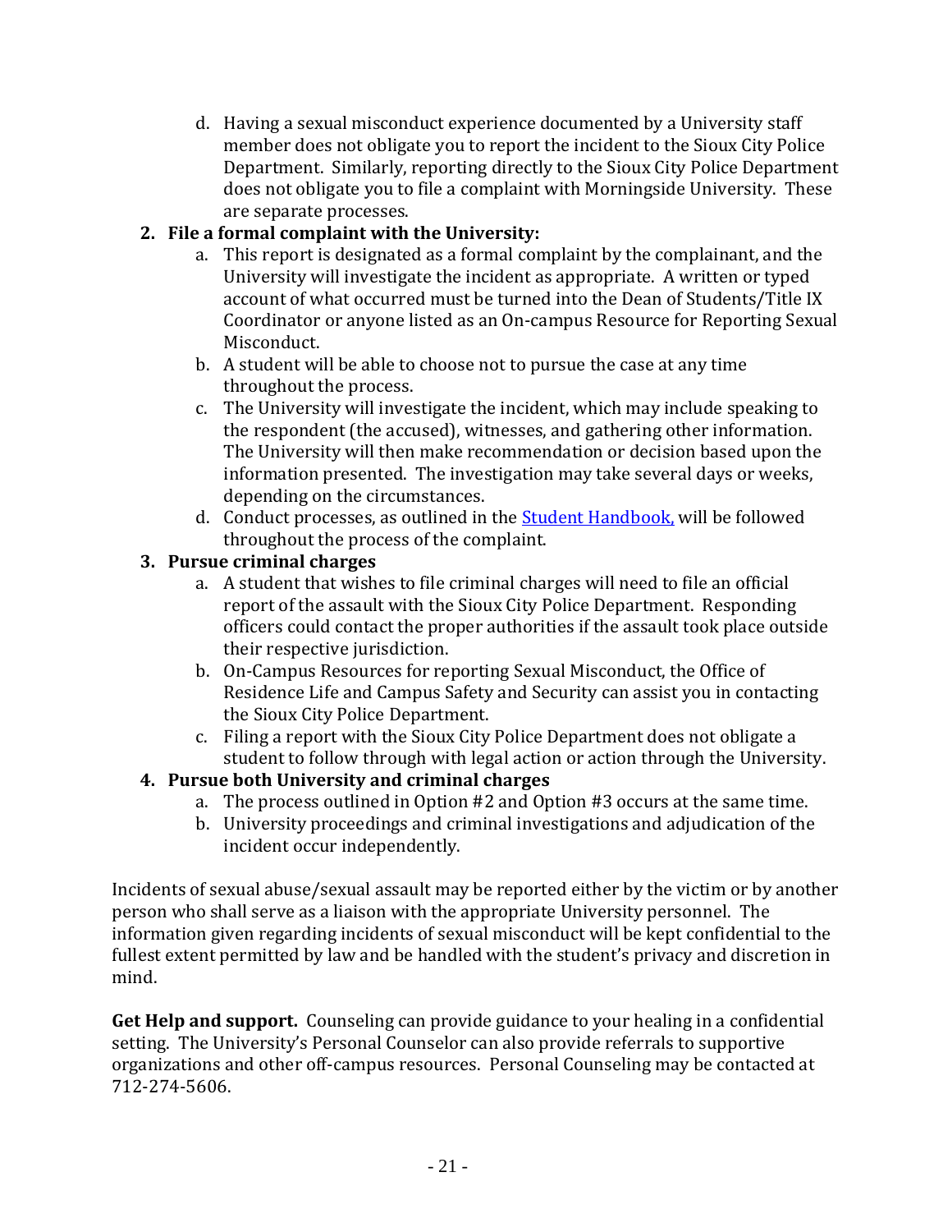d. Having a sexual misconduct experience documented by a University staff member does not obligate you to report the incident to the Sioux City Police Department. Similarly, reporting directly to the Sioux City Police Department does not obligate you to file a complaint with Morningside University. These are separate processes.

2. **File a formal complaint with the University:**
   a. This report is designated as a formal complaint by the complainant, and the University will investigate the incident as appropriate. A written or typed account of what occurred must be turned into the Dean of Students/Title IX Coordinator or anyone listed as an On-campus Resource for Reporting Sexual Misconduct.
   b. A student will be able to choose not to pursue the case at any time throughout the process.
   c. The University will investigate the incident, which may include speaking to the respondent (the accused), witnesses, and gathering other information. The University will then make recommendation or decision based upon the information presented. The investigation may take several days or weeks, depending on the circumstances.
   d. Conduct processes, as outlined in the [Student Handbook,](#) will be followed throughout the process of the complaint.

3. **Pursue criminal charges**
   a. A student that wishes to file criminal charges will need to file an official report of the assault with the Sioux City Police Department. Responding officers could contact the proper authorities if the assault took place outside their respective jurisdiction.
   b. On-Campus Resources for reporting Sexual Misconduct, the Office of Residence Life and Campus Safety and Security can assist you in contacting the Sioux City Police Department.
   c. Filing a report with the Sioux City Police Department does not obligate a student to follow through with legal action or action through the University.

4. **Pursue both University and criminal charges**
   a. The process outlined in Option #2 and Option #3 occurs at the same time.
   b. University proceedings and criminal investigations and adjudication of the incident occur independently.

Incidents of sexual abuse/sexual assault may be reported either by the victim or by another person who shall serve as a liaison with the appropriate University personnel. The information given regarding incidents of sexual misconduct will be kept confidential to the fullest extent permitted by law and be handled with the student's privacy and discretion in mind.

**Get Help and support.** Counseling can provide guidance to your healing in a confidential setting. The University's Personal Counselor can also provide referrals to supportive organizations and other off-campus resources. Personal Counseling may be contacted at 712-274-5606.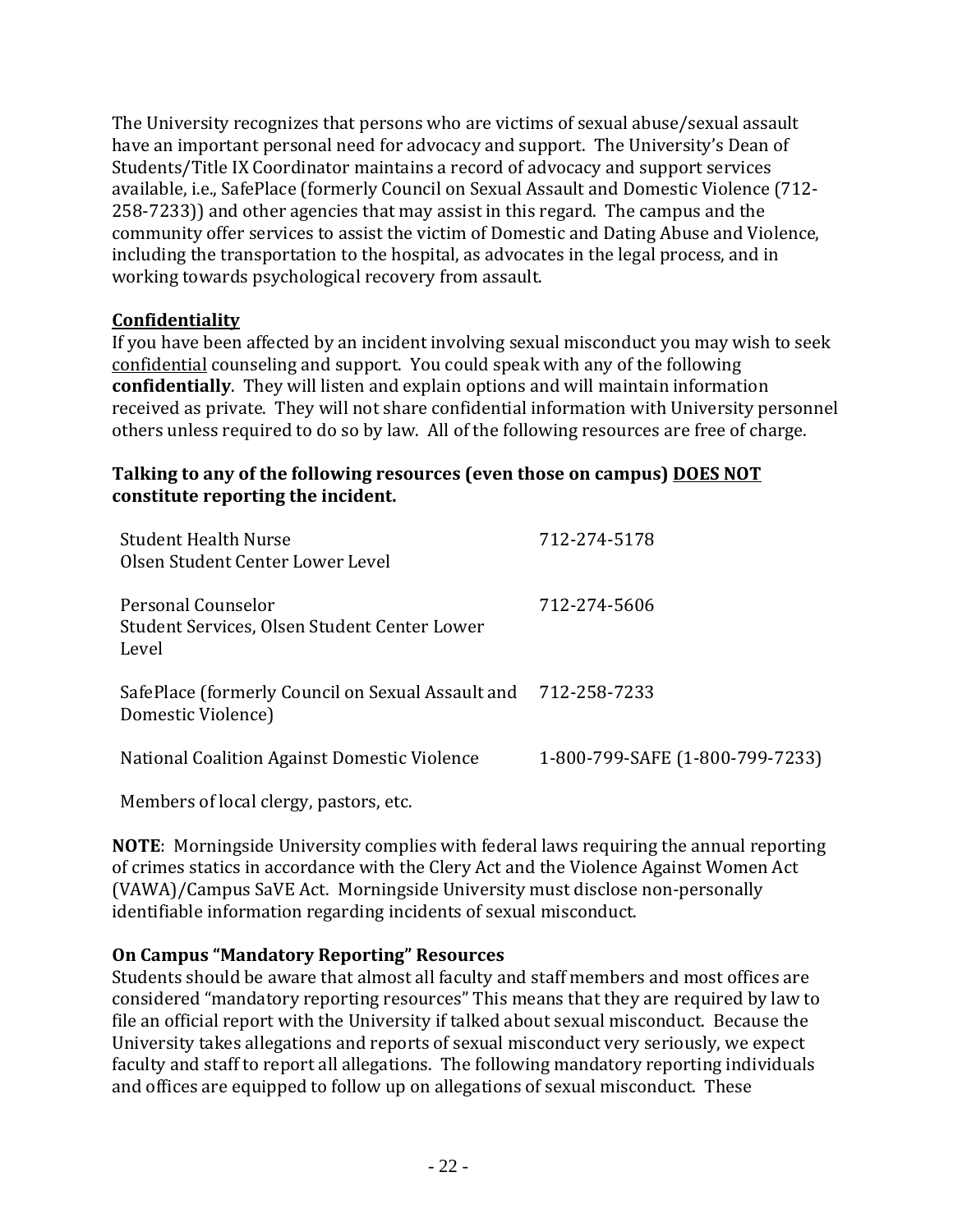The University recognizes that persons who are victims of sexual abuse/sexual assault have an important personal need for advocacy and support. The University's Dean of Students/Title IX Coordinator maintains a record of advocacy and support services available, i.e., SafePlace (formerly Council on Sexual Assault and Domestic Violence (712-258-7233)) and other agencies that may assist in this regard. The campus and the community offer services to assist the victim of Domestic and Dating Abuse and Violence, including the transportation to the hospital, as advocates in the legal process, and in working towards psychological recovery from assault.

**Confidentiality**

If you have been affected by an incident involving sexual misconduct you may wish to seek confidential counseling and support. You could speak with any of the following **confidentially**. They will listen and explain options and will maintain information received as private. They will not share confidential information with University personnel others unless required to do so by law. All of the following resources are free of charge.

**Talking to any of the following resources (even those on campus) DOES NOT constitute reporting the incident.**

| | |
|---|---|
| Student Health Nurse<br>Olsen Student Center Lower Level | 712-274-5178 |
| Personal Counselor<br>Student Services, Olsen Student Center Lower Level | 712-274-5606 |
| SafePlace (formerly Council on Sexual Assault and Domestic Violence) | 712-258-7233 |
| National Coalition Against Domestic Violence | 1-800-799-SAFE (1-800-799-7233) |
| Members of local clergy, pastors, etc. | |

**NOTE**: Morningside University complies with federal laws requiring the annual reporting of crimes statics in accordance with the Clery Act and the Violence Against Women Act (VAWA)/Campus SaVE Act. Morningside University must disclose non-personally identifiable information regarding incidents of sexual misconduct.

**On Campus "Mandatory Reporting" Resources**

Students should be aware that almost all faculty and staff members and most offices are considered "mandatory reporting resources" This means that they are required by law to file an official report with the University if talked about sexual misconduct. Because the University takes allegations and reports of sexual misconduct very seriously, we expect faculty and staff to report all allegations. The following mandatory reporting individuals and offices are equipped to follow up on allegations of sexual misconduct. These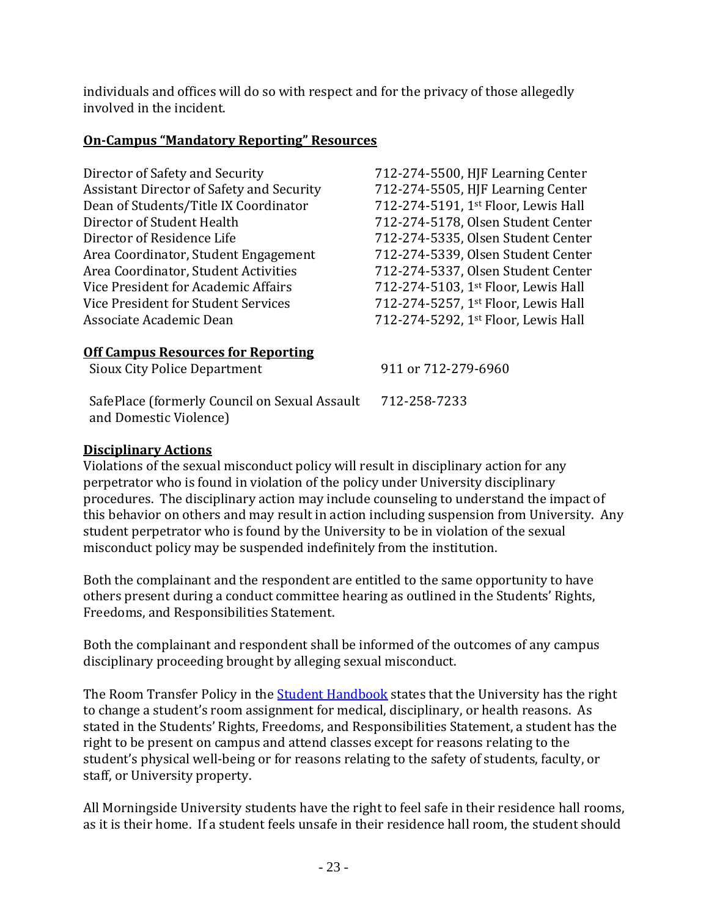individuals and offices will do so with respect and for the privacy of those allegedly involved in the incident.

**On-Campus "Mandatory Reporting" Resources**

| | |
|---|---|
| Director of Safety and Security | 712-274-5500, HJF Learning Center |
| Assistant Director of Safety and Security | 712-274-5505, HJF Learning Center |
| Dean of Students/Title IX Coordinator | 712-274-5191, 1st Floor, Lewis Hall |
| Director of Student Health | 712-274-5178, Olsen Student Center |
| Director of Residence Life | 712-274-5335, Olsen Student Center |
| Area Coordinator, Student Engagement | 712-274-5339, Olsen Student Center |
| Area Coordinator, Student Activities | 712-274-5337, Olsen Student Center |
| Vice President for Academic Affairs | 712-274-5103, 1st Floor, Lewis Hall |
| Vice President for Student Services | 712-274-5257, 1st Floor, Lewis Hall |
| Associate Academic Dean | 712-274-5292, 1st Floor, Lewis Hall |

**Off Campus Resources for Reporting**

| | |
|---|---|
| Sioux City Police Department | 911 or 712-279-6960 |
| SafePlace (formerly Council on Sexual Assault and Domestic Violence) | 712-258-7233 |

**Disciplinary Actions**

Violations of the sexual misconduct policy will result in disciplinary action for any perpetrator who is found in violation of the policy under University disciplinary procedures. The disciplinary action may include counseling to understand the impact of this behavior on others and may result in action including suspension from University. Any student perpetrator who is found by the University to be in violation of the sexual misconduct policy may be suspended indefinitely from the institution.

Both the complainant and the respondent are entitled to the same opportunity to have others present during a conduct committee hearing as outlined in the Students' Rights, Freedoms, and Responsibilities Statement.

Both the complainant and respondent shall be informed of the outcomes of any campus disciplinary proceeding brought by alleging sexual misconduct.

The Room Transfer Policy in the Student Handbook states that the University has the right to change a student's room assignment for medical, disciplinary, or health reasons. As stated in the Students' Rights, Freedoms, and Responsibilities Statement, a student has the right to be present on campus and attend classes except for reasons relating to the student's physical well-being or for reasons relating to the safety of students, faculty, or staff, or University property.

All Morningside University students have the right to feel safe in their residence hall rooms, as it is their home. If a student feels unsafe in their residence hall room, the student should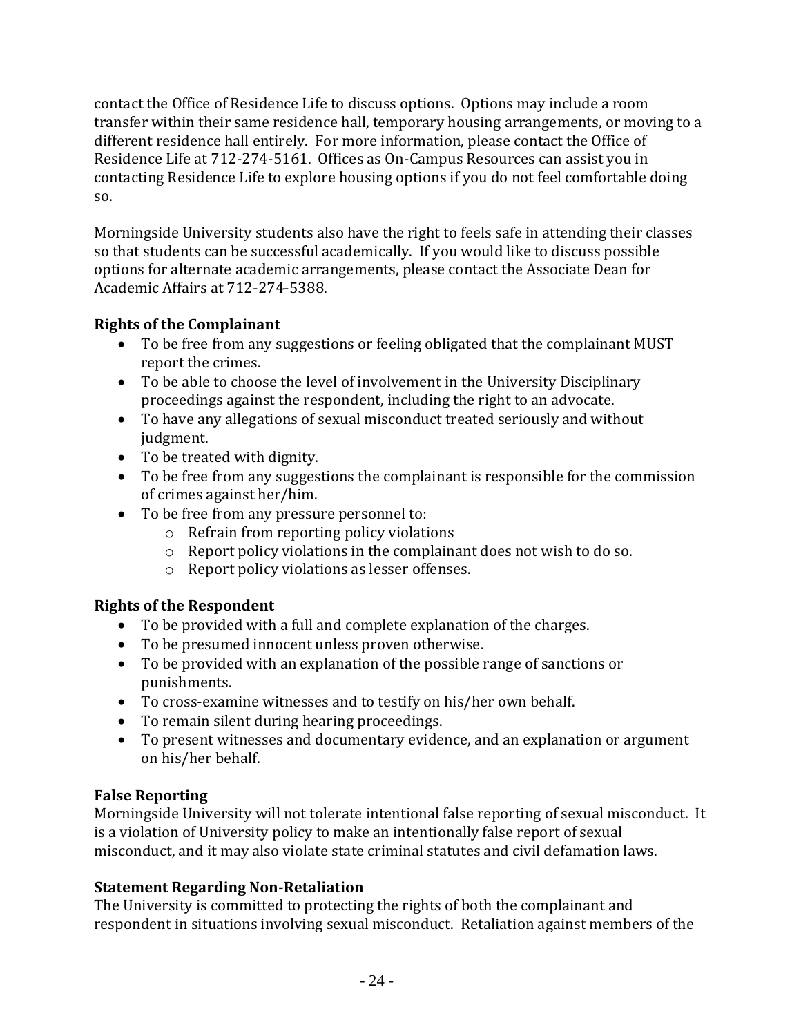contact the Office of Residence Life to discuss options. Options may include a room transfer within their same residence hall, temporary housing arrangements, or moving to a different residence hall entirely. For more information, please contact the Office of Residence Life at 712-274-5161. Offices as On-Campus Resources can assist you in contacting Residence Life to explore housing options if you do not feel comfortable doing so.

Morningside University students also have the right to feels safe in attending their classes so that students can be successful academically. If you would like to discuss possible options for alternate academic arrangements, please contact the Associate Dean for Academic Affairs at 712-274-5388.

**Rights of the Complainant**

- To be free from any suggestions or feeling obligated that the complainant MUST report the crimes.
- To be able to choose the level of involvement in the University Disciplinary proceedings against the respondent, including the right to an advocate.
- To have any allegations of sexual misconduct treated seriously and without judgment.
- To be treated with dignity.
- To be free from any suggestions the complainant is responsible for the commission of crimes against her/him.
- To be free from any pressure personnel to:
  - Refrain from reporting policy violations
  - Report policy violations in the complainant does not wish to do so.
  - Report policy violations as lesser offenses.

**Rights of the Respondent**

- To be provided with a full and complete explanation of the charges.
- To be presumed innocent unless proven otherwise.
- To be provided with an explanation of the possible range of sanctions or punishments.
- To cross-examine witnesses and to testify on his/her own behalf.
- To remain silent during hearing proceedings.
- To present witnesses and documentary evidence, and an explanation or argument on his/her behalf.

**False Reporting**

Morningside University will not tolerate intentional false reporting of sexual misconduct. It is a violation of University policy to make an intentionally false report of sexual misconduct, and it may also violate state criminal statutes and civil defamation laws.

**Statement Regarding Non-Retaliation**

The University is committed to protecting the rights of both the complainant and respondent in situations involving sexual misconduct. Retaliation against members of the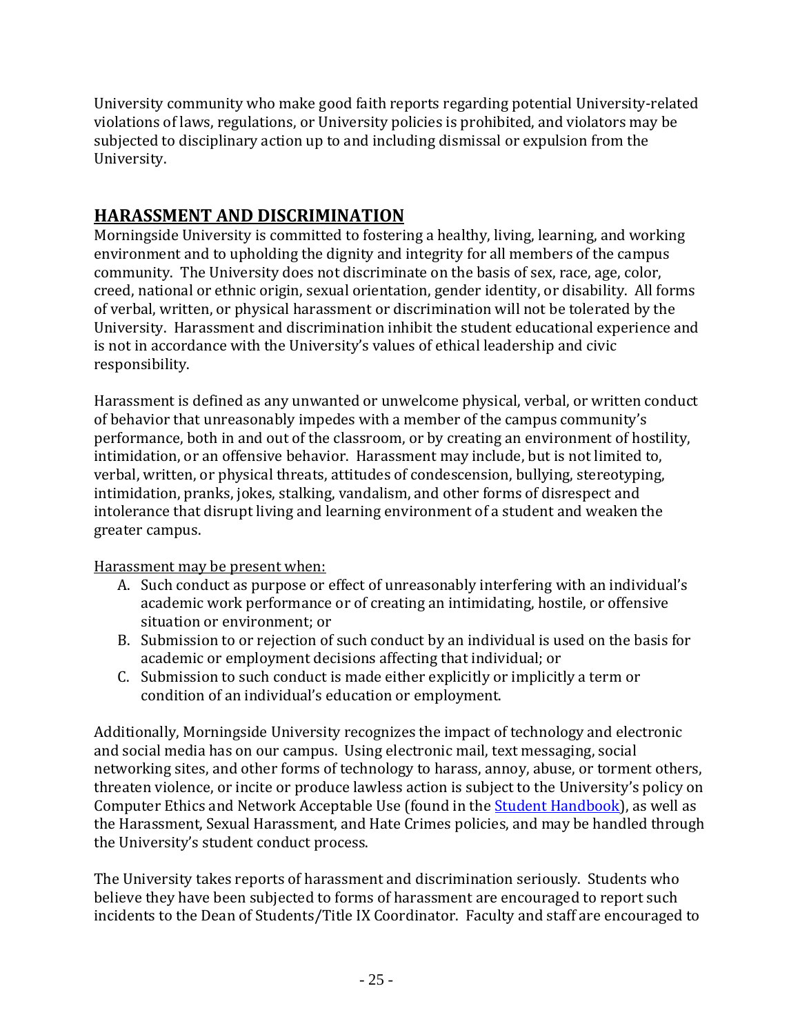University community who make good faith reports regarding potential University-related violations of laws, regulations, or University policies is prohibited, and violators may be subjected to disciplinary action up to and including dismissal or expulsion from the University.

## HARASSMENT AND DISCRIMINATION

Morningside University is committed to fostering a healthy, living, learning, and working environment and to upholding the dignity and integrity for all members of the campus community. The University does not discriminate on the basis of sex, race, age, color, creed, national or ethnic origin, sexual orientation, gender identity, or disability. All forms of verbal, written, or physical harassment or discrimination will not be tolerated by the University. Harassment and discrimination inhibit the student educational experience and is not in accordance with the University's values of ethical leadership and civic responsibility.

Harassment is defined as any unwanted or unwelcome physical, verbal, or written conduct of behavior that unreasonably impedes with a member of the campus community's performance, both in and out of the classroom, or by creating an environment of hostility, intimidation, or an offensive behavior. Harassment may include, but is not limited to, verbal, written, or physical threats, attitudes of condescension, bullying, stereotyping, intimidation, pranks, jokes, stalking, vandalism, and other forms of disrespect and intolerance that disrupt living and learning environment of a student and weaken the greater campus.

Harassment may be present when:

A. Such conduct as purpose or effect of unreasonably interfering with an individual's academic work performance or of creating an intimidating, hostile, or offensive situation or environment; or
B. Submission to or rejection of such conduct by an individual is used on the basis for academic or employment decisions affecting that individual; or
C. Submission to such conduct is made either explicitly or implicitly a term or condition of an individual's education or employment.

Additionally, Morningside University recognizes the impact of technology and electronic and social media has on our campus. Using electronic mail, text messaging, social networking sites, and other forms of technology to harass, annoy, abuse, or torment others, threaten violence, or incite or produce lawless action is subject to the University's policy on Computer Ethics and Network Acceptable Use (found in the Student Handbook), as well as the Harassment, Sexual Harassment, and Hate Crimes policies, and may be handled through the University's student conduct process.

The University takes reports of harassment and discrimination seriously. Students who believe they have been subjected to forms of harassment are encouraged to report such incidents to the Dean of Students/Title IX Coordinator. Faculty and staff are encouraged to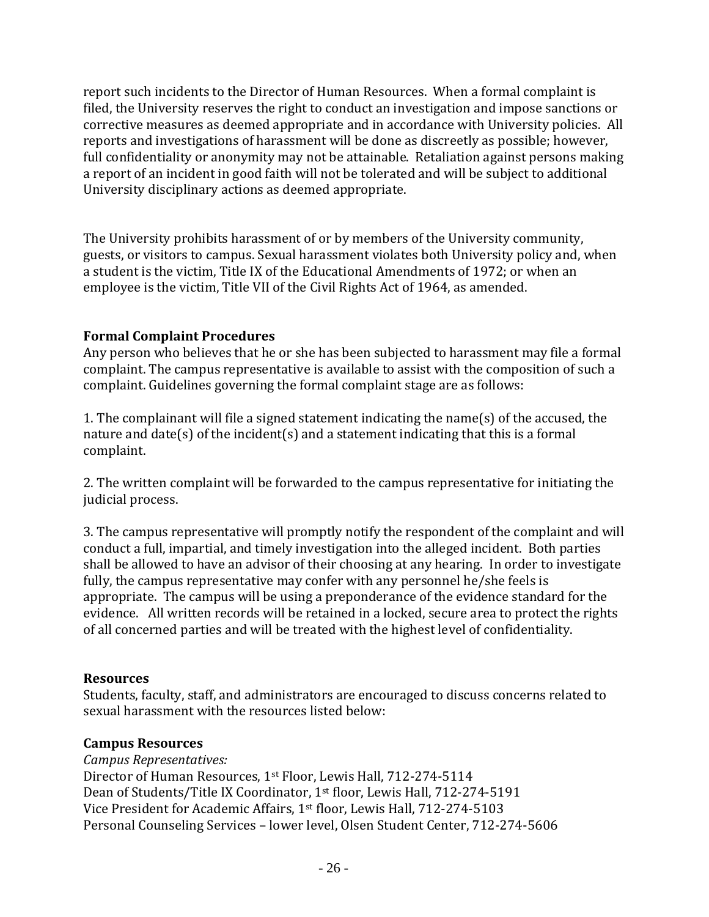report such incidents to the Director of Human Resources. When a formal complaint is filed, the University reserves the right to conduct an investigation and impose sanctions or corrective measures as deemed appropriate and in accordance with University policies. All reports and investigations of harassment will be done as discreetly as possible; however, full confidentiality or anonymity may not be attainable. Retaliation against persons making a report of an incident in good faith will not be tolerated and will be subject to additional University disciplinary actions as deemed appropriate.

The University prohibits harassment of or by members of the University community, guests, or visitors to campus. Sexual harassment violates both University policy and, when a student is the victim, Title IX of the Educational Amendments of 1972; or when an employee is the victim, Title VII of the Civil Rights Act of 1964, as amended.

**Formal Complaint Procedures**

Any person who believes that he or she has been subjected to harassment may file a formal complaint. The campus representative is available to assist with the composition of such a complaint. Guidelines governing the formal complaint stage are as follows:

1. The complainant will file a signed statement indicating the name(s) of the accused, the nature and date(s) of the incident(s) and a statement indicating that this is a formal complaint.

2. The written complaint will be forwarded to the campus representative for initiating the judicial process.

3. The campus representative will promptly notify the respondent of the complaint and will conduct a full, impartial, and timely investigation into the alleged incident. Both parties shall be allowed to have an advisor of their choosing at any hearing. In order to investigate fully, the campus representative may confer with any personnel he/she feels is appropriate. The campus will be using a preponderance of the evidence standard for the evidence. All written records will be retained in a locked, secure area to protect the rights of all concerned parties and will be treated with the highest level of confidentiality.

**Resources**

Students, faculty, staff, and administrators are encouraged to discuss concerns related to sexual harassment with the resources listed below:

**Campus Resources**

*Campus Representatives:*
Director of Human Resources, 1st Floor, Lewis Hall, 712-274-5114
Dean of Students/Title IX Coordinator, 1st floor, Lewis Hall, 712-274-5191
Vice President for Academic Affairs, 1st floor, Lewis Hall, 712-274-5103
Personal Counseling Services – lower level, Olsen Student Center, 712-274-5606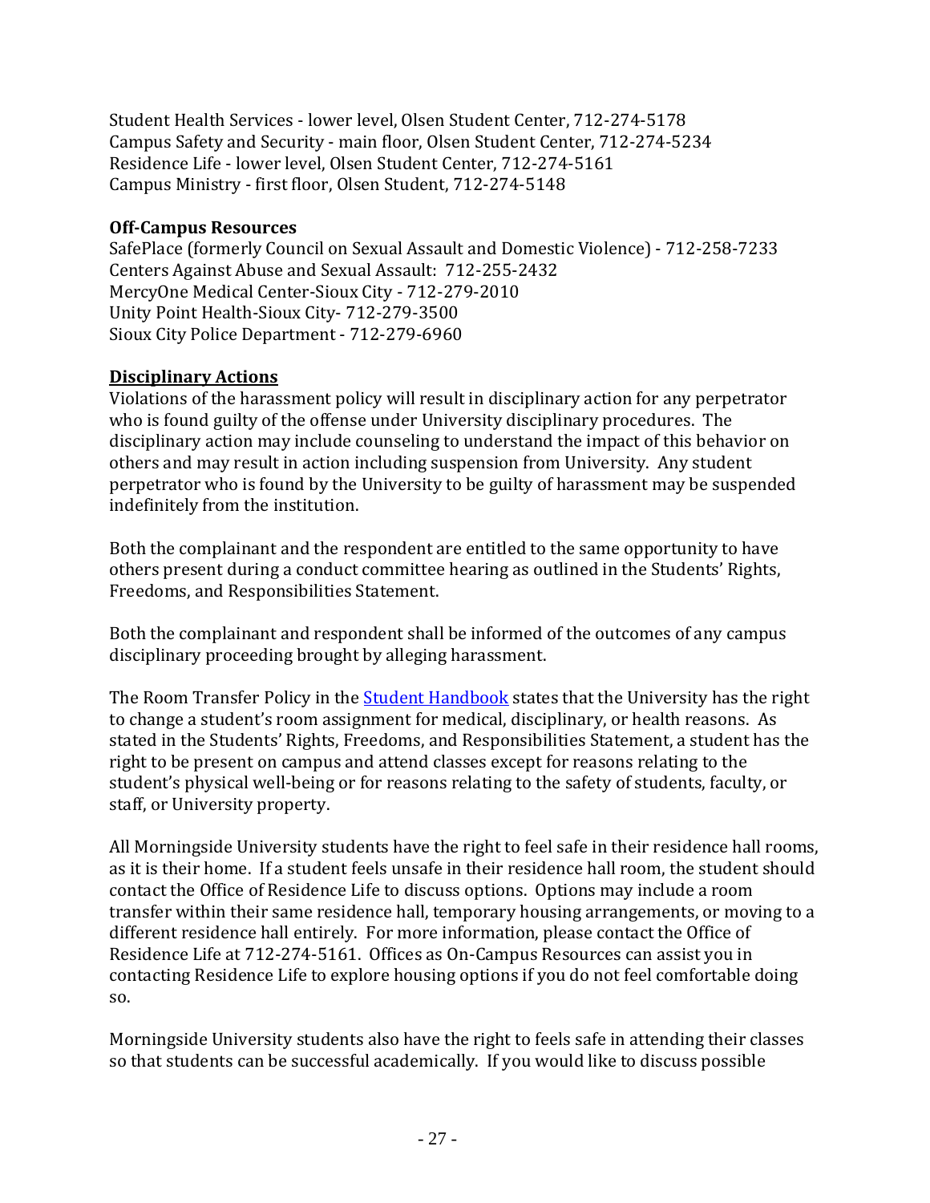Student Health Services - lower level, Olsen Student Center, 712-274-5178
Campus Safety and Security - main floor, Olsen Student Center, 712-274-5234
Residence Life - lower level, Olsen Student Center, 712-274-5161
Campus Ministry - first floor, Olsen Student, 712-274-5148

**Off-Campus Resources**
SafePlace (formerly Council on Sexual Assault and Domestic Violence) - 712-258-7233
Centers Against Abuse and Sexual Assault: 712-255-2432
MercyOne Medical Center-Sioux City - 712-279-2010
Unity Point Health-Sioux City- 712-279-3500
Sioux City Police Department - 712-279-6960

## Disciplinary Actions

Violations of the harassment policy will result in disciplinary action for any perpetrator who is found guilty of the offense under University disciplinary procedures. The disciplinary action may include counseling to understand the impact of this behavior on others and may result in action including suspension from University. Any student perpetrator who is found by the University to be guilty of harassment may be suspended indefinitely from the institution.

Both the complainant and the respondent are entitled to the same opportunity to have others present during a conduct committee hearing as outlined in the Students' Rights, Freedoms, and Responsibilities Statement.

Both the complainant and respondent shall be informed of the outcomes of any campus disciplinary proceeding brought by alleging harassment.

The Room Transfer Policy in the Student Handbook states that the University has the right to change a student's room assignment for medical, disciplinary, or health reasons. As stated in the Students' Rights, Freedoms, and Responsibilities Statement, a student has the right to be present on campus and attend classes except for reasons relating to the student's physical well-being or for reasons relating to the safety of students, faculty, or staff, or University property.

All Morningside University students have the right to feel safe in their residence hall rooms, as it is their home. If a student feels unsafe in their residence hall room, the student should contact the Office of Residence Life to discuss options. Options may include a room transfer within their same residence hall, temporary housing arrangements, or moving to a different residence hall entirely. For more information, please contact the Office of Residence Life at 712-274-5161. Offices as On-Campus Resources can assist you in contacting Residence Life to explore housing options if you do not feel comfortable doing so.

Morningside University students also have the right to feels safe in attending their classes so that students can be successful academically. If you would like to discuss possible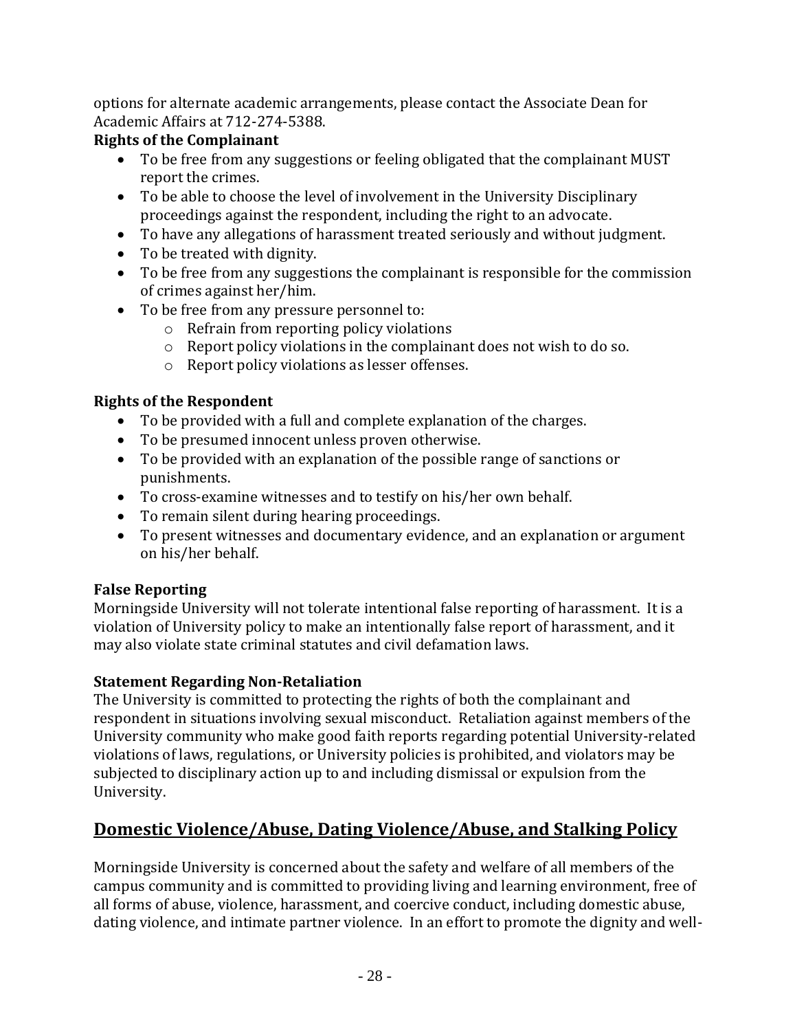options for alternate academic arrangements, please contact the Associate Dean for Academic Affairs at 712-274-5388.

**Rights of the Complainant**

- To be free from any suggestions or feeling obligated that the complainant MUST report the crimes.
- To be able to choose the level of involvement in the University Disciplinary proceedings against the respondent, including the right to an advocate.
- To have any allegations of harassment treated seriously and without judgment.
- To be treated with dignity.
- To be free from any suggestions the complainant is responsible for the commission of crimes against her/him.
- To be free from any pressure personnel to:
  - Refrain from reporting policy violations
  - Report policy violations in the complainant does not wish to do so.
  - Report policy violations as lesser offenses.

**Rights of the Respondent**

- To be provided with a full and complete explanation of the charges.
- To be presumed innocent unless proven otherwise.
- To be provided with an explanation of the possible range of sanctions or punishments.
- To cross-examine witnesses and to testify on his/her own behalf.
- To remain silent during hearing proceedings.
- To present witnesses and documentary evidence, and an explanation or argument on his/her behalf.

**False Reporting**

Morningside University will not tolerate intentional false reporting of harassment. It is a violation of University policy to make an intentionally false report of harassment, and it may also violate state criminal statutes and civil defamation laws.

**Statement Regarding Non-Retaliation**

The University is committed to protecting the rights of both the complainant and respondent in situations involving sexual misconduct. Retaliation against members of the University community who make good faith reports regarding potential University-related violations of laws, regulations, or University policies is prohibited, and violators may be subjected to disciplinary action up to and including dismissal or expulsion from the University.

## Domestic Violence/Abuse, Dating Violence/Abuse, and Stalking Policy

Morningside University is concerned about the safety and welfare of all members of the campus community and is committed to providing living and learning environment, free of all forms of abuse, violence, harassment, and coercive conduct, including domestic abuse, dating violence, and intimate partner violence. In an effort to promote the dignity and well-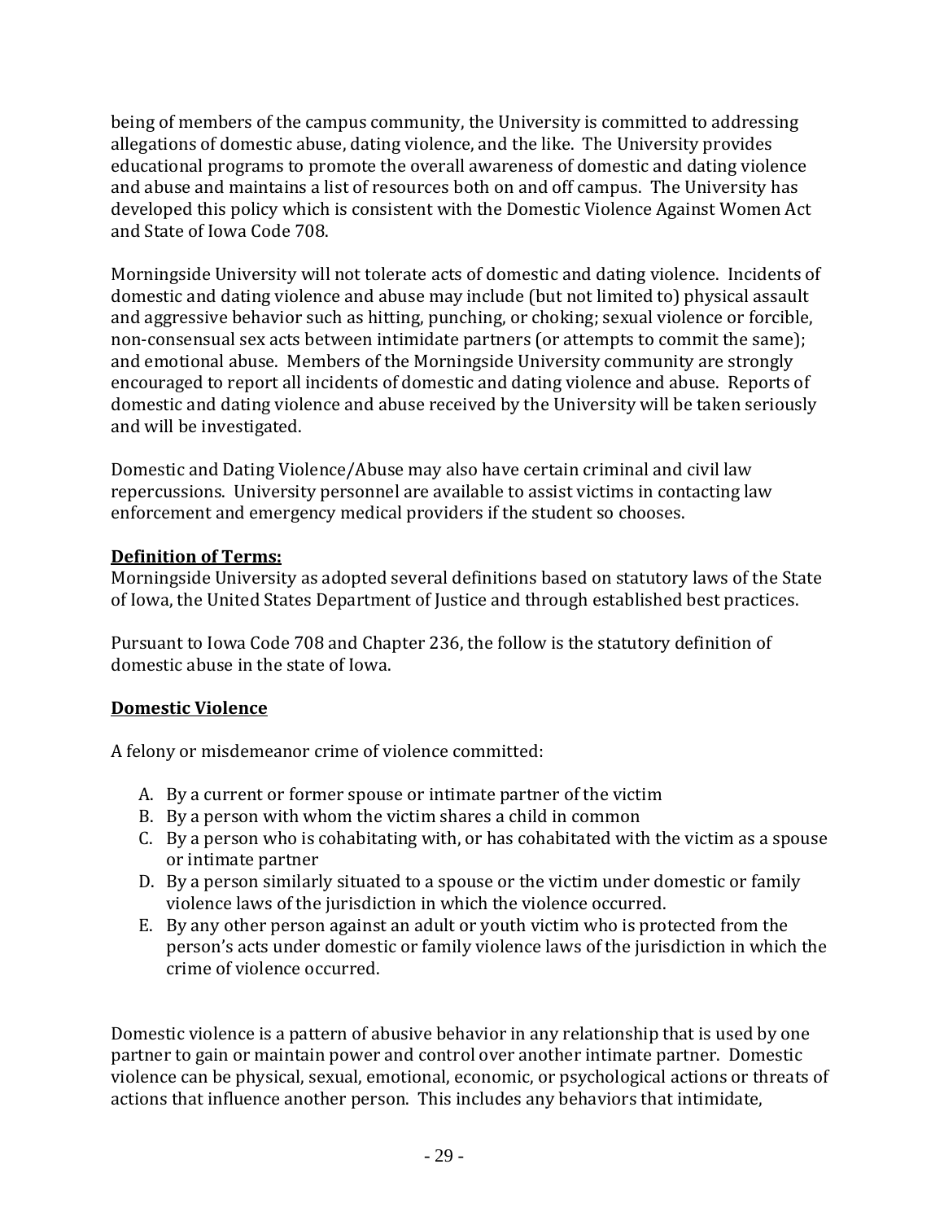being of members of the campus community, the University is committed to addressing allegations of domestic abuse, dating violence, and the like. The University provides educational programs to promote the overall awareness of domestic and dating violence and abuse and maintains a list of resources both on and off campus. The University has developed this policy which is consistent with the Domestic Violence Against Women Act and State of Iowa Code 708.

Morningside University will not tolerate acts of domestic and dating violence. Incidents of domestic and dating violence and abuse may include (but not limited to) physical assault and aggressive behavior such as hitting, punching, or choking; sexual violence or forcible, non-consensual sex acts between intimidate partners (or attempts to commit the same); and emotional abuse. Members of the Morningside University community are strongly encouraged to report all incidents of domestic and dating violence and abuse. Reports of domestic and dating violence and abuse received by the University will be taken seriously and will be investigated.

Domestic and Dating Violence/Abuse may also have certain criminal and civil law repercussions. University personnel are available to assist victims in contacting law enforcement and emergency medical providers if the student so chooses.

**Definition of Terms:**

Morningside University as adopted several definitions based on statutory laws of the State of Iowa, the United States Department of Justice and through established best practices.

Pursuant to Iowa Code 708 and Chapter 236, the follow is the statutory definition of domestic abuse in the state of Iowa.

**Domestic Violence**

A felony or misdemeanor crime of violence committed:

A. By a current or former spouse or intimate partner of the victim
B. By a person with whom the victim shares a child in common
C. By a person who is cohabitating with, or has cohabitated with the victim as a spouse or intimate partner
D. By a person similarly situated to a spouse or the victim under domestic or family violence laws of the jurisdiction in which the violence occurred.
E. By any other person against an adult or youth victim who is protected from the person's acts under domestic or family violence laws of the jurisdiction in which the crime of violence occurred.

Domestic violence is a pattern of abusive behavior in any relationship that is used by one partner to gain or maintain power and control over another intimate partner. Domestic violence can be physical, sexual, emotional, economic, or psychological actions or threats of actions that influence another person. This includes any behaviors that intimidate,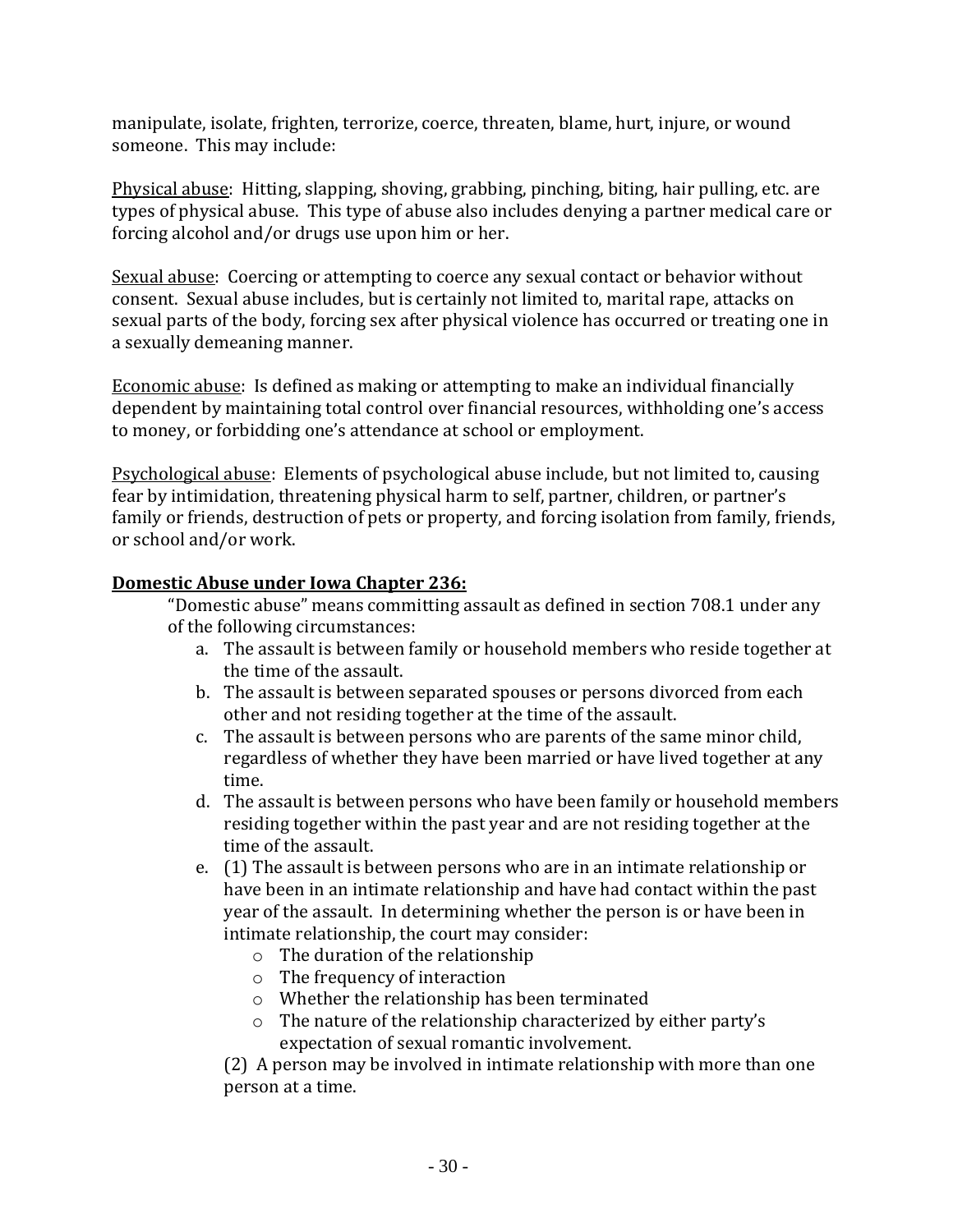manipulate, isolate, frighten, terrorize, coerce, threaten, blame, hurt, injure, or wound someone. This may include:

<u>Physical abuse</u>: Hitting, slapping, shoving, grabbing, pinching, biting, hair pulling, etc. are types of physical abuse. This type of abuse also includes denying a partner medical care or forcing alcohol and/or drugs use upon him or her.

<u>Sexual abuse</u>: Coercing or attempting to coerce any sexual contact or behavior without consent. Sexual abuse includes, but is certainly not limited to, marital rape, attacks on sexual parts of the body, forcing sex after physical violence has occurred or treating one in a sexually demeaning manner.

<u>Economic abuse</u>: Is defined as making or attempting to make an individual financially dependent by maintaining total control over financial resources, withholding one's access to money, or forbidding one's attendance at school or employment.

<u>Psychological abuse</u>: Elements of psychological abuse include, but not limited to, causing fear by intimidation, threatening physical harm to self, partner, children, or partner's family or friends, destruction of pets or property, and forcing isolation from family, friends, or school and/or work.

**<u>Domestic Abuse under Iowa Chapter 236:</u>**

"Domestic abuse" means committing assault as defined in section 708.1 under any of the following circumstances:

a. The assault is between family or household members who reside together at the time of the assault.
b. The assault is between separated spouses or persons divorced from each other and not residing together at the time of the assault.
c. The assault is between persons who are parents of the same minor child, regardless of whether they have been married or have lived together at any time.
d. The assault is between persons who have been family or household members residing together within the past year and are not residing together at the time of the assault.
e. (1) The assault is between persons who are in an intimate relationship or have been in an intimate relationship and have had contact within the past year of the assault. In determining whether the person is or have been in intimate relationship, the court may consider:
   - The duration of the relationship
   - The frequency of interaction
   - Whether the relationship has been terminated
   - The nature of the relationship characterized by either party's expectation of sexual romantic involvement.

   (2) A person may be involved in intimate relationship with more than one person at a time.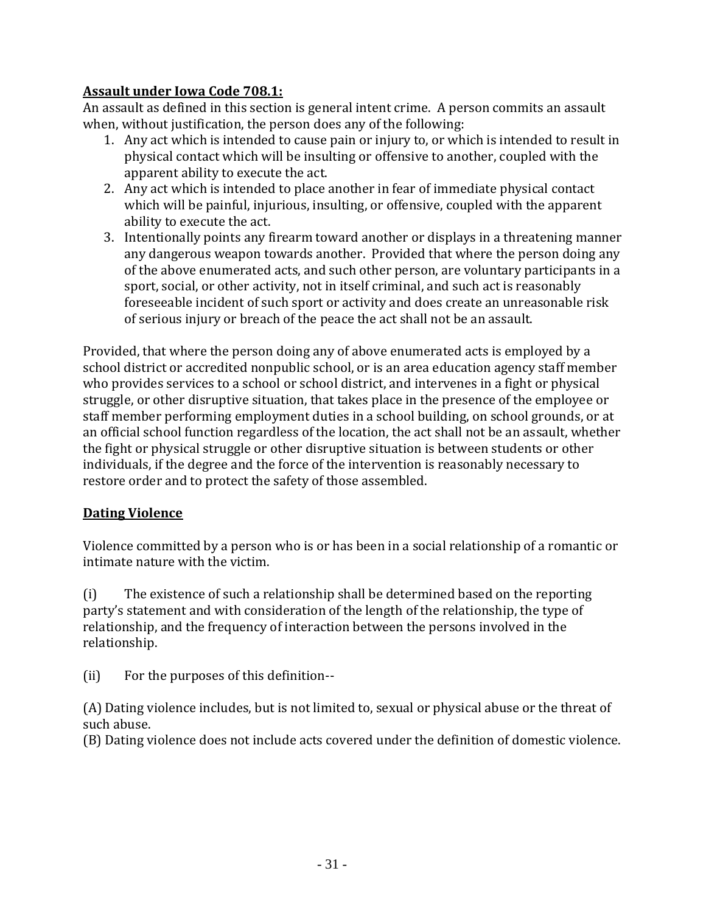**Assault under Iowa Code 708.1:**

An assault as defined in this section is general intent crime. A person commits an assault when, without justification, the person does any of the following:

1. Any act which is intended to cause pain or injury to, or which is intended to result in physical contact which will be insulting or offensive to another, coupled with the apparent ability to execute the act.
2. Any act which is intended to place another in fear of immediate physical contact which will be painful, injurious, insulting, or offensive, coupled with the apparent ability to execute the act.
3. Intentionally points any firearm toward another or displays in a threatening manner any dangerous weapon towards another. Provided that where the person doing any of the above enumerated acts, and such other person, are voluntary participants in a sport, social, or other activity, not in itself criminal, and such act is reasonably foreseeable incident of such sport or activity and does create an unreasonable risk of serious injury or breach of the peace the act shall not be an assault.

Provided, that where the person doing any of above enumerated acts is employed by a school district or accredited nonpublic school, or is an area education agency staff member who provides services to a school or school district, and intervenes in a fight or physical struggle, or other disruptive situation, that takes place in the presence of the employee or staff member performing employment duties in a school building, on school grounds, or at an official school function regardless of the location, the act shall not be an assault, whether the fight or physical struggle or other disruptive situation is between students or other individuals, if the degree and the force of the intervention is reasonably necessary to restore order and to protect the safety of those assembled.

**Dating Violence**

Violence committed by a person who is or has been in a social relationship of a romantic or intimate nature with the victim.

(i) The existence of such a relationship shall be determined based on the reporting party's statement and with consideration of the length of the relationship, the type of relationship, and the frequency of interaction between the persons involved in the relationship.

(ii) For the purposes of this definition--

(A) Dating violence includes, but is not limited to, sexual or physical abuse or the threat of such abuse.
(B) Dating violence does not include acts covered under the definition of domestic violence.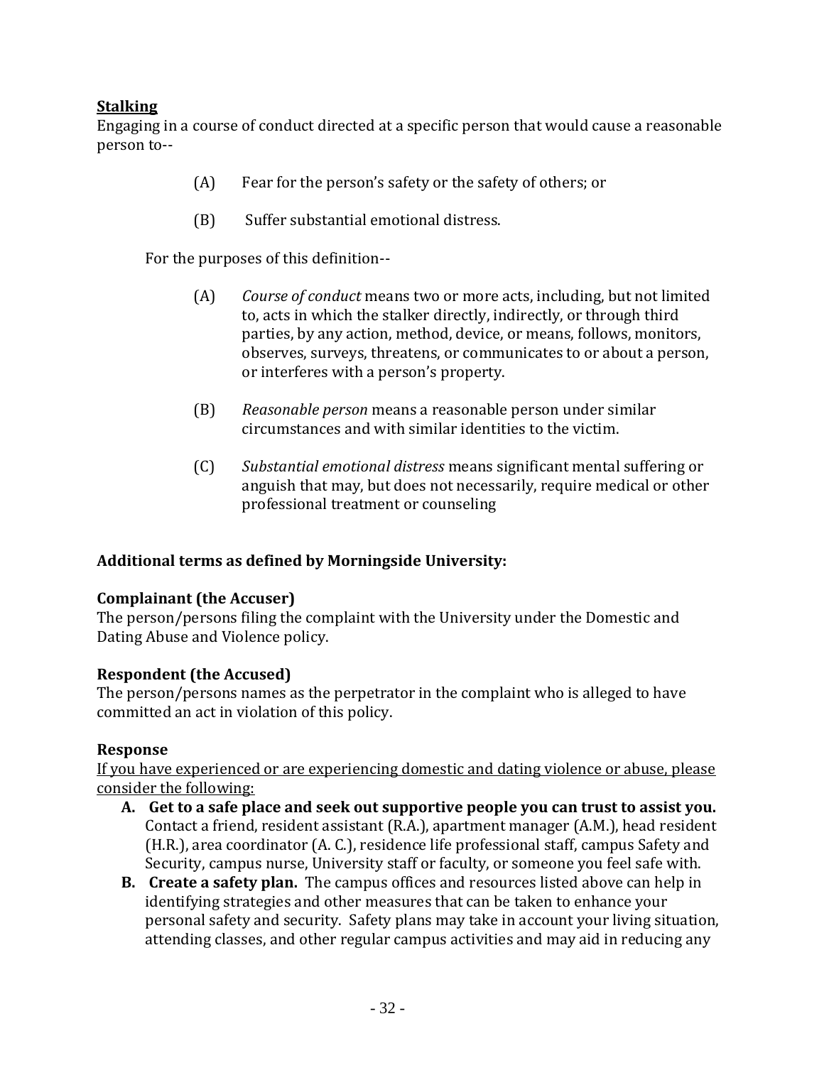**Stalking**

Engaging in a course of conduct directed at a specific person that would cause a reasonable person to--

(A) Fear for the person's safety or the safety of others; or

(B) Suffer substantial emotional distress.

For the purposes of this definition--

(A) *Course of conduct* means two or more acts, including, but not limited to, acts in which the stalker directly, indirectly, or through third parties, by any action, method, device, or means, follows, monitors, observes, surveys, threatens, or communicates to or about a person, or interferes with a person's property.

(B) *Reasonable person* means a reasonable person under similar circumstances and with similar identities to the victim.

(C) *Substantial emotional distress* means significant mental suffering or anguish that may, but does not necessarily, require medical or other professional treatment or counseling

**Additional terms as defined by Morningside University:**

**Complainant (the Accuser)**

The person/persons filing the complaint with the University under the Domestic and Dating Abuse and Violence policy.

**Respondent (the Accused)**

The person/persons names as the perpetrator in the complaint who is alleged to have committed an act in violation of this policy.

**Response**

If you have experienced or are experiencing domestic and dating violence or abuse, please consider the following:

- **A. Get to a safe place and seek out supportive people you can trust to assist you.** Contact a friend, resident assistant (R.A.), apartment manager (A.M.), head resident (H.R.), area coordinator (A. C.), residence life professional staff, campus Safety and Security, campus nurse, University staff or faculty, or someone you feel safe with.
- **B. Create a safety plan.** The campus offices and resources listed above can help in identifying strategies and other measures that can be taken to enhance your personal safety and security. Safety plans may take in account your living situation, attending classes, and other regular campus activities and may aid in reducing any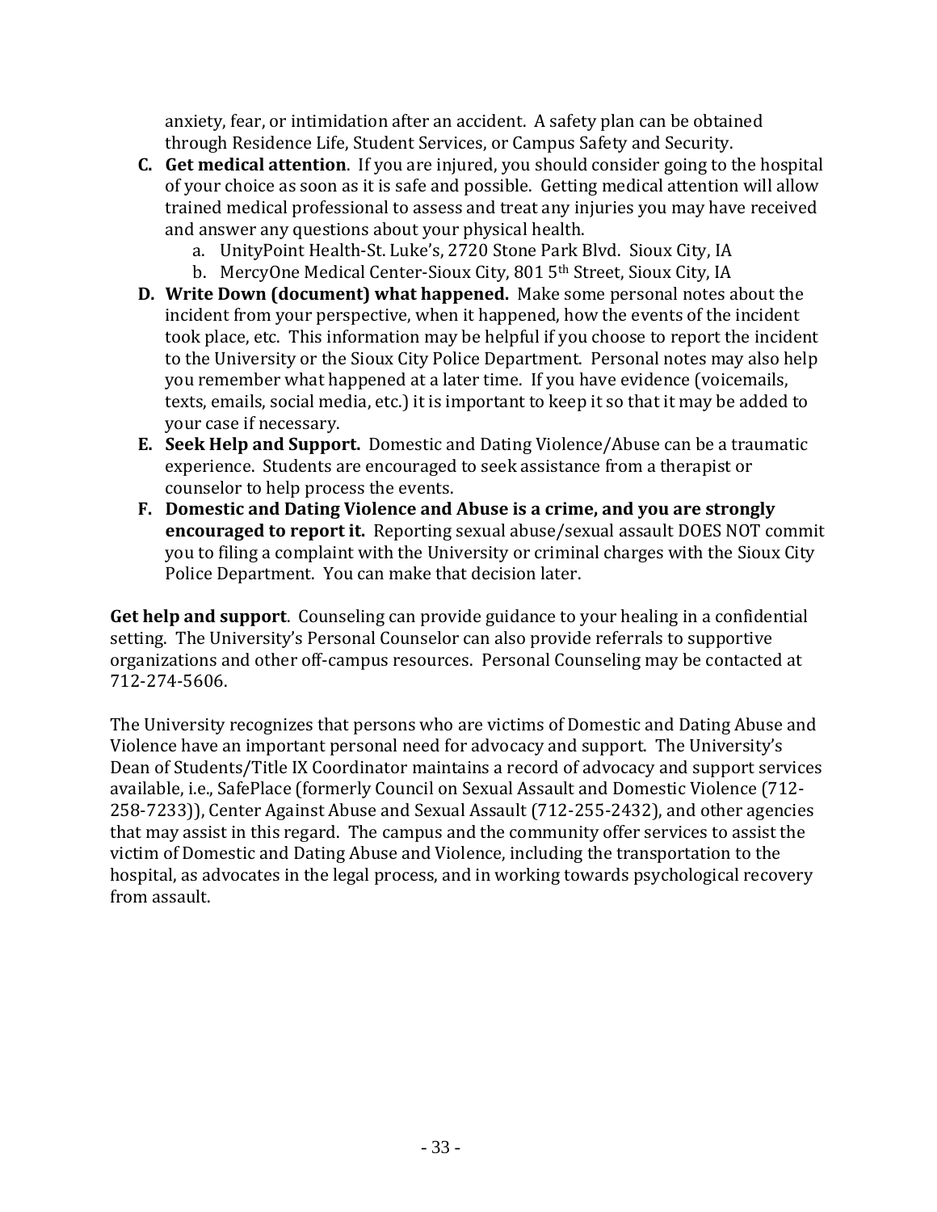anxiety, fear, or intimidation after an accident. A safety plan can be obtained through Residence Life, Student Services, or Campus Safety and Security.

C. **Get medical attention**. If you are injured, you should consider going to the hospital of your choice as soon as it is safe and possible. Getting medical attention will allow trained medical professional to assess and treat any injuries you may have received and answer any questions about your physical health.
   a. UnityPoint Health-St. Luke's, 2720 Stone Park Blvd. Sioux City, IA
   b. MercyOne Medical Center-Sioux City, 801 5th Street, Sioux City, IA

D. **Write Down (document) what happened.** Make some personal notes about the incident from your perspective, when it happened, how the events of the incident took place, etc. This information may be helpful if you choose to report the incident to the University or the Sioux City Police Department. Personal notes may also help you remember what happened at a later time. If you have evidence (voicemails, texts, emails, social media, etc.) it is important to keep it so that it may be added to your case if necessary.

E. **Seek Help and Support.** Domestic and Dating Violence/Abuse can be a traumatic experience. Students are encouraged to seek assistance from a therapist or counselor to help process the events.

F. **Domestic and Dating Violence and Abuse is a crime, and you are strongly encouraged to report it.** Reporting sexual abuse/sexual assault DOES NOT commit you to filing a complaint with the University or criminal charges with the Sioux City Police Department. You can make that decision later.

**Get help and support**. Counseling can provide guidance to your healing in a confidential setting. The University's Personal Counselor can also provide referrals to supportive organizations and other off-campus resources. Personal Counseling may be contacted at 712-274-5606.

The University recognizes that persons who are victims of Domestic and Dating Abuse and Violence have an important personal need for advocacy and support. The University's Dean of Students/Title IX Coordinator maintains a record of advocacy and support services available, i.e., SafePlace (formerly Council on Sexual Assault and Domestic Violence (712-258-7233)), Center Against Abuse and Sexual Assault (712-255-2432), and other agencies that may assist in this regard. The campus and the community offer services to assist the victim of Domestic and Dating Abuse and Violence, including the transportation to the hospital, as advocates in the legal process, and in working towards psychological recovery from assault.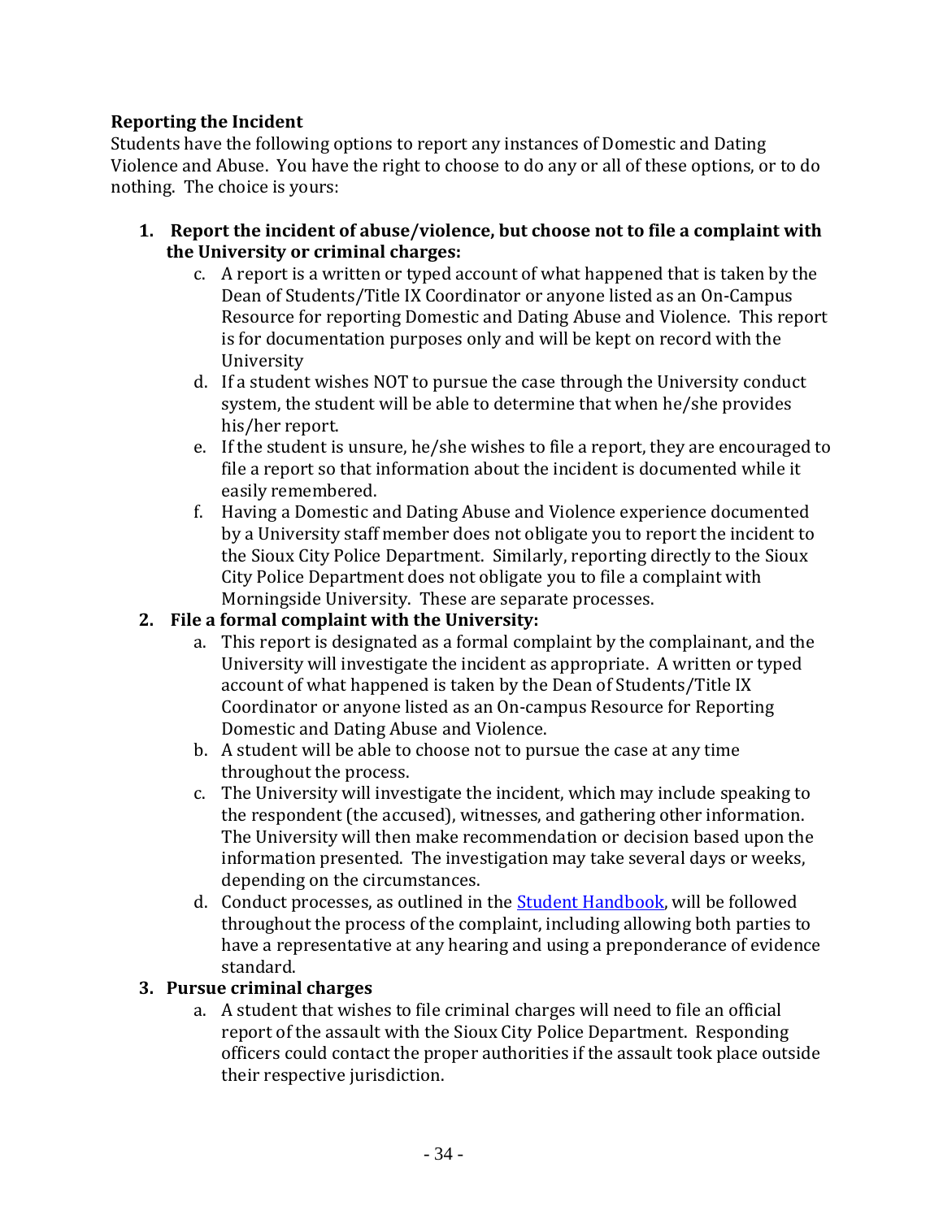**Reporting the Incident**

Students have the following options to report any instances of Domestic and Dating Violence and Abuse. You have the right to choose to do any or all of these options, or to do nothing. The choice is yours:

1. **Report the incident of abuse/violence, but choose not to file a complaint with the University or criminal charges:**
   c. A report is a written or typed account of what happened that is taken by the Dean of Students/Title IX Coordinator or anyone listed as an On-Campus Resource for reporting Domestic and Dating Abuse and Violence. This report is for documentation purposes only and will be kept on record with the University
   d. If a student wishes NOT to pursue the case through the University conduct system, the student will be able to determine that when he/she provides his/her report.
   e. If the student is unsure, he/she wishes to file a report, they are encouraged to file a report so that information about the incident is documented while it easily remembered.
   f. Having a Domestic and Dating Abuse and Violence experience documented by a University staff member does not obligate you to report the incident to the Sioux City Police Department. Similarly, reporting directly to the Sioux City Police Department does not obligate you to file a complaint with Morningside University. These are separate processes.
2. **File a formal complaint with the University:**
   a. This report is designated as a formal complaint by the complainant, and the University will investigate the incident as appropriate. A written or typed account of what happened is taken by the Dean of Students/Title IX Coordinator or anyone listed as an On-campus Resource for Reporting Domestic and Dating Abuse and Violence.
   b. A student will be able to choose not to pursue the case at any time throughout the process.
   c. The University will investigate the incident, which may include speaking to the respondent (the accused), witnesses, and gathering other information. The University will then make recommendation or decision based upon the information presented. The investigation may take several days or weeks, depending on the circumstances.
   d. Conduct processes, as outlined in the Student Handbook, will be followed throughout the process of the complaint, including allowing both parties to have a representative at any hearing and using a preponderance of evidence standard.
3. **Pursue criminal charges**
   a. A student that wishes to file criminal charges will need to file an official report of the assault with the Sioux City Police Department. Responding officers could contact the proper authorities if the assault took place outside their respective jurisdiction.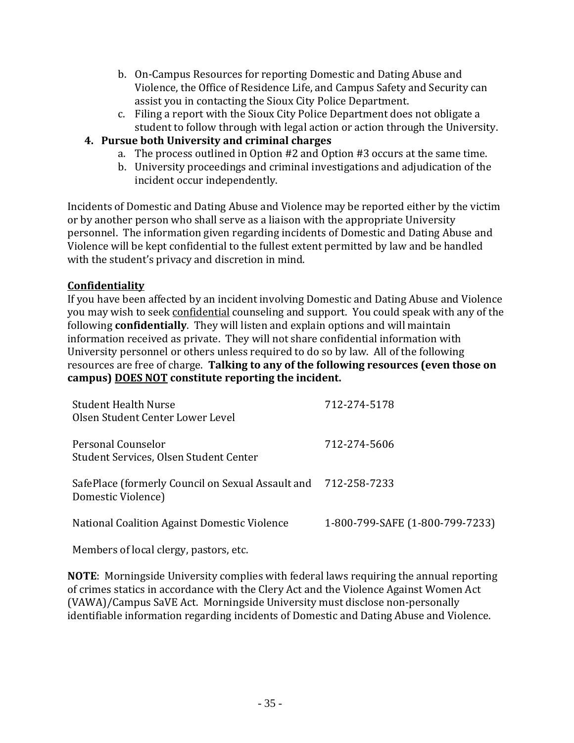b. On-Campus Resources for reporting Domestic and Dating Abuse and Violence, the Office of Residence Life, and Campus Safety and Security can assist you in contacting the Sioux City Police Department.
c. Filing a report with the Sioux City Police Department does not obligate a student to follow through with legal action or action through the University.

**4. Pursue both University and criminal charges**

a. The process outlined in Option #2 and Option #3 occurs at the same time.
b. University proceedings and criminal investigations and adjudication of the incident occur independently.

Incidents of Domestic and Dating Abuse and Violence may be reported either by the victim or by another person who shall serve as a liaison with the appropriate University personnel. The information given regarding incidents of Domestic and Dating Abuse and Violence will be kept confidential to the fullest extent permitted by law and be handled with the student's privacy and discretion in mind.

**Confidentiality**

If you have been affected by an incident involving Domestic and Dating Abuse and Violence you may wish to seek confidential counseling and support. You could speak with any of the following **confidentially**. They will listen and explain options and will maintain information received as private. They will not share confidential information with University personnel or others unless required to do so by law. All of the following resources are free of charge. **Talking to any of the following resources (even those on campus) DOES NOT constitute reporting the incident.**

| | |
|---|---|
| Student Health Nurse<br>Olsen Student Center Lower Level | 712-274-5178 |
| Personal Counselor<br>Student Services, Olsen Student Center | 712-274-5606 |
| SafePlace (formerly Council on Sexual Assault and Domestic Violence) | 712-258-7233 |
| National Coalition Against Domestic Violence | 1-800-799-SAFE (1-800-799-7233) |
| Members of local clergy, pastors, etc. | |

**NOTE**: Morningside University complies with federal laws requiring the annual reporting of crimes statics in accordance with the Clery Act and the Violence Against Women Act (VAWA)/Campus SaVE Act. Morningside University must disclose non-personally identifiable information regarding incidents of Domestic and Dating Abuse and Violence.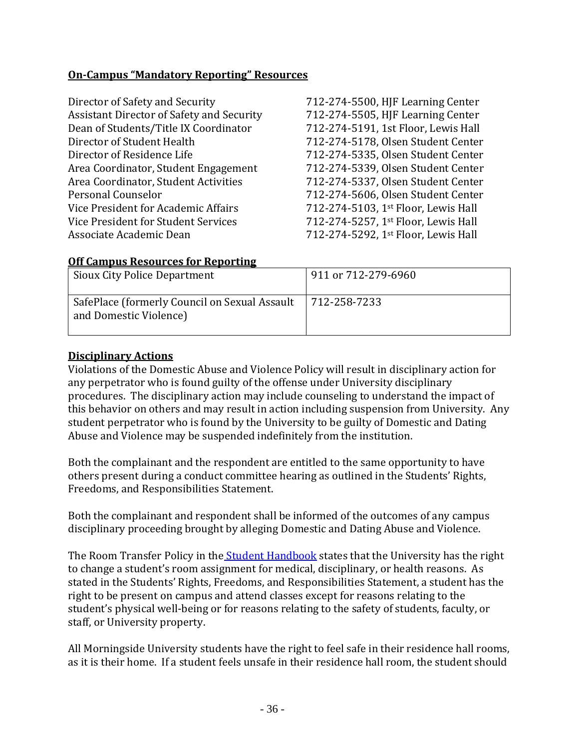**On-Campus "Mandatory Reporting" Resources**

| | |
|---|---|
| Director of Safety and Security | 712-274-5500, HJF Learning Center |
| Assistant Director of Safety and Security | 712-274-5505, HJF Learning Center |
| Dean of Students/Title IX Coordinator | 712-274-5191, 1st Floor, Lewis Hall |
| Director of Student Health | 712-274-5178, Olsen Student Center |
| Director of Residence Life | 712-274-5335, Olsen Student Center |
| Area Coordinator, Student Engagement | 712-274-5339, Olsen Student Center |
| Area Coordinator, Student Activities | 712-274-5337, Olsen Student Center |
| Personal Counselor | 712-274-5606, Olsen Student Center |
| Vice President for Academic Affairs | 712-274-5103, 1st Floor, Lewis Hall |
| Vice President for Student Services | 712-274-5257, 1st Floor, Lewis Hall |
| Associate Academic Dean | 712-274-5292, 1st Floor, Lewis Hall |

**Off Campus Resources for Reporting**

| | |
|---|---|
| Sioux City Police Department | 911 or 712-279-6960 |
| SafePlace (formerly Council on Sexual Assault and Domestic Violence) | 712-258-7233 |

**Disciplinary Actions**

Violations of the Domestic Abuse and Violence Policy will result in disciplinary action for any perpetrator who is found guilty of the offense under University disciplinary procedures. The disciplinary action may include counseling to understand the impact of this behavior on others and may result in action including suspension from University. Any student perpetrator who is found by the University to be guilty of Domestic and Dating Abuse and Violence may be suspended indefinitely from the institution.

Both the complainant and the respondent are entitled to the same opportunity to have others present during a conduct committee hearing as outlined in the Students' Rights, Freedoms, and Responsibilities Statement.

Both the complainant and respondent shall be informed of the outcomes of any campus disciplinary proceeding brought by alleging Domestic and Dating Abuse and Violence.

The Room Transfer Policy in the Student Handbook states that the University has the right to change a student's room assignment for medical, disciplinary, or health reasons. As stated in the Students' Rights, Freedoms, and Responsibilities Statement, a student has the right to be present on campus and attend classes except for reasons relating to the student's physical well-being or for reasons relating to the safety of students, faculty, or staff, or University property.

All Morningside University students have the right to feel safe in their residence hall rooms, as it is their home. If a student feels unsafe in their residence hall room, the student should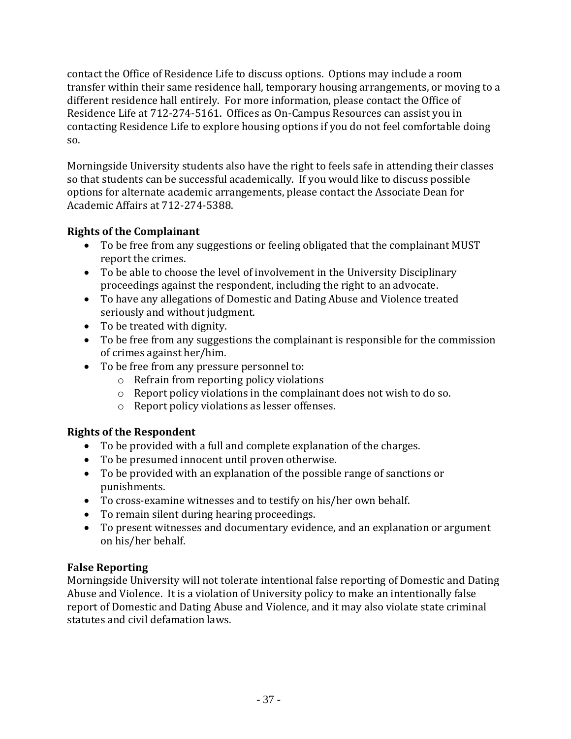contact the Office of Residence Life to discuss options. Options may include a room transfer within their same residence hall, temporary housing arrangements, or moving to a different residence hall entirely. For more information, please contact the Office of Residence Life at 712-274-5161. Offices as On-Campus Resources can assist you in contacting Residence Life to explore housing options if you do not feel comfortable doing so.

Morningside University students also have the right to feels safe in attending their classes so that students can be successful academically. If you would like to discuss possible options for alternate academic arrangements, please contact the Associate Dean for Academic Affairs at 712-274-5388.

**Rights of the Complainant**

- To be free from any suggestions or feeling obligated that the complainant MUST report the crimes.
- To be able to choose the level of involvement in the University Disciplinary proceedings against the respondent, including the right to an advocate.
- To have any allegations of Domestic and Dating Abuse and Violence treated seriously and without judgment.
- To be treated with dignity.
- To be free from any suggestions the complainant is responsible for the commission of crimes against her/him.
- To be free from any pressure personnel to:
  - Refrain from reporting policy violations
  - Report policy violations in the complainant does not wish to do so.
  - Report policy violations as lesser offenses.

**Rights of the Respondent**

- To be provided with a full and complete explanation of the charges.
- To be presumed innocent until proven otherwise.
- To be provided with an explanation of the possible range of sanctions or punishments.
- To cross-examine witnesses and to testify on his/her own behalf.
- To remain silent during hearing proceedings.
- To present witnesses and documentary evidence, and an explanation or argument on his/her behalf.

**False Reporting**

Morningside University will not tolerate intentional false reporting of Domestic and Dating Abuse and Violence. It is a violation of University policy to make an intentionally false report of Domestic and Dating Abuse and Violence, and it may also violate state criminal statutes and civil defamation laws.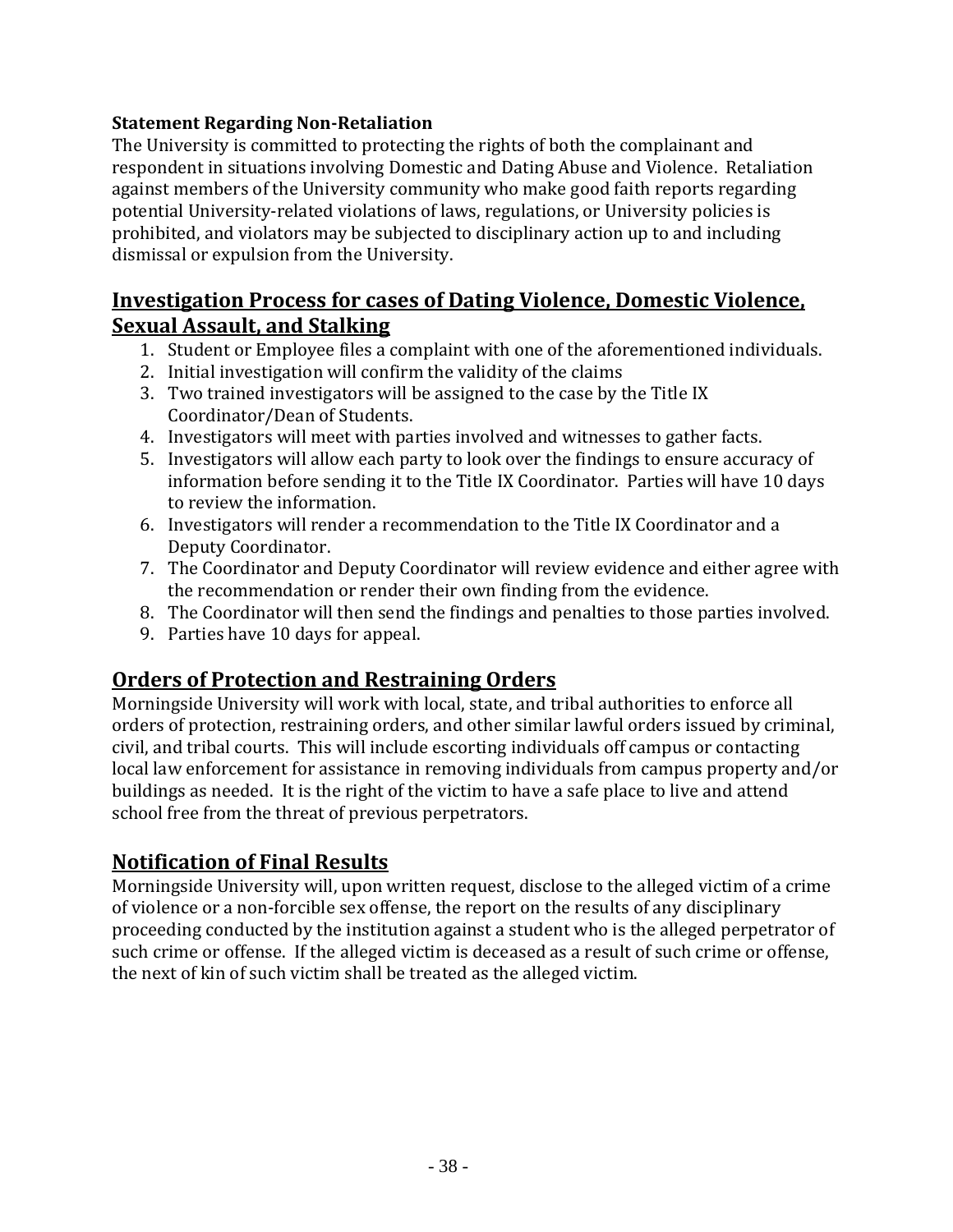**Statement Regarding Non-Retaliation**

The University is committed to protecting the rights of both the complainant and respondent in situations involving Domestic and Dating Abuse and Violence. Retaliation against members of the University community who make good faith reports regarding potential University-related violations of laws, regulations, or University policies is prohibited, and violators may be subjected to disciplinary action up to and including dismissal or expulsion from the University.

## Investigation Process for cases of Dating Violence, Domestic Violence, Sexual Assault, and Stalking

1. Student or Employee files a complaint with one of the aforementioned individuals.
2. Initial investigation will confirm the validity of the claims
3. Two trained investigators will be assigned to the case by the Title IX Coordinator/Dean of Students.
4. Investigators will meet with parties involved and witnesses to gather facts.
5. Investigators will allow each party to look over the findings to ensure accuracy of information before sending it to the Title IX Coordinator. Parties will have 10 days to review the information.
6. Investigators will render a recommendation to the Title IX Coordinator and a Deputy Coordinator.
7. The Coordinator and Deputy Coordinator will review evidence and either agree with the recommendation or render their own finding from the evidence.
8. The Coordinator will then send the findings and penalties to those parties involved.
9. Parties have 10 days for appeal.

## Orders of Protection and Restraining Orders

Morningside University will work with local, state, and tribal authorities to enforce all orders of protection, restraining orders, and other similar lawful orders issued by criminal, civil, and tribal courts. This will include escorting individuals off campus or contacting local law enforcement for assistance in removing individuals from campus property and/or buildings as needed. It is the right of the victim to have a safe place to live and attend school free from the threat of previous perpetrators.

## Notification of Final Results

Morningside University will, upon written request, disclose to the alleged victim of a crime of violence or a non-forcible sex offense, the report on the results of any disciplinary proceeding conducted by the institution against a student who is the alleged perpetrator of such crime or offense. If the alleged victim is deceased as a result of such crime or offense, the next of kin of such victim shall be treated as the alleged victim.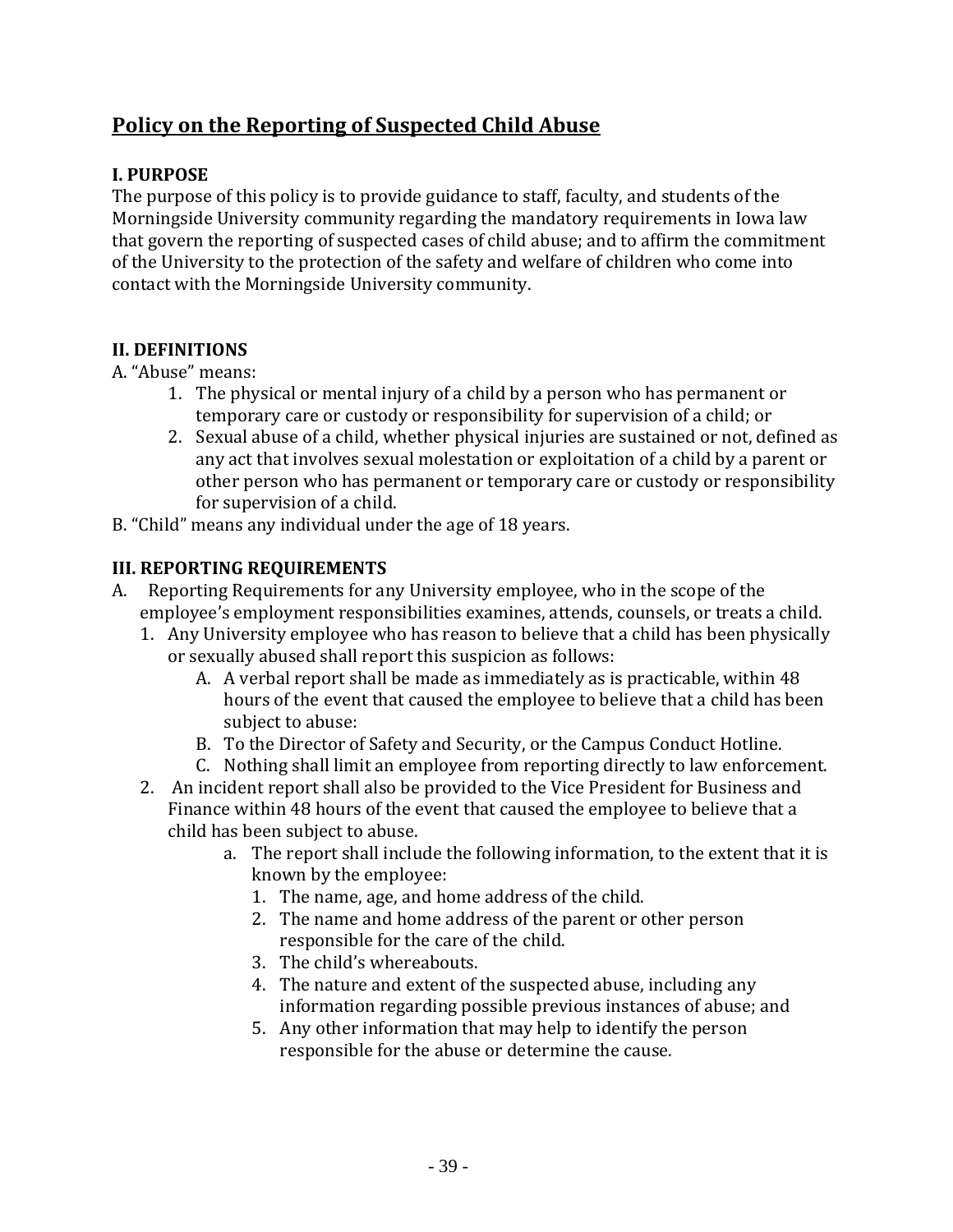## Policy on the Reporting of Suspected Child Abuse

### I. PURPOSE

The purpose of this policy is to provide guidance to staff, faculty, and students of the Morningside University community regarding the mandatory requirements in Iowa law that govern the reporting of suspected cases of child abuse; and to affirm the commitment of the University to the protection of the safety and welfare of children who come into contact with the Morningside University community.

### II. DEFINITIONS

A. "Abuse" means:

1. The physical or mental injury of a child by a person who has permanent or temporary care or custody or responsibility for supervision of a child; or
2. Sexual abuse of a child, whether physical injuries are sustained or not, defined as any act that involves sexual molestation or exploitation of a child by a parent or other person who has permanent or temporary care or custody or responsibility for supervision of a child.

B. "Child" means any individual under the age of 18 years.

### III. REPORTING REQUIREMENTS

A. Reporting Requirements for any University employee, who in the scope of the employee's employment responsibilities examines, attends, counsels, or treats a child.

1. Any University employee who has reason to believe that a child has been physically or sexually abused shall report this suspicion as follows:
   - A. A verbal report shall be made as immediately as is practicable, within 48 hours of the event that caused the employee to believe that a child has been subject to abuse:
   - B. To the Director of Safety and Security, or the Campus Conduct Hotline.
   - C. Nothing shall limit an employee from reporting directly to law enforcement.
2. An incident report shall also be provided to the Vice President for Business and Finance within 48 hours of the event that caused the employee to believe that a child has been subject to abuse.
   - a. The report shall include the following information, to the extent that it is known by the employee:
     1. The name, age, and home address of the child.
     2. The name and home address of the parent or other person responsible for the care of the child.
     3. The child's whereabouts.
     4. The nature and extent of the suspected abuse, including any information regarding possible previous instances of abuse; and
     5. Any other information that may help to identify the person responsible for the abuse or determine the cause.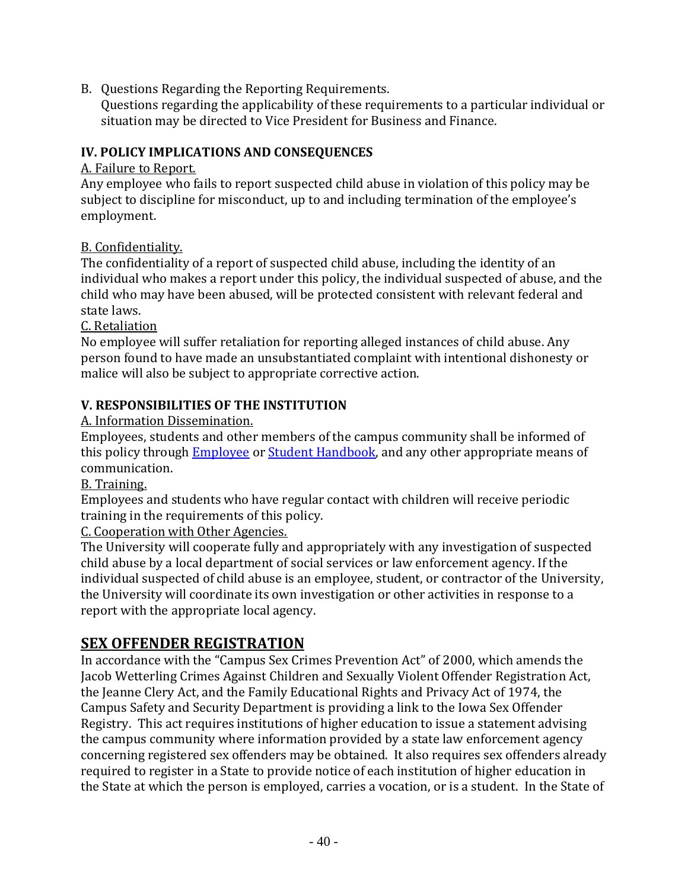B. Questions Regarding the Reporting Requirements.
Questions regarding the applicability of these requirements to a particular individual or situation may be directed to Vice President for Business and Finance.

**IV. POLICY IMPLICATIONS AND CONSEQUENCES**

A. Failure to Report.

Any employee who fails to report suspected child abuse in violation of this policy may be subject to discipline for misconduct, up to and including termination of the employee's employment.

B. Confidentiality.

The confidentiality of a report of suspected child abuse, including the identity of an individual who makes a report under this policy, the individual suspected of abuse, and the child who may have been abused, will be protected consistent with relevant federal and state laws.

C. Retaliation

No employee will suffer retaliation for reporting alleged instances of child abuse. Any person found to have made an unsubstantiated complaint with intentional dishonesty or malice will also be subject to appropriate corrective action.

**V. RESPONSIBILITIES OF THE INSTITUTION**

A. Information Dissemination.

Employees, students and other members of the campus community shall be informed of this policy through Employee or Student Handbook, and any other appropriate means of communication.

B. Training.

Employees and students who have regular contact with children will receive periodic training in the requirements of this policy.

C. Cooperation with Other Agencies.

The University will cooperate fully and appropriately with any investigation of suspected child abuse by a local department of social services or law enforcement agency. If the individual suspected of child abuse is an employee, student, or contractor of the University, the University will coordinate its own investigation or other activities in response to a report with the appropriate local agency.

## SEX OFFENDER REGISTRATION

In accordance with the "Campus Sex Crimes Prevention Act" of 2000, which amends the Jacob Wetterling Crimes Against Children and Sexually Violent Offender Registration Act, the Jeanne Clery Act, and the Family Educational Rights and Privacy Act of 1974, the Campus Safety and Security Department is providing a link to the Iowa Sex Offender Registry. This act requires institutions of higher education to issue a statement advising the campus community where information provided by a state law enforcement agency concerning registered sex offenders may be obtained. It also requires sex offenders already required to register in a State to provide notice of each institution of higher education in the State at which the person is employed, carries a vocation, or is a student. In the State of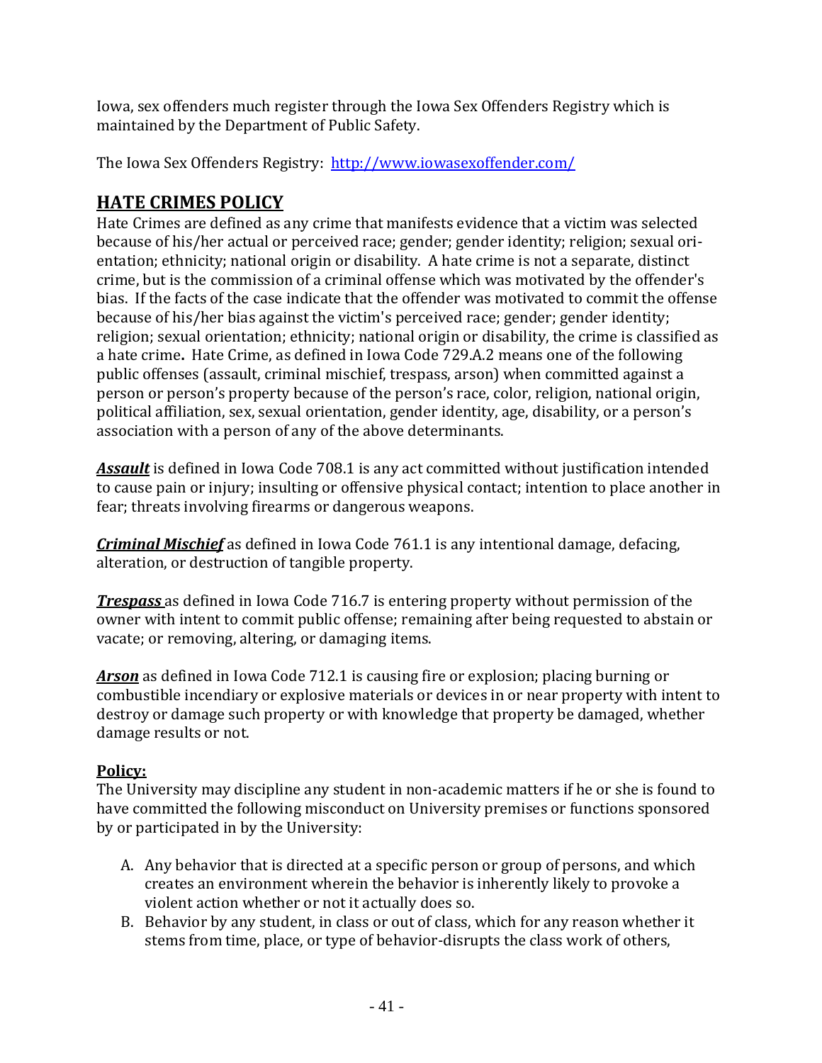Iowa, sex offenders much register through the Iowa Sex Offenders Registry which is maintained by the Department of Public Safety.

The Iowa Sex Offenders Registry: [http://www.iowasexoffender.com/](http://www.iowasexoffender.com/)

## HATE CRIMES POLICY

Hate Crimes are defined as any crime that manifests evidence that a victim was selected because of his/her actual or perceived race; gender; gender identity; religion; sexual orientation; ethnicity; national origin or disability. A hate crime is not a separate, distinct crime, but is the commission of a criminal offense which was motivated by the offender's bias. If the facts of the case indicate that the offender was motivated to commit the offense because of his/her bias against the victim's perceived race; gender; gender identity; religion; sexual orientation; ethnicity; national origin or disability, the crime is classified as a hate crime**.** Hate Crime, as defined in Iowa Code 729.A.2 means one of the following public offenses (assault, criminal mischief, trespass, arson) when committed against a person or person's property because of the person's race, color, religion, national origin, political affiliation, sex, sexual orientation, gender identity, age, disability, or a person's association with a person of any of the above determinants.

***Assault*** is defined in Iowa Code 708.1 is any act committed without justification intended to cause pain or injury; insulting or offensive physical contact; intention to place another in fear; threats involving firearms or dangerous weapons.

***Criminal Mischief*** as defined in Iowa Code 761.1 is any intentional damage, defacing, alteration, or destruction of tangible property.

***Trespass*** as defined in Iowa Code 716.7 is entering property without permission of the owner with intent to commit public offense; remaining after being requested to abstain or vacate; or removing, altering, or damaging items.

***Arson*** as defined in Iowa Code 712.1 is causing fire or explosion; placing burning or combustible incendiary or explosive materials or devices in or near property with intent to destroy or damage such property or with knowledge that property be damaged, whether damage results or not.

**Policy:**

The University may discipline any student in non-academic matters if he or she is found to have committed the following misconduct on University premises or functions sponsored by or participated in by the University:

A. Any behavior that is directed at a specific person or group of persons, and which creates an environment wherein the behavior is inherently likely to provoke a violent action whether or not it actually does so.
B. Behavior by any student, in class or out of class, which for any reason whether it stems from time, place, or type of behavior-disrupts the class work of others,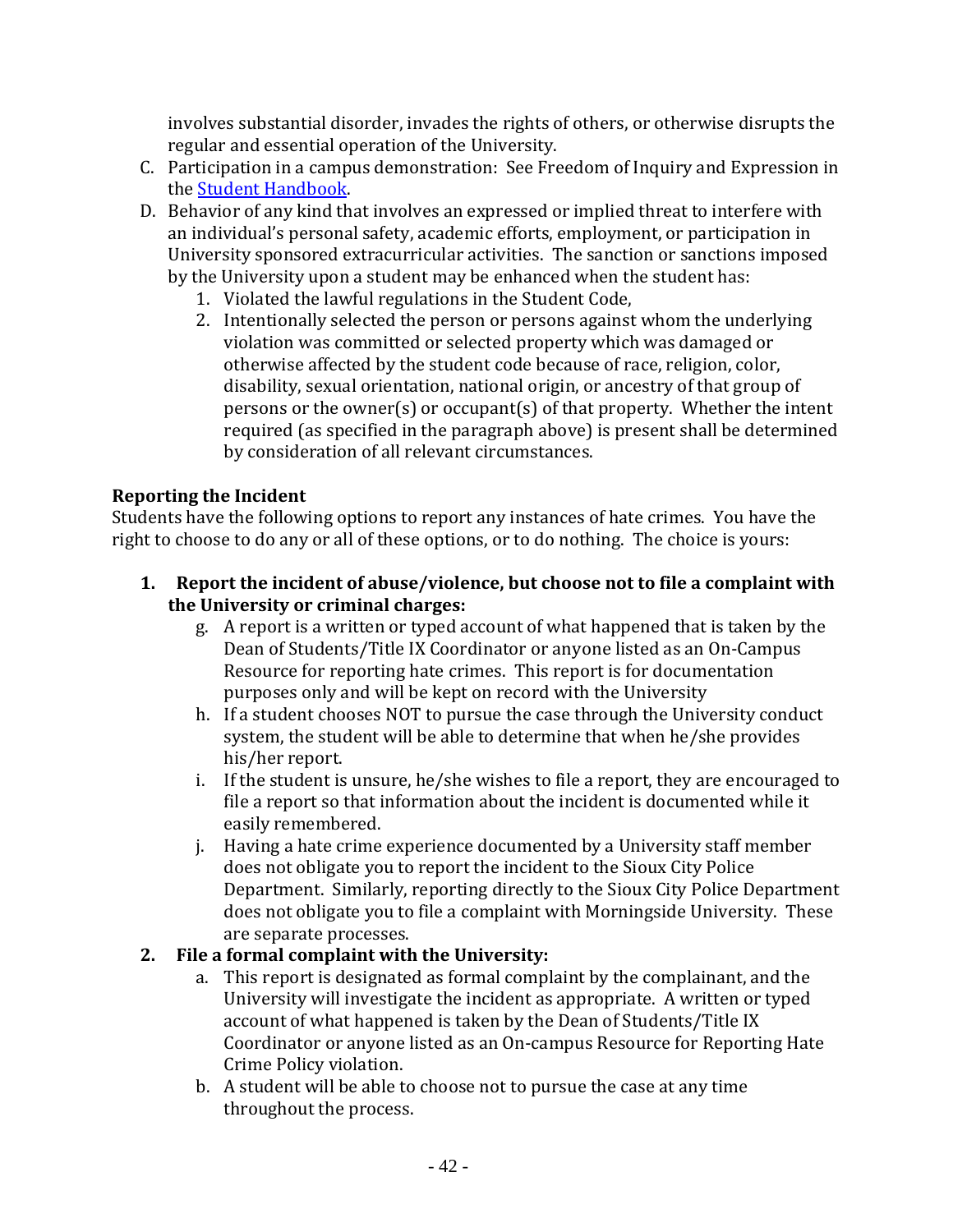involves substantial disorder, invades the rights of others, or otherwise disrupts the regular and essential operation of the University.

C. Participation in a campus demonstration: See Freedom of Inquiry and Expression in the [Student Handbook](#).
D. Behavior of any kind that involves an expressed or implied threat to interfere with an individual's personal safety, academic efforts, employment, or participation in University sponsored extracurricular activities. The sanction or sanctions imposed by the University upon a student may be enhanced when the student has:
    1. Violated the lawful regulations in the Student Code,
    2. Intentionally selected the person or persons against whom the underlying violation was committed or selected property which was damaged or otherwise affected by the student code because of race, religion, color, disability, sexual orientation, national origin, or ancestry of that group of persons or the owner(s) or occupant(s) of that property. Whether the intent required (as specified in the paragraph above) is present shall be determined by consideration of all relevant circumstances.

**Reporting the Incident**

Students have the following options to report any instances of hate crimes. You have the right to choose to do any or all of these options, or to do nothing. The choice is yours:

1. **Report the incident of abuse/violence, but choose not to file a complaint with the University or criminal charges:**
    g. A report is a written or typed account of what happened that is taken by the Dean of Students/Title IX Coordinator or anyone listed as an On-Campus Resource for reporting hate crimes. This report is for documentation purposes only and will be kept on record with the University

    h. If a student chooses NOT to pursue the case through the University conduct system, the student will be able to determine that when he/she provides his/her report.

    i. If the student is unsure, he/she wishes to file a report, they are encouraged to file a report so that information about the incident is documented while it easily remembered.

    j. Having a hate crime experience documented by a University staff member does not obligate you to report the incident to the Sioux City Police Department. Similarly, reporting directly to the Sioux City Police Department does not obligate you to file a complaint with Morningside University. These are separate processes.

2. **File a formal complaint with the University:**
    a. This report is designated as formal complaint by the complainant, and the University will investigate the incident as appropriate. A written or typed account of what happened is taken by the Dean of Students/Title IX Coordinator or anyone listed as an On-campus Resource for Reporting Hate Crime Policy violation.

    b. A student will be able to choose not to pursue the case at any time throughout the process.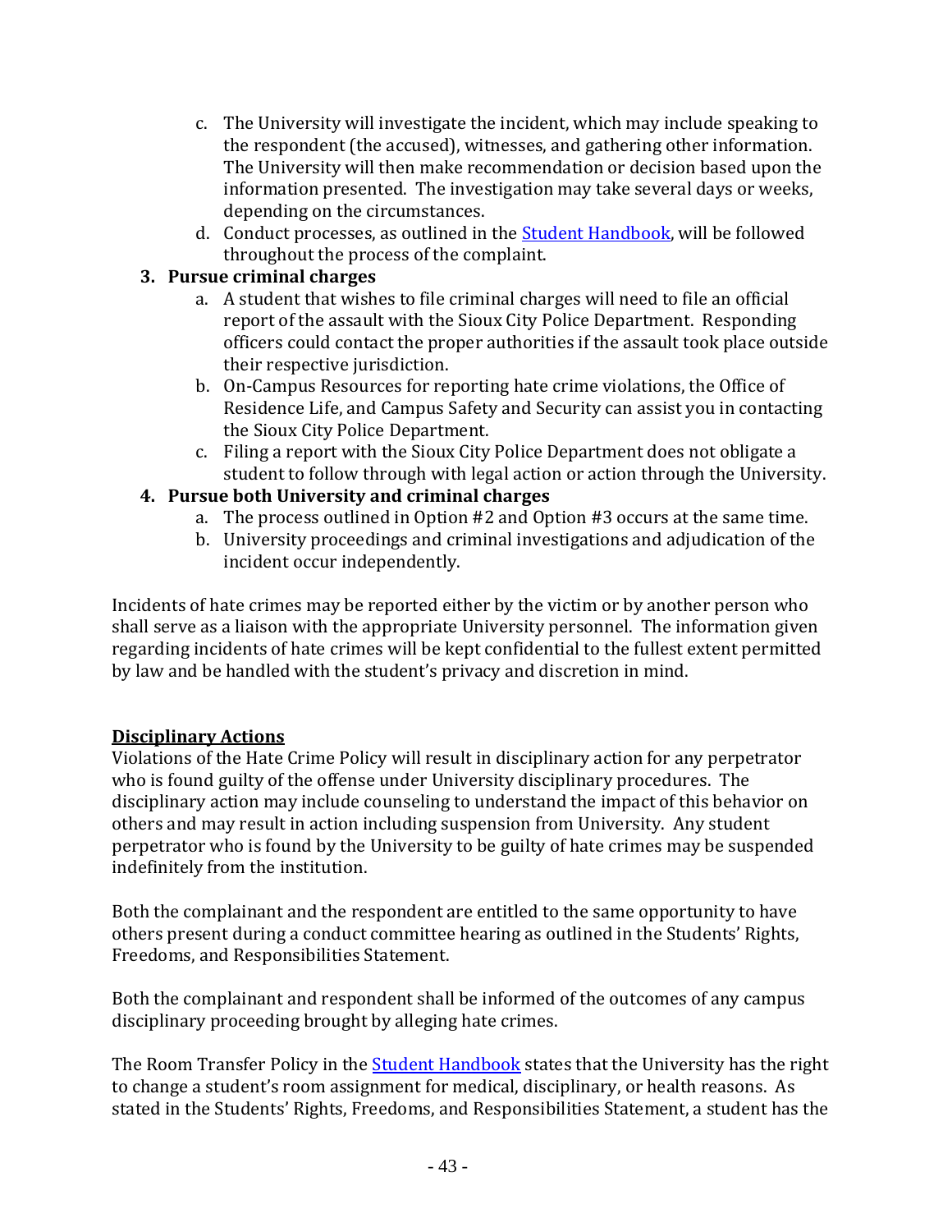c. The University will investigate the incident, which may include speaking to the respondent (the accused), witnesses, and gathering other information. The University will then make recommendation or decision based upon the information presented. The investigation may take several days or weeks, depending on the circumstances.
   d. Conduct processes, as outlined in the [Student Handbook](), will be followed throughout the process of the complaint.

3. **Pursue criminal charges**
   a. A student that wishes to file criminal charges will need to file an official report of the assault with the Sioux City Police Department. Responding officers could contact the proper authorities if the assault took place outside their respective jurisdiction.
   b. On-Campus Resources for reporting hate crime violations, the Office of Residence Life, and Campus Safety and Security can assist you in contacting the Sioux City Police Department.
   c. Filing a report with the Sioux City Police Department does not obligate a student to follow through with legal action or action through the University.

4. **Pursue both University and criminal charges**
   a. The process outlined in Option #2 and Option #3 occurs at the same time.
   b. University proceedings and criminal investigations and adjudication of the incident occur independently.

Incidents of hate crimes may be reported either by the victim or by another person who shall serve as a liaison with the appropriate University personnel. The information given regarding incidents of hate crimes will be kept confidential to the fullest extent permitted by law and be handled with the student's privacy and discretion in mind.

**Disciplinary Actions**

Violations of the Hate Crime Policy will result in disciplinary action for any perpetrator who is found guilty of the offense under University disciplinary procedures. The disciplinary action may include counseling to understand the impact of this behavior on others and may result in action including suspension from University. Any student perpetrator who is found by the University to be guilty of hate crimes may be suspended indefinitely from the institution.

Both the complainant and the respondent are entitled to the same opportunity to have others present during a conduct committee hearing as outlined in the Students' Rights, Freedoms, and Responsibilities Statement.

Both the complainant and respondent shall be informed of the outcomes of any campus disciplinary proceeding brought by alleging hate crimes.

The Room Transfer Policy in the [Student Handbook]() states that the University has the right to change a student's room assignment for medical, disciplinary, or health reasons. As stated in the Students' Rights, Freedoms, and Responsibilities Statement, a student has the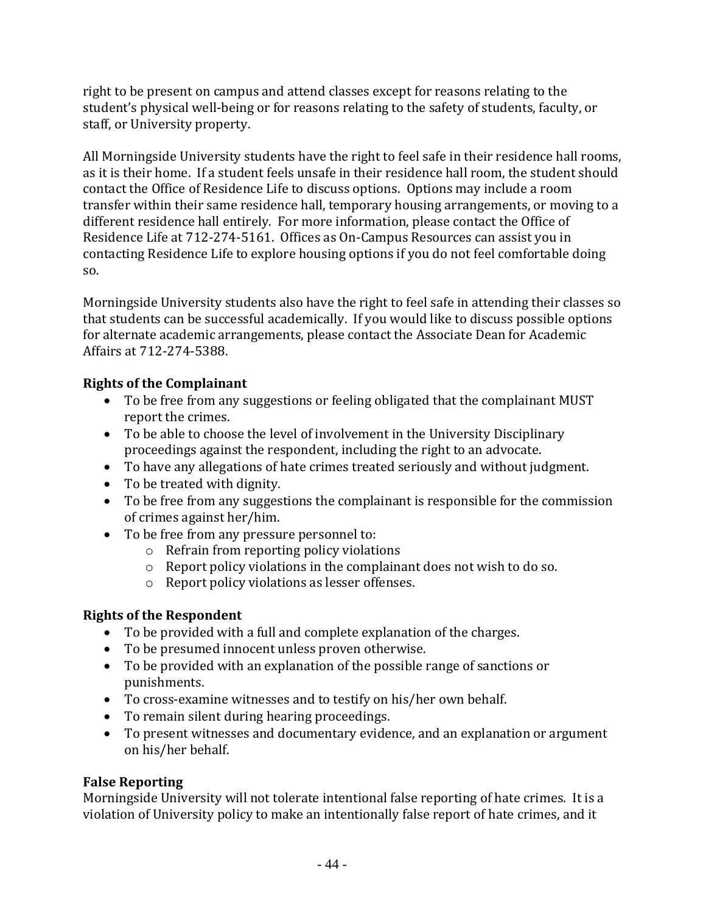right to be present on campus and attend classes except for reasons relating to the student's physical well-being or for reasons relating to the safety of students, faculty, or staff, or University property.

All Morningside University students have the right to feel safe in their residence hall rooms, as it is their home. If a student feels unsafe in their residence hall room, the student should contact the Office of Residence Life to discuss options. Options may include a room transfer within their same residence hall, temporary housing arrangements, or moving to a different residence hall entirely. For more information, please contact the Office of Residence Life at 712-274-5161. Offices as On-Campus Resources can assist you in contacting Residence Life to explore housing options if you do not feel comfortable doing so.

Morningside University students also have the right to feel safe in attending their classes so that students can be successful academically. If you would like to discuss possible options for alternate academic arrangements, please contact the Associate Dean for Academic Affairs at 712-274-5388.

### Rights of the Complainant

- To be free from any suggestions or feeling obligated that the complainant MUST report the crimes.
- To be able to choose the level of involvement in the University Disciplinary proceedings against the respondent, including the right to an advocate.
- To have any allegations of hate crimes treated seriously and without judgment.
- To be treated with dignity.
- To be free from any suggestions the complainant is responsible for the commission of crimes against her/him.
- To be free from any pressure personnel to:
  - Refrain from reporting policy violations
  - Report policy violations in the complainant does not wish to do so.
  - Report policy violations as lesser offenses.

### Rights of the Respondent

- To be provided with a full and complete explanation of the charges.
- To be presumed innocent unless proven otherwise.
- To be provided with an explanation of the possible range of sanctions or punishments.
- To cross-examine witnesses and to testify on his/her own behalf.
- To remain silent during hearing proceedings.
- To present witnesses and documentary evidence, and an explanation or argument on his/her behalf.

### False Reporting

Morningside University will not tolerate intentional false reporting of hate crimes. It is a violation of University policy to make an intentionally false report of hate crimes, and it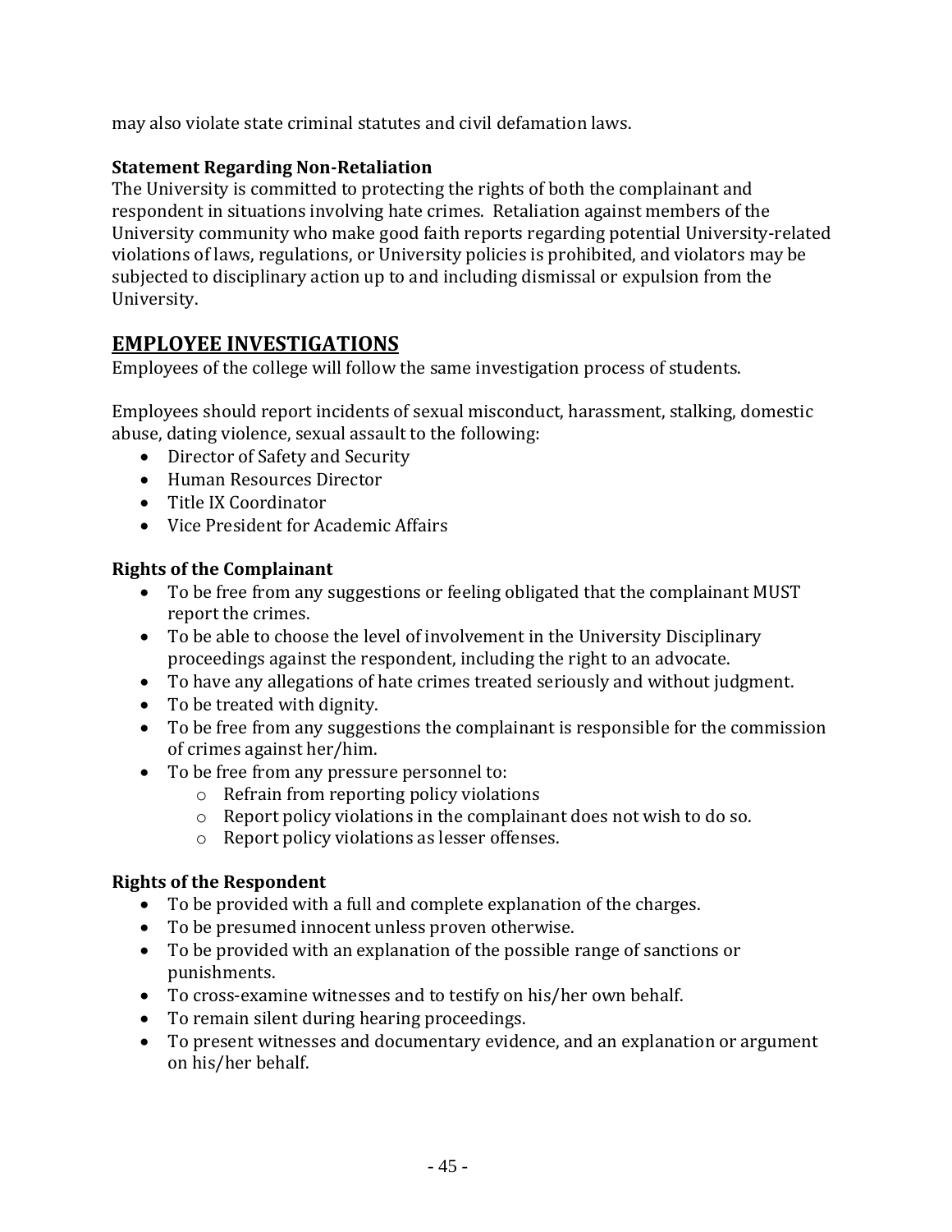may also violate state criminal statutes and civil defamation laws.

**Statement Regarding Non-Retaliation**

The University is committed to protecting the rights of both the complainant and respondent in situations involving hate crimes. Retaliation against members of the University community who make good faith reports regarding potential University-related violations of laws, regulations, or University policies is prohibited, and violators may be subjected to disciplinary action up to and including dismissal or expulsion from the University.

## EMPLOYEE INVESTIGATIONS

Employees of the college will follow the same investigation process of students.

Employees should report incidents of sexual misconduct, harassment, stalking, domestic abuse, dating violence, sexual assault to the following:

- Director of Safety and Security
- Human Resources Director
- Title IX Coordinator
- Vice President for Academic Affairs

**Rights of the Complainant**

- To be free from any suggestions or feeling obligated that the complainant MUST report the crimes.
- To be able to choose the level of involvement in the University Disciplinary proceedings against the respondent, including the right to an advocate.
- To have any allegations of hate crimes treated seriously and without judgment.
- To be treated with dignity.
- To be free from any suggestions the complainant is responsible for the commission of crimes against her/him.
- To be free from any pressure personnel to:
  - Refrain from reporting policy violations
  - Report policy violations in the complainant does not wish to do so.
  - Report policy violations as lesser offenses.

**Rights of the Respondent**

- To be provided with a full and complete explanation of the charges.
- To be presumed innocent unless proven otherwise.
- To be provided with an explanation of the possible range of sanctions or punishments.
- To cross-examine witnesses and to testify on his/her own behalf.
- To remain silent during hearing proceedings.
- To present witnesses and documentary evidence, and an explanation or argument on his/her behalf.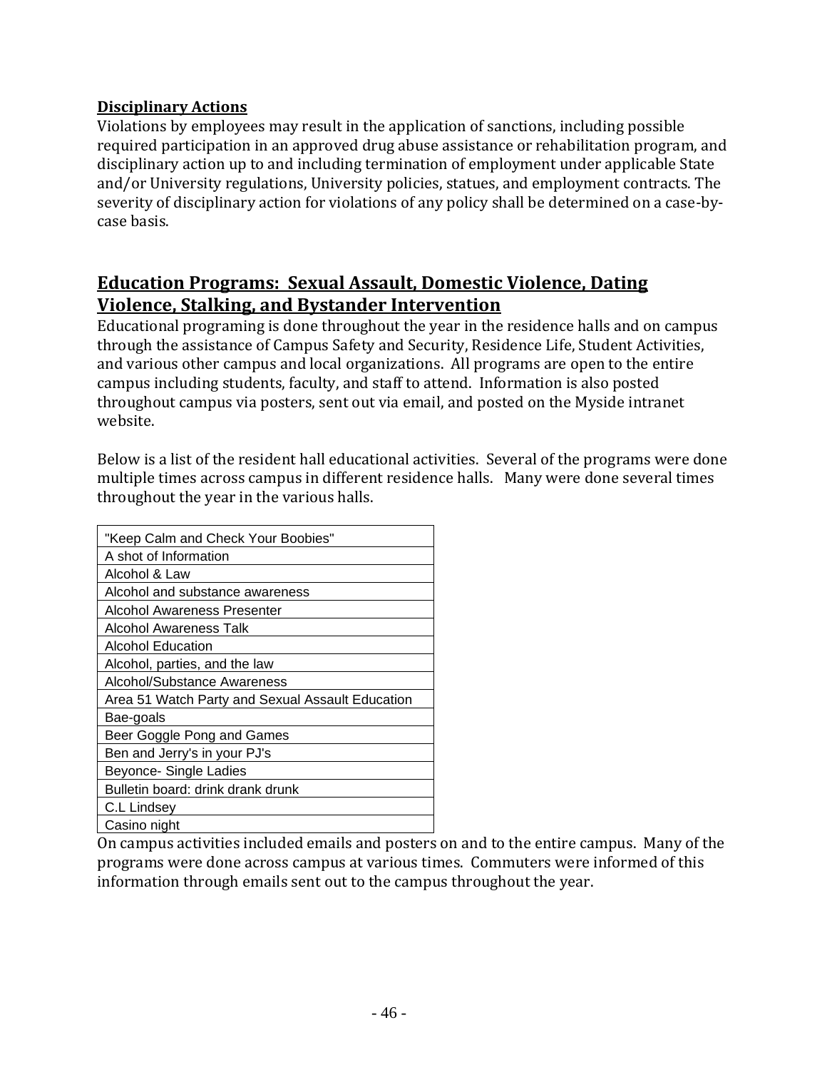**Disciplinary Actions**

Violations by employees may result in the application of sanctions, including possible required participation in an approved drug abuse assistance or rehabilitation program, and disciplinary action up to and including termination of employment under applicable State and/or University regulations, University policies, statues, and employment contracts. The severity of disciplinary action for violations of any policy shall be determined on a case-by-case basis.

## Education Programs: Sexual Assault, Domestic Violence, Dating Violence, Stalking, and Bystander Intervention

Educational programing is done throughout the year in the residence halls and on campus through the assistance of Campus Safety and Security, Residence Life, Student Activities, and various other campus and local organizations. All programs are open to the entire campus including students, faculty, and staff to attend. Information is also posted throughout campus via posters, sent out via email, and posted on the Myside intranet website.

Below is a list of the resident hall educational activities. Several of the programs were done multiple times across campus in different residence halls. Many were done several times throughout the year in the various halls.

| "Keep Calm and Check Your Boobies" |
|---|
| A shot of Information |
| Alcohol & Law |
| Alcohol and substance awareness |
| Alcohol Awareness Presenter |
| Alcohol Awareness Talk |
| Alcohol Education |
| Alcohol, parties, and the law |
| Alcohol/Substance Awareness |
| Area 51 Watch Party and Sexual Assault Education |
| Bae-goals |
| Beer Goggle Pong and Games |
| Ben and Jerry's in your PJ's |
| Beyonce- Single Ladies |
| Bulletin board: drink drank drunk |
| C.L Lindsey |
| Casino night |

On campus activities included emails and posters on and to the entire campus. Many of the programs were done across campus at various times. Commuters were informed of this information through emails sent out to the campus throughout the year.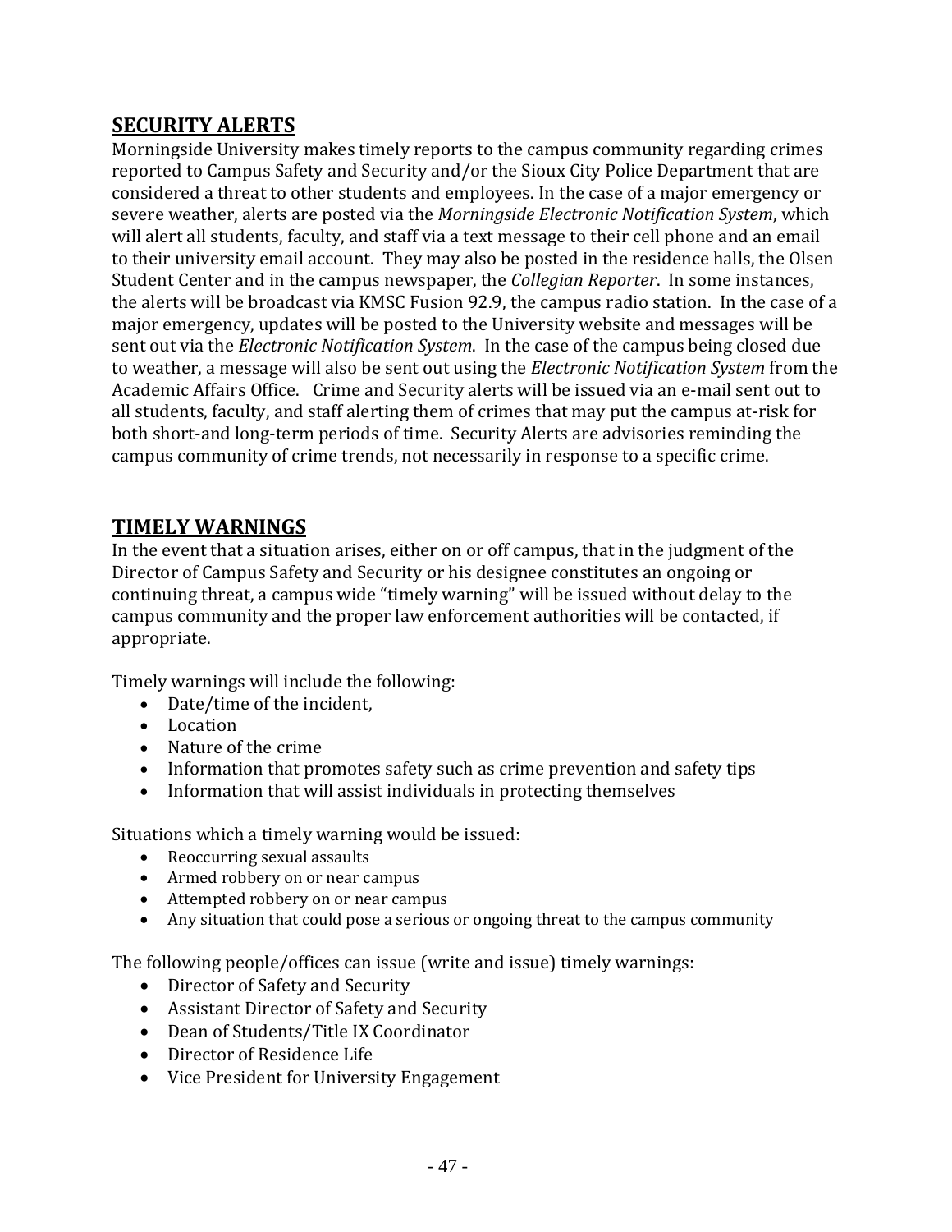## SECURITY ALERTS

Morningside University makes timely reports to the campus community regarding crimes reported to Campus Safety and Security and/or the Sioux City Police Department that are considered a threat to other students and employees. In the case of a major emergency or severe weather, alerts are posted via the *Morningside Electronic Notification System*, which will alert all students, faculty, and staff via a text message to their cell phone and an email to their university email account. They may also be posted in the residence halls, the Olsen Student Center and in the campus newspaper, the *Collegian Reporter*. In some instances, the alerts will be broadcast via KMSC Fusion 92.9, the campus radio station. In the case of a major emergency, updates will be posted to the University website and messages will be sent out via the *Electronic Notification System*. In the case of the campus being closed due to weather, a message will also be sent out using the *Electronic Notification System* from the Academic Affairs Office. Crime and Security alerts will be issued via an e-mail sent out to all students, faculty, and staff alerting them of crimes that may put the campus at-risk for both short-and long-term periods of time. Security Alerts are advisories reminding the campus community of crime trends, not necessarily in response to a specific crime.

## TIMELY WARNINGS

In the event that a situation arises, either on or off campus, that in the judgment of the Director of Campus Safety and Security or his designee constitutes an ongoing or continuing threat, a campus wide "timely warning" will be issued without delay to the campus community and the proper law enforcement authorities will be contacted, if appropriate.

Timely warnings will include the following:

- Date/time of the incident,
- Location
- Nature of the crime
- Information that promotes safety such as crime prevention and safety tips
- Information that will assist individuals in protecting themselves

Situations which a timely warning would be issued:

- Reoccurring sexual assaults
- Armed robbery on or near campus
- Attempted robbery on or near campus
- Any situation that could pose a serious or ongoing threat to the campus community

The following people/offices can issue (write and issue) timely warnings:

- Director of Safety and Security
- Assistant Director of Safety and Security
- Dean of Students/Title IX Coordinator
- Director of Residence Life
- Vice President for University Engagement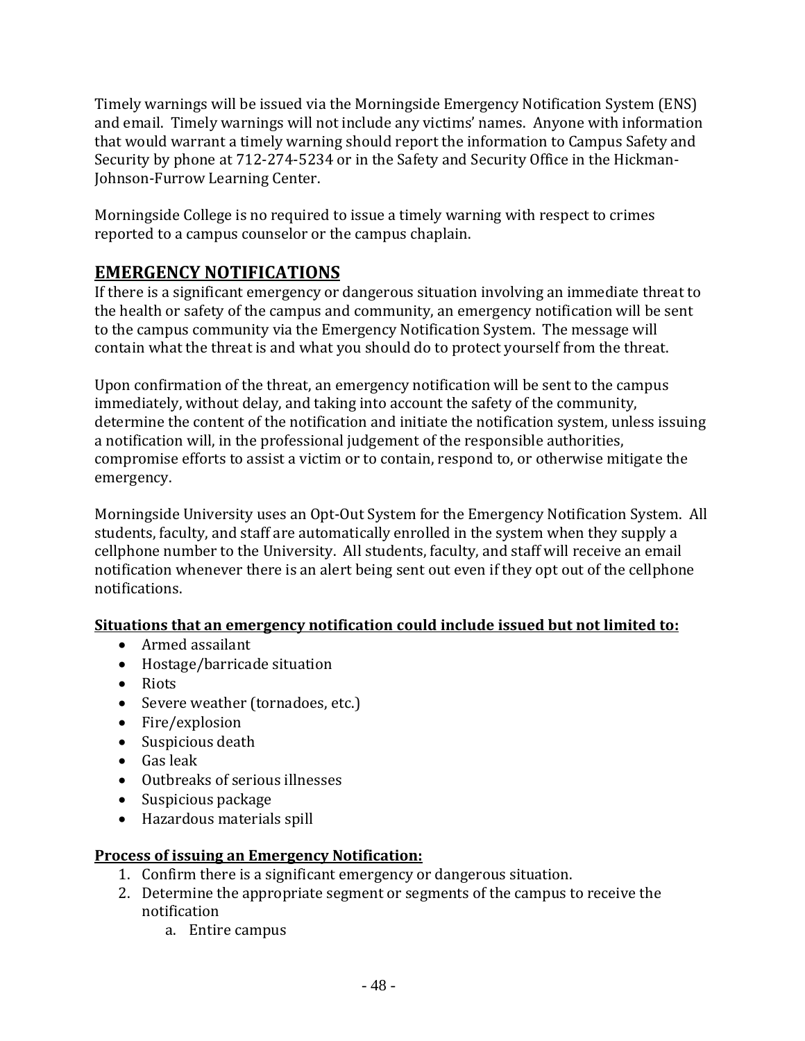Timely warnings will be issued via the Morningside Emergency Notification System (ENS) and email. Timely warnings will not include any victims' names. Anyone with information that would warrant a timely warning should report the information to Campus Safety and Security by phone at 712-274-5234 or in the Safety and Security Office in the Hickman-Johnson-Furrow Learning Center.

Morningside College is no required to issue a timely warning with respect to crimes reported to a campus counselor or the campus chaplain.

## EMERGENCY NOTIFICATIONS

If there is a significant emergency or dangerous situation involving an immediate threat to the health or safety of the campus and community, an emergency notification will be sent to the campus community via the Emergency Notification System. The message will contain what the threat is and what you should do to protect yourself from the threat.

Upon confirmation of the threat, an emergency notification will be sent to the campus immediately, without delay, and taking into account the safety of the community, determine the content of the notification and initiate the notification system, unless issuing a notification will, in the professional judgement of the responsible authorities, compromise efforts to assist a victim or to contain, respond to, or otherwise mitigate the emergency.

Morningside University uses an Opt-Out System for the Emergency Notification System. All students, faculty, and staff are automatically enrolled in the system when they supply a cellphone number to the University. All students, faculty, and staff will receive an email notification whenever there is an alert being sent out even if they opt out of the cellphone notifications.

**Situations that an emergency notification could include issued but not limited to:**

- Armed assailant
- Hostage/barricade situation
- Riots
- Severe weather (tornadoes, etc.)
- Fire/explosion
- Suspicious death
- Gas leak
- Outbreaks of serious illnesses
- Suspicious package
- Hazardous materials spill

**Process of issuing an Emergency Notification:**

1. Confirm there is a significant emergency or dangerous situation.
2. Determine the appropriate segment or segments of the campus to receive the notification
    a. Entire campus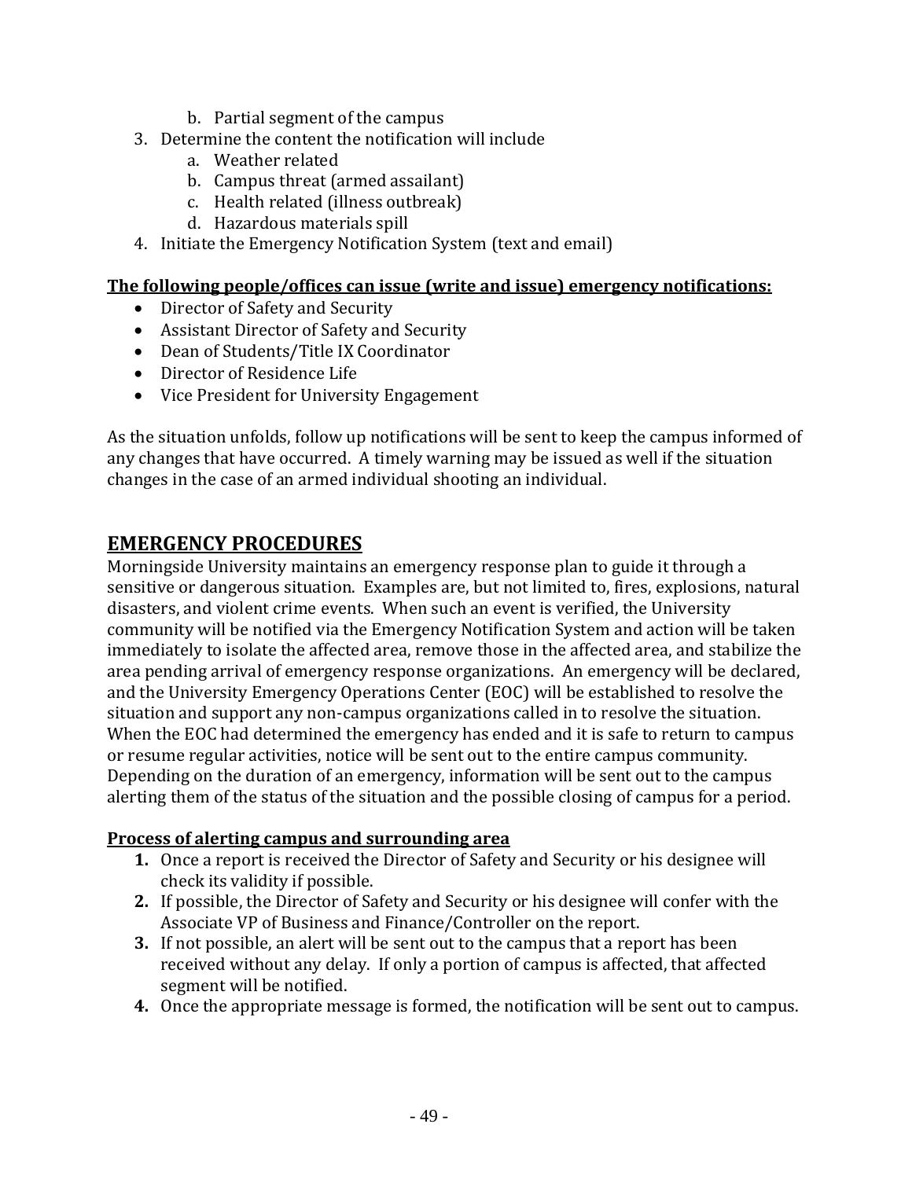b. Partial segment of the campus
3. Determine the content the notification will include
    a. Weather related
    b. Campus threat (armed assailant)
    c. Health related (illness outbreak)
    d. Hazardous materials spill
4. Initiate the Emergency Notification System (text and email)

**The following people/offices can issue (write and issue) emergency notifications:**

- Director of Safety and Security
- Assistant Director of Safety and Security
- Dean of Students/Title IX Coordinator
- Director of Residence Life
- Vice President for University Engagement

As the situation unfolds, follow up notifications will be sent to keep the campus informed of any changes that have occurred. A timely warning may be issued as well if the situation changes in the case of an armed individual shooting an individual.

## EMERGENCY PROCEDURES

Morningside University maintains an emergency response plan to guide it through a sensitive or dangerous situation. Examples are, but not limited to, fires, explosions, natural disasters, and violent crime events. When such an event is verified, the University community will be notified via the Emergency Notification System and action will be taken immediately to isolate the affected area, remove those in the affected area, and stabilize the area pending arrival of emergency response organizations. An emergency will be declared, and the University Emergency Operations Center (EOC) will be established to resolve the situation and support any non-campus organizations called in to resolve the situation. When the EOC had determined the emergency has ended and it is safe to return to campus or resume regular activities, notice will be sent out to the entire campus community. Depending on the duration of an emergency, information will be sent out to the campus alerting them of the status of the situation and the possible closing of campus for a period.

**Process of alerting campus and surrounding area**

1. Once a report is received the Director of Safety and Security or his designee will check its validity if possible.
2. If possible, the Director of Safety and Security or his designee will confer with the Associate VP of Business and Finance/Controller on the report.
3. If not possible, an alert will be sent out to the campus that a report has been received without any delay. If only a portion of campus is affected, that affected segment will be notified.
4. Once the appropriate message is formed, the notification will be sent out to campus.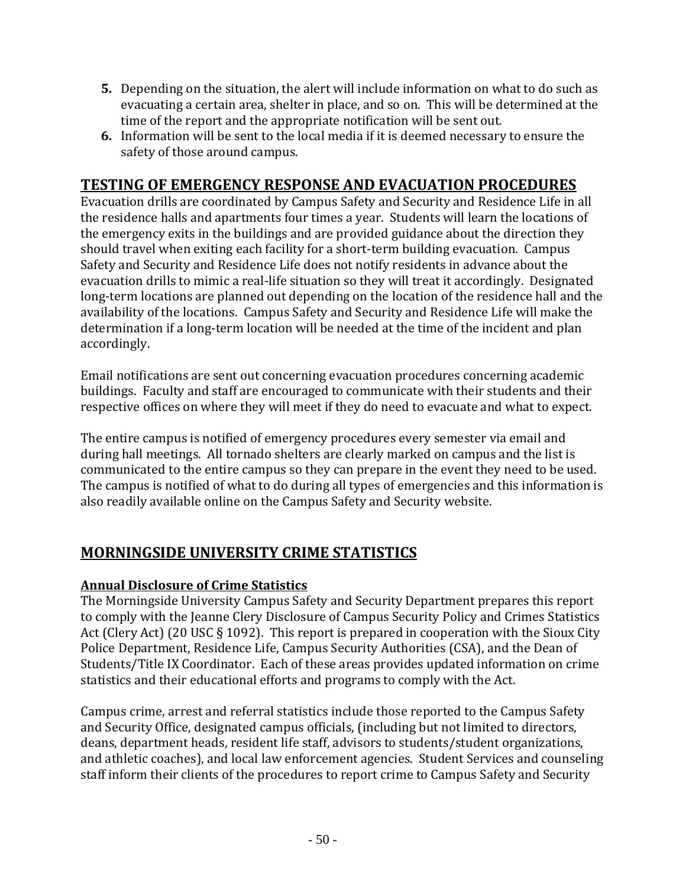5. Depending on the situation, the alert will include information on what to do such as evacuating a certain area, shelter in place, and so on. This will be determined at the time of the report and the appropriate notification will be sent out.
6. Information will be sent to the local media if it is deemed necessary to ensure the safety of those around campus.

## TESTING OF EMERGENCY RESPONSE AND EVACUATION PROCEDURES

Evacuation drills are coordinated by Campus Safety and Security and Residence Life in all the residence halls and apartments four times a year. Students will learn the locations of the emergency exits in the buildings and are provided guidance about the direction they should travel when exiting each facility for a short-term building evacuation. Campus Safety and Security and Residence Life does not notify residents in advance about the evacuation drills to mimic a real-life situation so they will treat it accordingly. Designated long-term locations are planned out depending on the location of the residence hall and the availability of the locations. Campus Safety and Security and Residence Life will make the determination if a long-term location will be needed at the time of the incident and plan accordingly.

Email notifications are sent out concerning evacuation procedures concerning academic buildings. Faculty and staff are encouraged to communicate with their students and their respective offices on where they will meet if they do need to evacuate and what to expect.

The entire campus is notified of emergency procedures every semester via email and during hall meetings. All tornado shelters are clearly marked on campus and the list is communicated to the entire campus so they can prepare in the event they need to be used. The campus is notified of what to do during all types of emergencies and this information is also readily available online on the Campus Safety and Security website.

## MORNINGSIDE UNIVERSITY CRIME STATISTICS

### Annual Disclosure of Crime Statistics

The Morningside University Campus Safety and Security Department prepares this report to comply with the Jeanne Clery Disclosure of Campus Security Policy and Crimes Statistics Act (Clery Act) (20 USC § 1092). This report is prepared in cooperation with the Sioux City Police Department, Residence Life, Campus Security Authorities (CSA), and the Dean of Students/Title IX Coordinator. Each of these areas provides updated information on crime statistics and their educational efforts and programs to comply with the Act.

Campus crime, arrest and referral statistics include those reported to the Campus Safety and Security Office, designated campus officials, (including but not limited to directors, deans, department heads, resident life staff, advisors to students/student organizations, and athletic coaches), and local law enforcement agencies. Student Services and counseling staff inform their clients of the procedures to report crime to Campus Safety and Security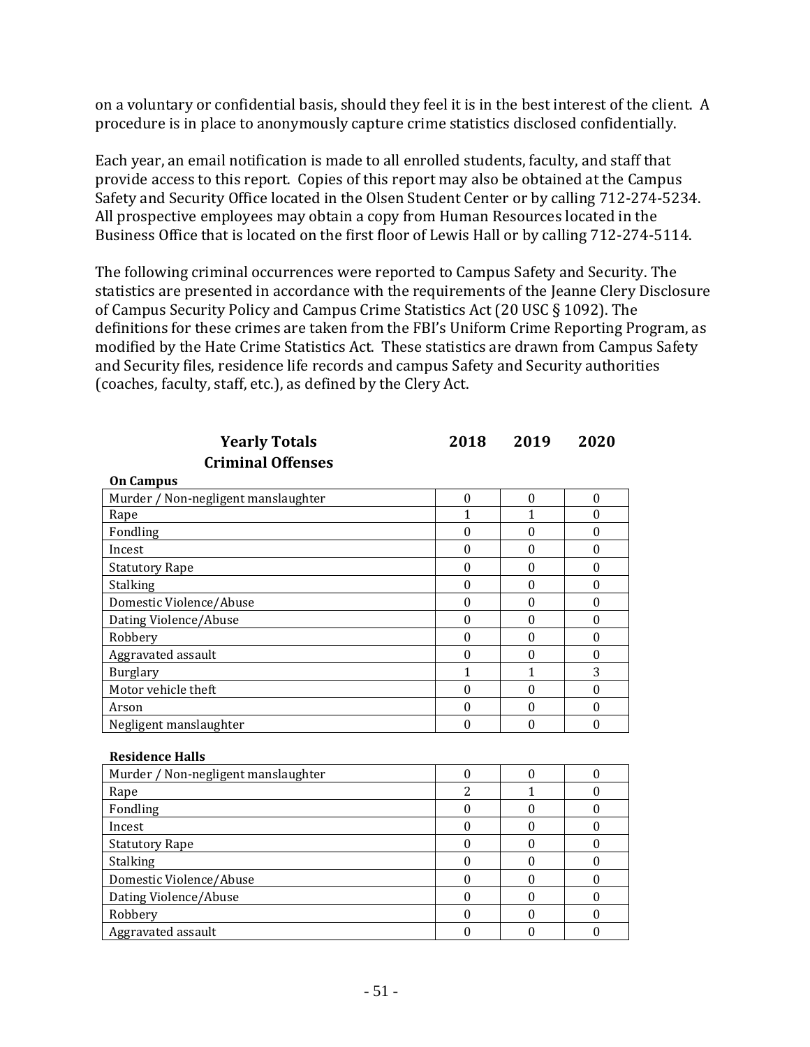on a voluntary or confidential basis, should they feel it is in the best interest of the client. A procedure is in place to anonymously capture crime statistics disclosed confidentially.

Each year, an email notification is made to all enrolled students, faculty, and staff that provide access to this report. Copies of this report may also be obtained at the Campus Safety and Security Office located in the Olsen Student Center or by calling 712-274-5234. All prospective employees may obtain a copy from Human Resources located in the Business Office that is located on the first floor of Lewis Hall or by calling 712-274-5114.

The following criminal occurrences were reported to Campus Safety and Security. The statistics are presented in accordance with the requirements of the Jeanne Clery Disclosure of Campus Security Policy and Campus Crime Statistics Act (20 USC § 1092). The definitions for these crimes are taken from the FBI's Uniform Crime Reporting Program, as modified by the Hate Crime Statistics Act. These statistics are drawn from Campus Safety and Security files, residence life records and campus Safety and Security authorities (coaches, faculty, staff, etc.), as defined by the Clery Act.

## Yearly Totals Criminal Offenses

**On Campus**

| | 2018 | 2019 | 2020 |
|---|---|---|---|
| Murder / Non-negligent manslaughter | 0 | 0 | 0 |
| Rape | 1 | 1 | 0 |
| Fondling | 0 | 0 | 0 |
| Incest | 0 | 0 | 0 |
| Statutory Rape | 0 | 0 | 0 |
| Stalking | 0 | 0 | 0 |
| Domestic Violence/Abuse | 0 | 0 | 0 |
| Dating Violence/Abuse | 0 | 0 | 0 |
| Robbery | 0 | 0 | 0 |
| Aggravated assault | 0 | 0 | 0 |
| Burglary | 1 | 1 | 3 |
| Motor vehicle theft | 0 | 0 | 0 |
| Arson | 0 | 0 | 0 |
| Negligent manslaughter | 0 | 0 | 0 |

**Residence Halls**

| | 2018 | 2019 | 2020 |
|---|---|---|---|
| Murder / Non-negligent manslaughter | 0 | 0 | 0 |
| Rape | 2 | 1 | 0 |
| Fondling | 0 | 0 | 0 |
| Incest | 0 | 0 | 0 |
| Statutory Rape | 0 | 0 | 0 |
| Stalking | 0 | 0 | 0 |
| Domestic Violence/Abuse | 0 | 0 | 0 |
| Dating Violence/Abuse | 0 | 0 | 0 |
| Robbery | 0 | 0 | 0 |
| Aggravated assault | 0 | 0 | 0 |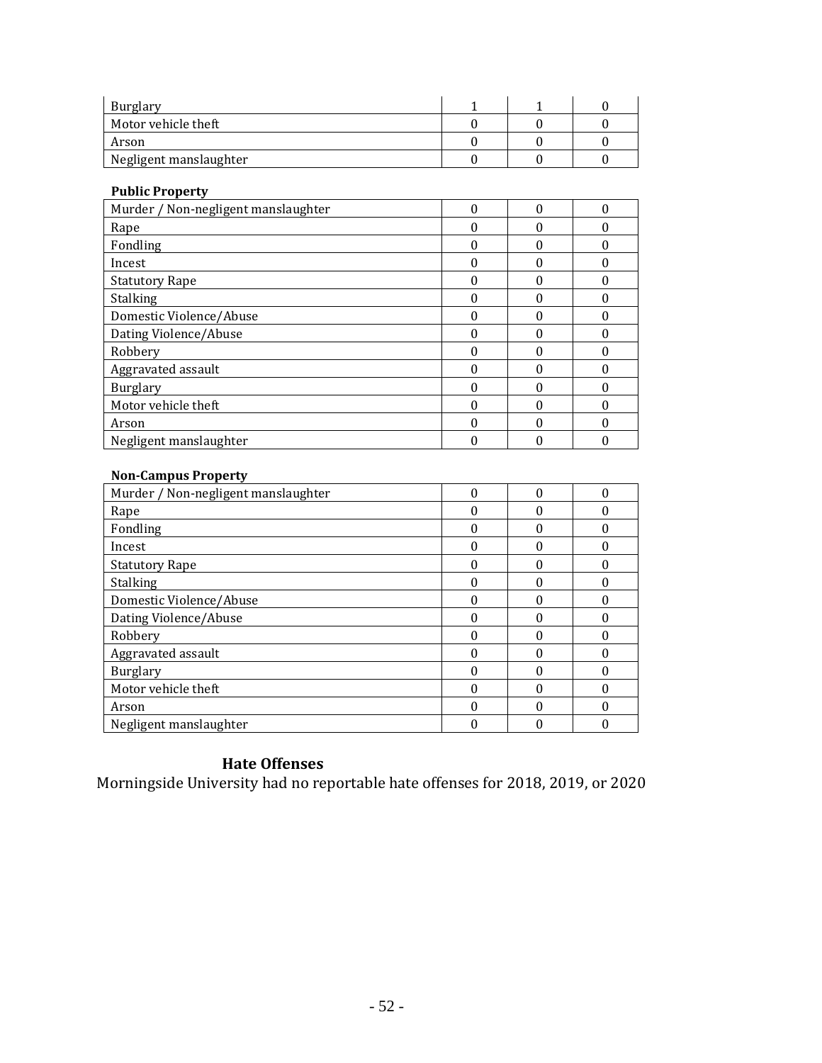| | | | |
|---|---|---|---|
| Burglary | 1 | 1 | 0 |
| Motor vehicle theft | 0 | 0 | 0 |
| Arson | 0 | 0 | 0 |
| Negligent manslaughter | 0 | 0 | 0 |

**Public Property**

| | | | |
|---|---|---|---|
| Murder / Non-negligent manslaughter | 0 | 0 | 0 |
| Rape | 0 | 0 | 0 |
| Fondling | 0 | 0 | 0 |
| Incest | 0 | 0 | 0 |
| Statutory Rape | 0 | 0 | 0 |
| Stalking | 0 | 0 | 0 |
| Domestic Violence/Abuse | 0 | 0 | 0 |
| Dating Violence/Abuse | 0 | 0 | 0 |
| Robbery | 0 | 0 | 0 |
| Aggravated assault | 0 | 0 | 0 |
| Burglary | 0 | 0 | 0 |
| Motor vehicle theft | 0 | 0 | 0 |
| Arson | 0 | 0 | 0 |
| Negligent manslaughter | 0 | 0 | 0 |

**Non-Campus Property**

| | | | |
|---|---|---|---|
| Murder / Non-negligent manslaughter | 0 | 0 | 0 |
| Rape | 0 | 0 | 0 |
| Fondling | 0 | 0 | 0 |
| Incest | 0 | 0 | 0 |
| Statutory Rape | 0 | 0 | 0 |
| Stalking | 0 | 0 | 0 |
| Domestic Violence/Abuse | 0 | 0 | 0 |
| Dating Violence/Abuse | 0 | 0 | 0 |
| Robbery | 0 | 0 | 0 |
| Aggravated assault | 0 | 0 | 0 |
| Burglary | 0 | 0 | 0 |
| Motor vehicle theft | 0 | 0 | 0 |
| Arson | 0 | 0 | 0 |
| Negligent manslaughter | 0 | 0 | 0 |

## Hate Offenses

Morningside University had no reportable hate offenses for 2018, 2019, or 2020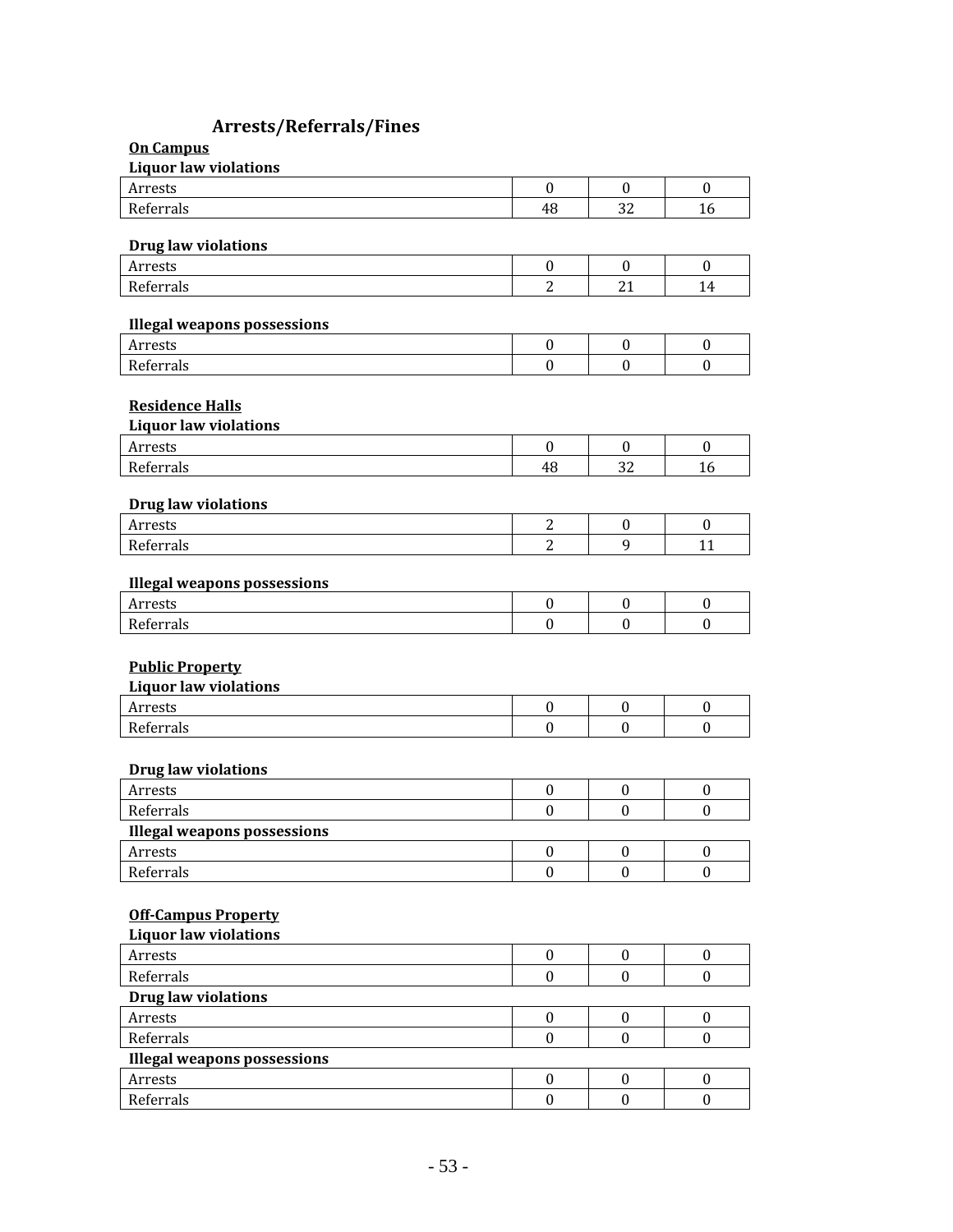## Arrests/Referrals/Fines

**On Campus**

**Liquor law violations**

| | | | |
|---|---|---|---|
| Arrests | 0 | 0 | 0 |
| Referrals | 48 | 32 | 16 |

**Drug law violations**

| | | | |
|---|---|---|---|
| Arrests | 0 | 0 | 0 |
| Referrals | 2 | 21 | 14 |

**Illegal weapons possessions**

| | | | |
|---|---|---|---|
| Arrests | 0 | 0 | 0 |
| Referrals | 0 | 0 | 0 |

**Residence Halls**

**Liquor law violations**

| | | | |
|---|---|---|---|
| Arrests | 0 | 0 | 0 |
| Referrals | 48 | 32 | 16 |

**Drug law violations**

| | | | |
|---|---|---|---|
| Arrests | 2 | 0 | 0 |
| Referrals | 2 | 9 | 11 |

**Illegal weapons possessions**

| | | | |
|---|---|---|---|
| Arrests | 0 | 0 | 0 |
| Referrals | 0 | 0 | 0 |

**Public Property**

**Liquor law violations**

| | | | |
|---|---|---|---|
| Arrests | 0 | 0 | 0 |
| Referrals | 0 | 0 | 0 |

**Drug law violations**

| | | | |
|---|---|---|---|
| Arrests | 0 | 0 | 0 |
| Referrals | 0 | 0 | 0 |

**Illegal weapons possessions**

| | | | |
|---|---|---|---|
| Arrests | 0 | 0 | 0 |
| Referrals | 0 | 0 | 0 |

**Off-Campus Property**

**Liquor law violations**

| | | | |
|---|---|---|---|
| Arrests | 0 | 0 | 0 |
| Referrals | 0 | 0 | 0 |

**Drug law violations**

| | | | |
|---|---|---|---|
| Arrests | 0 | 0 | 0 |
| Referrals | 0 | 0 | 0 |

**Illegal weapons possessions**

| | | | |
|---|---|---|---|
| Arrests | 0 | 0 | 0 |
| Referrals | 0 | 0 | 0 |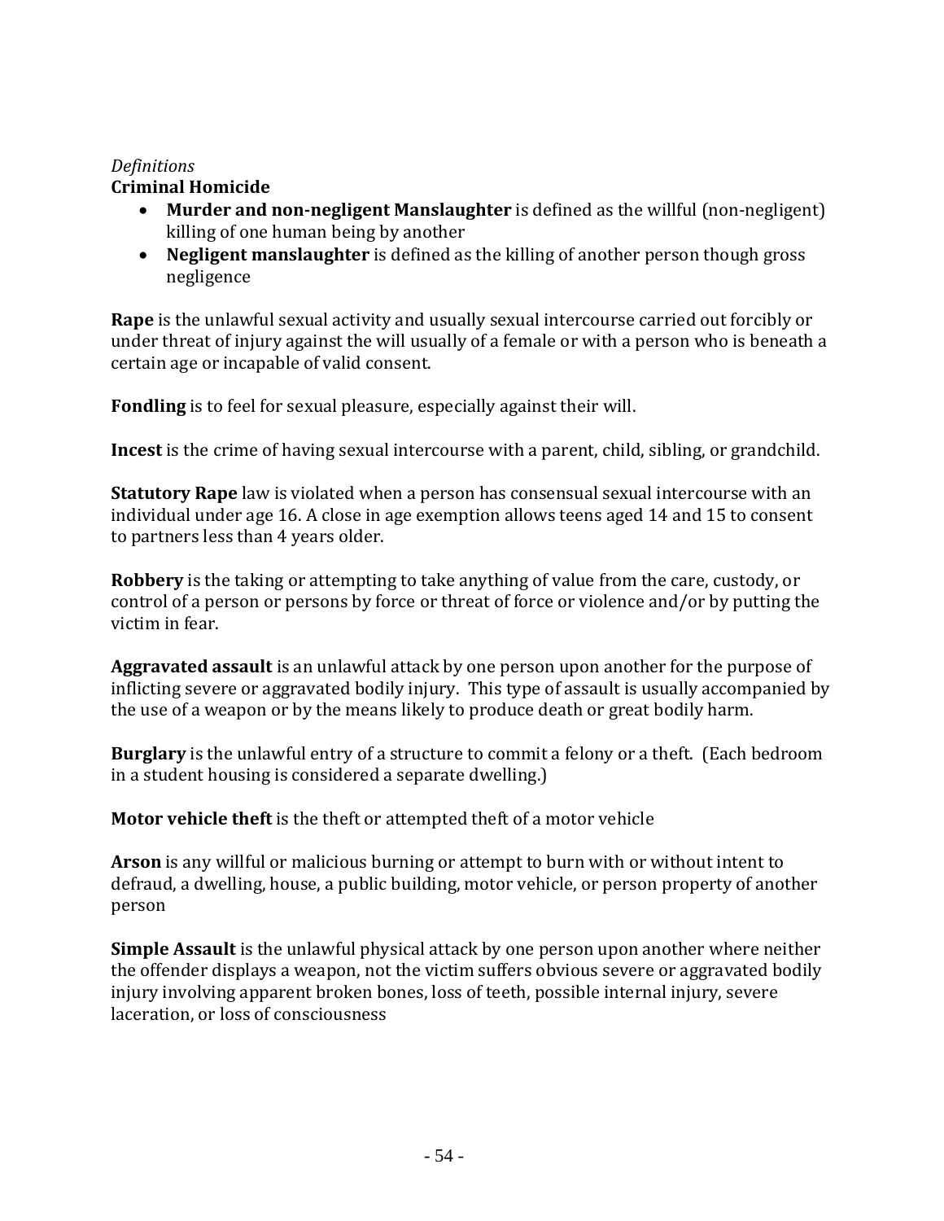*Definitions*

**Criminal Homicide**

- **Murder and non-negligent Manslaughter** is defined as the willful (non-negligent) killing of one human being by another
- **Negligent manslaughter** is defined as the killing of another person though gross negligence

**Rape** is the unlawful sexual activity and usually sexual intercourse carried out forcibly or under threat of injury against the will usually of a female or with a person who is beneath a certain age or incapable of valid consent.

**Fondling** is to feel for sexual pleasure, especially against their will.

**Incest** is the crime of having sexual intercourse with a parent, child, sibling, or grandchild.

**Statutory Rape** law is violated when a person has consensual sexual intercourse with an individual under age 16. A close in age exemption allows teens aged 14 and 15 to consent to partners less than 4 years older.

**Robbery** is the taking or attempting to take anything of value from the care, custody, or control of a person or persons by force or threat of force or violence and/or by putting the victim in fear.

**Aggravated assault** is an unlawful attack by one person upon another for the purpose of inflicting severe or aggravated bodily injury. This type of assault is usually accompanied by the use of a weapon or by the means likely to produce death or great bodily harm.

**Burglary** is the unlawful entry of a structure to commit a felony or a theft. (Each bedroom in a student housing is considered a separate dwelling.)

**Motor vehicle theft** is the theft or attempted theft of a motor vehicle

**Arson** is any willful or malicious burning or attempt to burn with or without intent to defraud, a dwelling, house, a public building, motor vehicle, or person property of another person

**Simple Assault** is the unlawful physical attack by one person upon another where neither the offender displays a weapon, not the victim suffers obvious severe or aggravated bodily injury involving apparent broken bones, loss of teeth, possible internal injury, severe laceration, or loss of consciousness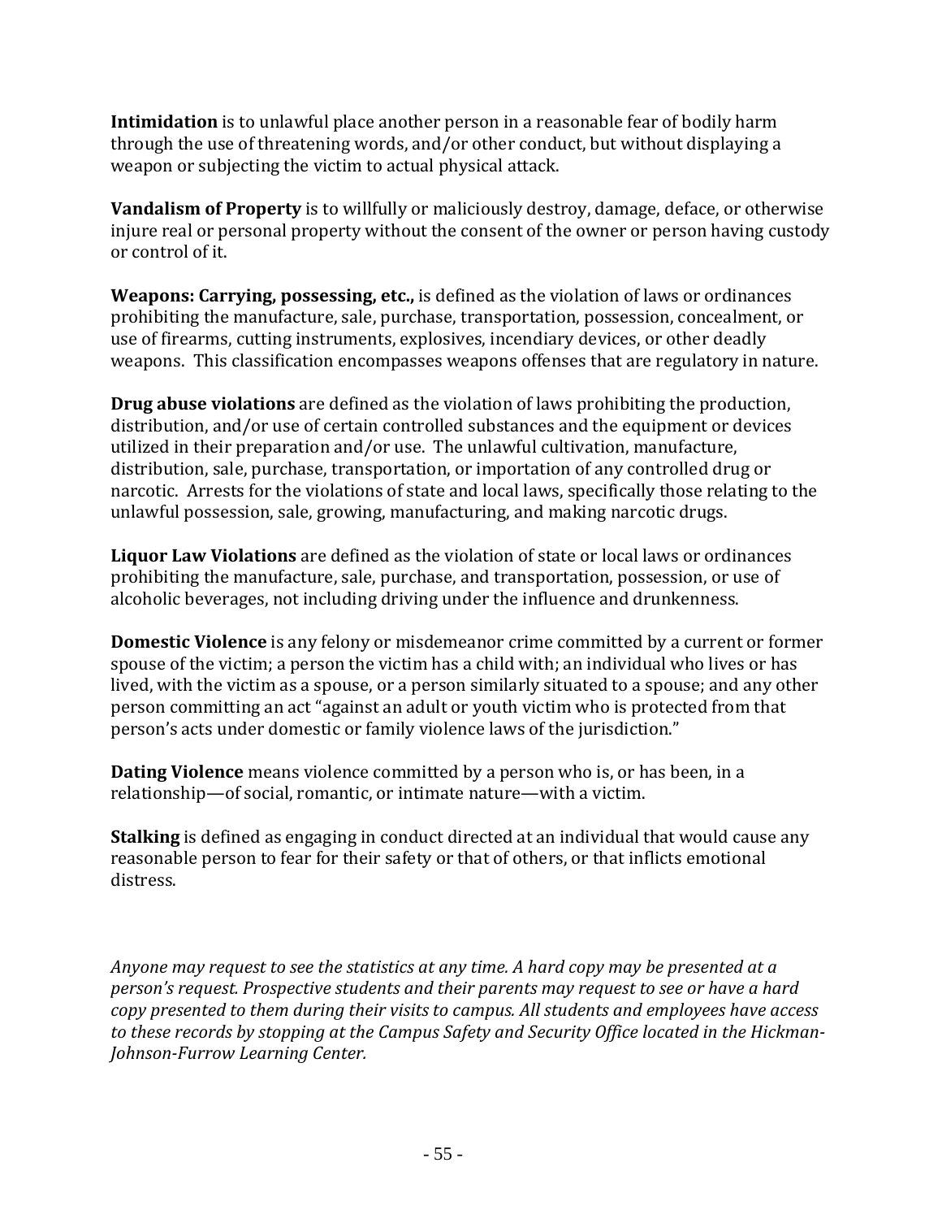**Intimidation** is to unlawful place another person in a reasonable fear of bodily harm through the use of threatening words, and/or other conduct, but without displaying a weapon or subjecting the victim to actual physical attack.

**Vandalism of Property** is to willfully or maliciously destroy, damage, deface, or otherwise injure real or personal property without the consent of the owner or person having custody or control of it.

**Weapons: Carrying, possessing, etc.,** is defined as the violation of laws or ordinances prohibiting the manufacture, sale, purchase, transportation, possession, concealment, or use of firearms, cutting instruments, explosives, incendiary devices, or other deadly weapons. This classification encompasses weapons offenses that are regulatory in nature.

**Drug abuse violations** are defined as the violation of laws prohibiting the production, distribution, and/or use of certain controlled substances and the equipment or devices utilized in their preparation and/or use. The unlawful cultivation, manufacture, distribution, sale, purchase, transportation, or importation of any controlled drug or narcotic. Arrests for the violations of state and local laws, specifically those relating to the unlawful possession, sale, growing, manufacturing, and making narcotic drugs.

**Liquor Law Violations** are defined as the violation of state or local laws or ordinances prohibiting the manufacture, sale, purchase, and transportation, possession, or use of alcoholic beverages, not including driving under the influence and drunkenness.

**Domestic Violence** is any felony or misdemeanor crime committed by a current or former spouse of the victim; a person the victim has a child with; an individual who lives or has lived, with the victim as a spouse, or a person similarly situated to a spouse; and any other person committing an act "against an adult or youth victim who is protected from that person's acts under domestic or family violence laws of the jurisdiction."

**Dating Violence** means violence committed by a person who is, or has been, in a relationship—of social, romantic, or intimate nature—with a victim.

**Stalking** is defined as engaging in conduct directed at an individual that would cause any reasonable person to fear for their safety or that of others, or that inflicts emotional distress.

*Anyone may request to see the statistics at any time. A hard copy may be presented at a person's request. Prospective students and their parents may request to see or have a hard copy presented to them during their visits to campus. All students and employees have access to these records by stopping at the Campus Safety and Security Office located in the Hickman-Johnson-Furrow Learning Center.*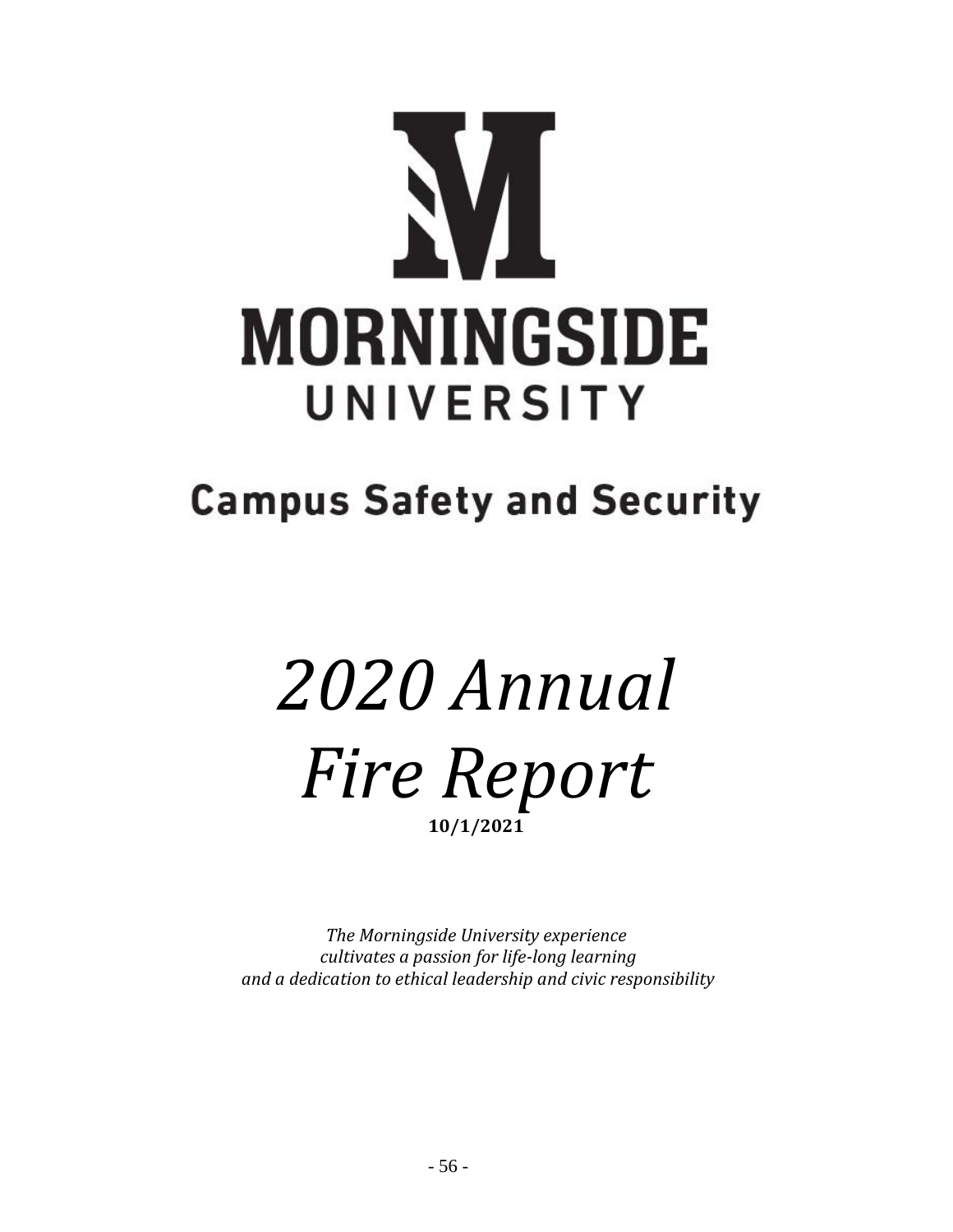# MORNINGSIDE UNIVERSITY

## Campus Safety and Security

# *2020 Annual Fire Report*

**10/1/2021**

*The Morningside University experience*
*cultivates a passion for life-long learning*
*and a dedication to ethical leadership and civic responsibility*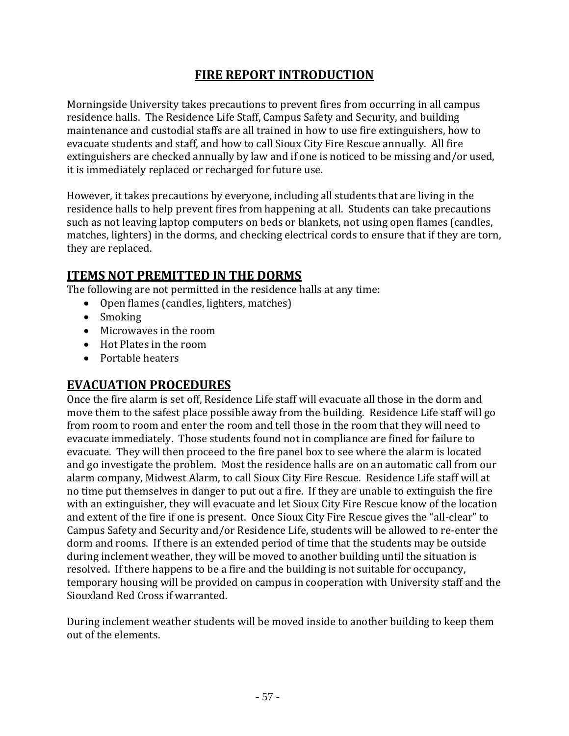## FIRE REPORT INTRODUCTION

Morningside University takes precautions to prevent fires from occurring in all campus residence halls. The Residence Life Staff, Campus Safety and Security, and building maintenance and custodial staffs are all trained in how to use fire extinguishers, how to evacuate students and staff, and how to call Sioux City Fire Rescue annually. All fire extinguishers are checked annually by law and if one is noticed to be missing and/or used, it is immediately replaced or recharged for future use.

However, it takes precautions by everyone, including all students that are living in the residence halls to help prevent fires from happening at all. Students can take precautions such as not leaving laptop computers on beds or blankets, not using open flames (candles, matches, lighters) in the dorms, and checking electrical cords to ensure that if they are torn, they are replaced.

## ITEMS NOT PREMITTED IN THE DORMS

The following are not permitted in the residence halls at any time:

- Open flames (candles, lighters, matches)
- Smoking
- Microwaves in the room
- Hot Plates in the room
- Portable heaters

## EVACUATION PROCEDURES

Once the fire alarm is set off, Residence Life staff will evacuate all those in the dorm and move them to the safest place possible away from the building. Residence Life staff will go from room to room and enter the room and tell those in the room that they will need to evacuate immediately. Those students found not in compliance are fined for failure to evacuate. They will then proceed to the fire panel box to see where the alarm is located and go investigate the problem. Most the residence halls are on an automatic call from our alarm company, Midwest Alarm, to call Sioux City Fire Rescue. Residence Life staff will at no time put themselves in danger to put out a fire. If they are unable to extinguish the fire with an extinguisher, they will evacuate and let Sioux City Fire Rescue know of the location and extent of the fire if one is present. Once Sioux City Fire Rescue gives the "all-clear" to Campus Safety and Security and/or Residence Life, students will be allowed to re-enter the dorm and rooms. If there is an extended period of time that the students may be outside during inclement weather, they will be moved to another building until the situation is resolved. If there happens to be a fire and the building is not suitable for occupancy, temporary housing will be provided on campus in cooperation with University staff and the Siouxland Red Cross if warranted.

During inclement weather students will be moved inside to another building to keep them out of the elements.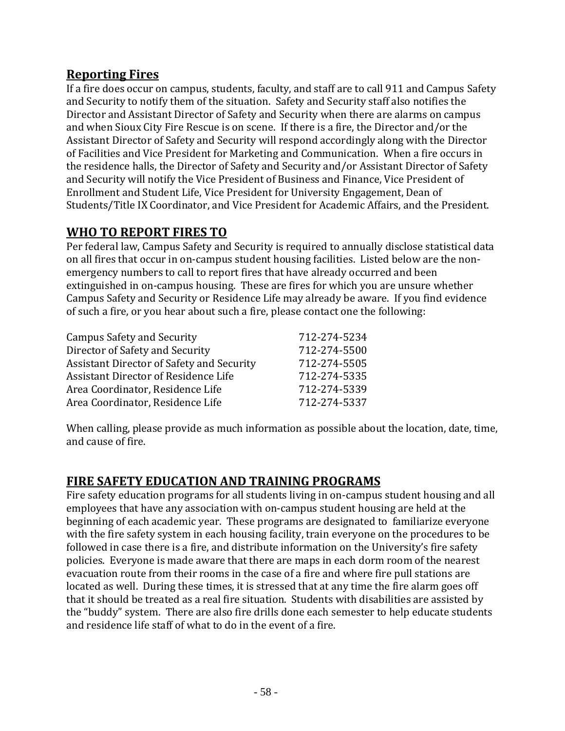## Reporting Fires

If a fire does occur on campus, students, faculty, and staff are to call 911 and Campus Safety and Security to notify them of the situation. Safety and Security staff also notifies the Director and Assistant Director of Safety and Security when there are alarms on campus and when Sioux City Fire Rescue is on scene. If there is a fire, the Director and/or the Assistant Director of Safety and Security will respond accordingly along with the Director of Facilities and Vice President for Marketing and Communication. When a fire occurs in the residence halls, the Director of Safety and Security and/or Assistant Director of Safety and Security will notify the Vice President of Business and Finance, Vice President of Enrollment and Student Life, Vice President for University Engagement, Dean of Students/Title IX Coordinator, and Vice President for Academic Affairs, and the President.

## WHO TO REPORT FIRES TO

Per federal law, Campus Safety and Security is required to annually disclose statistical data on all fires that occur in on-campus student housing facilities. Listed below are the non-emergency numbers to call to report fires that have already occurred and been extinguished in on-campus housing. These are fires for which you are unsure whether Campus Safety and Security or Residence Life may already be aware. If you find evidence of such a fire, or you hear about such a fire, please contact one the following:

| | |
|---|---|
| Campus Safety and Security | 712-274-5234 |
| Director of Safety and Security | 712-274-5500 |
| Assistant Director of Safety and Security | 712-274-5505 |
| Assistant Director of Residence Life | 712-274-5335 |
| Area Coordinator, Residence Life | 712-274-5339 |
| Area Coordinator, Residence Life | 712-274-5337 |

When calling, please provide as much information as possible about the location, date, time, and cause of fire.

## FIRE SAFETY EDUCATION AND TRAINING PROGRAMS

Fire safety education programs for all students living in on-campus student housing and all employees that have any association with on-campus student housing are held at the beginning of each academic year. These programs are designated to familiarize everyone with the fire safety system in each housing facility, train everyone on the procedures to be followed in case there is a fire, and distribute information on the University's fire safety policies. Everyone is made aware that there are maps in each dorm room of the nearest evacuation route from their rooms in the case of a fire and where fire pull stations are located as well. During these times, it is stressed that at any time the fire alarm goes off that it should be treated as a real fire situation. Students with disabilities are assisted by the "buddy" system. There are also fire drills done each semester to help educate students and residence life staff of what to do in the event of a fire.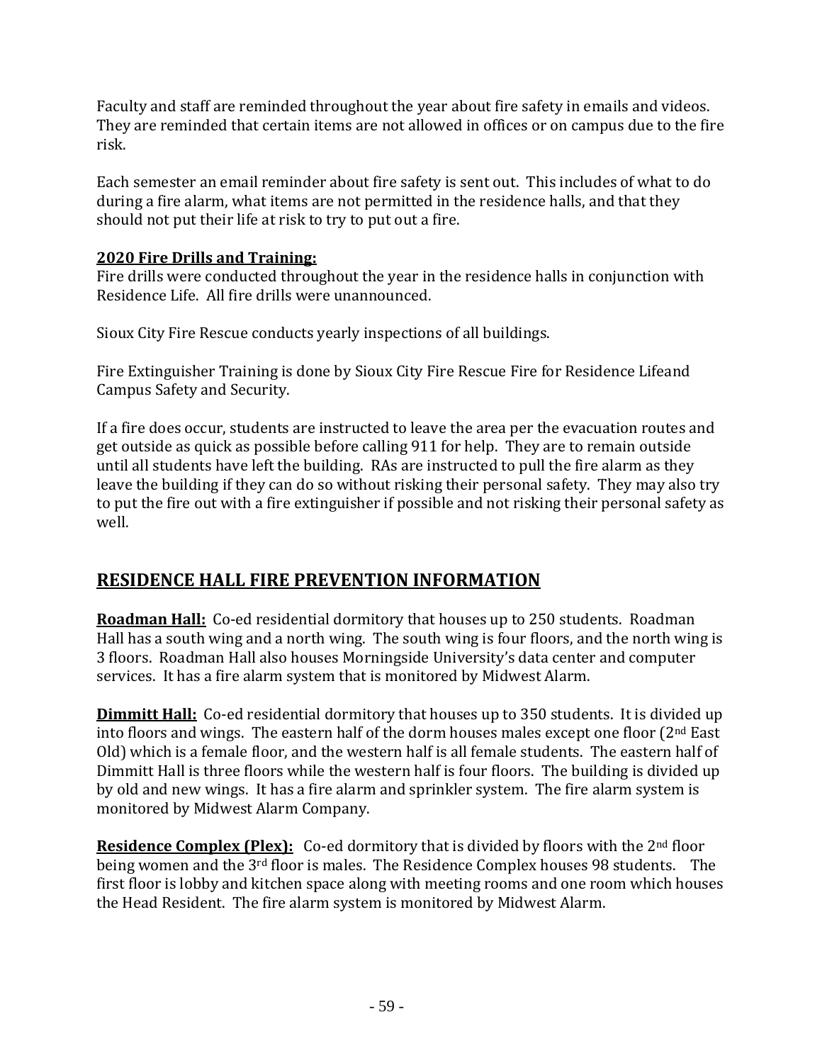Faculty and staff are reminded throughout the year about fire safety in emails and videos. They are reminded that certain items are not allowed in offices or on campus due to the fire risk.

Each semester an email reminder about fire safety is sent out. This includes of what to do during a fire alarm, what items are not permitted in the residence halls, and that they should not put their life at risk to try to put out a fire.

**2020 Fire Drills and Training:**
Fire drills were conducted throughout the year in the residence halls in conjunction with Residence Life. All fire drills were unannounced.

Sioux City Fire Rescue conducts yearly inspections of all buildings.

Fire Extinguisher Training is done by Sioux City Fire Rescue Fire for Residence Lifeand Campus Safety and Security.

If a fire does occur, students are instructed to leave the area per the evacuation routes and get outside as quick as possible before calling 911 for help. They are to remain outside until all students have left the building. RAs are instructed to pull the fire alarm as they leave the building if they can do so without risking their personal safety. They may also try to put the fire out with a fire extinguisher if possible and not risking their personal safety as well.

## RESIDENCE HALL FIRE PREVENTION INFORMATION

**Roadman Hall:** Co-ed residential dormitory that houses up to 250 students. Roadman Hall has a south wing and a north wing. The south wing is four floors, and the north wing is 3 floors. Roadman Hall also houses Morningside University's data center and computer services. It has a fire alarm system that is monitored by Midwest Alarm.

**Dimmitt Hall:** Co-ed residential dormitory that houses up to 350 students. It is divided up into floors and wings. The eastern half of the dorm houses males except one floor (2nd East Old) which is a female floor, and the western half is all female students. The eastern half of Dimmitt Hall is three floors while the western half is four floors. The building is divided up by old and new wings. It has a fire alarm and sprinkler system. The fire alarm system is monitored by Midwest Alarm Company.

**Residence Complex (Plex):** Co-ed dormitory that is divided by floors with the 2nd floor being women and the 3rd floor is males. The Residence Complex houses 98 students. The first floor is lobby and kitchen space along with meeting rooms and one room which houses the Head Resident. The fire alarm system is monitored by Midwest Alarm.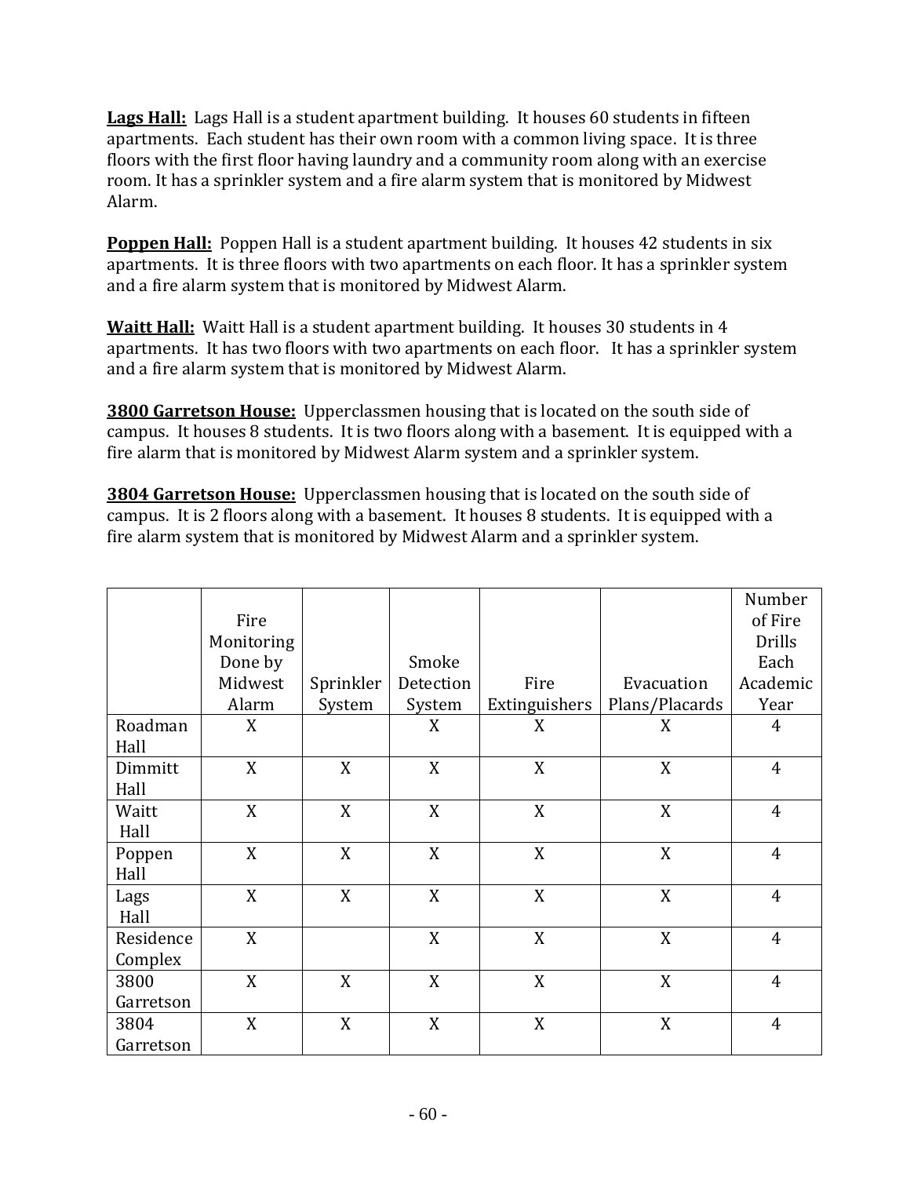**Lags Hall:** Lags Hall is a student apartment building. It houses 60 students in fifteen apartments. Each student has their own room with a common living space. It is three floors with the first floor having laundry and a community room along with an exercise room. It has a sprinkler system and a fire alarm system that is monitored by Midwest Alarm.

**Poppen Hall:** Poppen Hall is a student apartment building. It houses 42 students in six apartments. It is three floors with two apartments on each floor. It has a sprinkler system and a fire alarm system that is monitored by Midwest Alarm.

**Waitt Hall:** Waitt Hall is a student apartment building. It houses 30 students in 4 apartments. It has two floors with two apartments on each floor. It has a sprinkler system and a fire alarm system that is monitored by Midwest Alarm.

**3800 Garretson House:** Upperclassmen housing that is located on the south side of campus. It houses 8 students. It is two floors along with a basement. It is equipped with a fire alarm that is monitored by Midwest Alarm system and a sprinkler system.

**3804 Garretson House:** Upperclassmen housing that is located on the south side of campus. It is 2 floors along with a basement. It houses 8 students. It is equipped with a fire alarm system that is monitored by Midwest Alarm and a sprinkler system.

| | Fire Monitoring Done by Midwest Alarm | Sprinkler System | Smoke Detection System | Fire Extinguishers | Evacuation Plans/Placards | Number of Fire Drills Each Academic Year |
|---|---|---|---|---|---|---|
| Roadman Hall | X | | X | X | X | 4 |
| Dimmitt Hall | X | X | X | X | X | 4 |
| Waitt Hall | X | X | X | X | X | 4 |
| Poppen Hall | X | X | X | X | X | 4 |
| Lags Hall | X | X | X | X | X | 4 |
| Residence Complex | X | | X | X | X | 4 |
| 3800 Garretson | X | X | X | X | X | 4 |
| 3804 Garretson | X | X | X | X | X | 4 |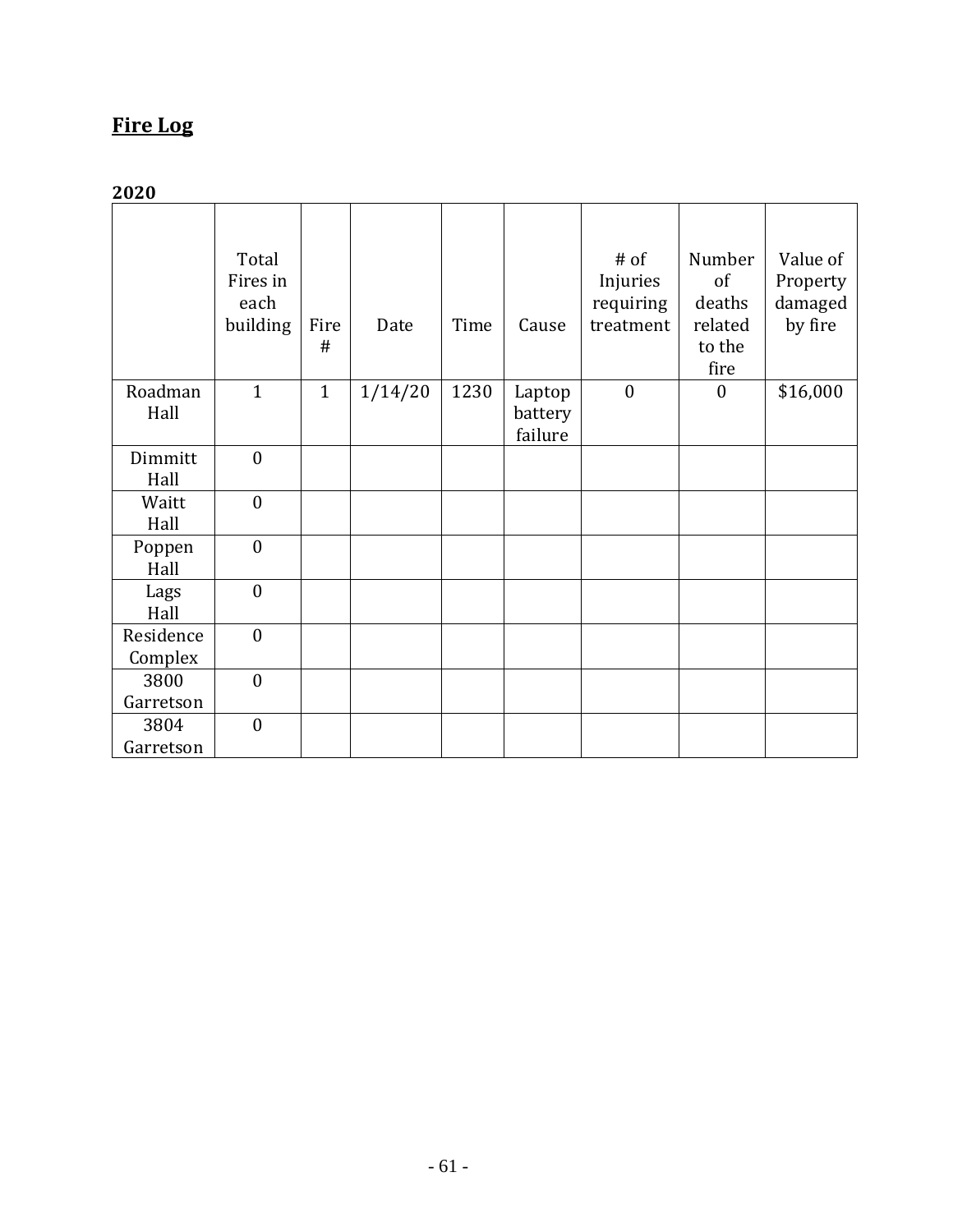## Fire Log

**2020**

| | Total Fires in each building | Fire # | Date | Time | Cause | # of Injuries requiring treatment | Number of deaths related to the fire | Value of Property damaged by fire |
|---|---|---|---|---|---|---|---|---|
| Roadman Hall | 1 | 1 | 1/14/20 | 1230 | Laptop battery failure | 0 | 0 | $16,000 |
| Dimmitt Hall | 0 | | | | | | | |
| Waitt Hall | 0 | | | | | | | |
| Poppen Hall | 0 | | | | | | | |
| Lags Hall | 0 | | | | | | | |
| Residence Complex | 0 | | | | | | | |
| 3800 Garretson | 0 | | | | | | | |
| 3804 Garretson | 0 | | | | | | | |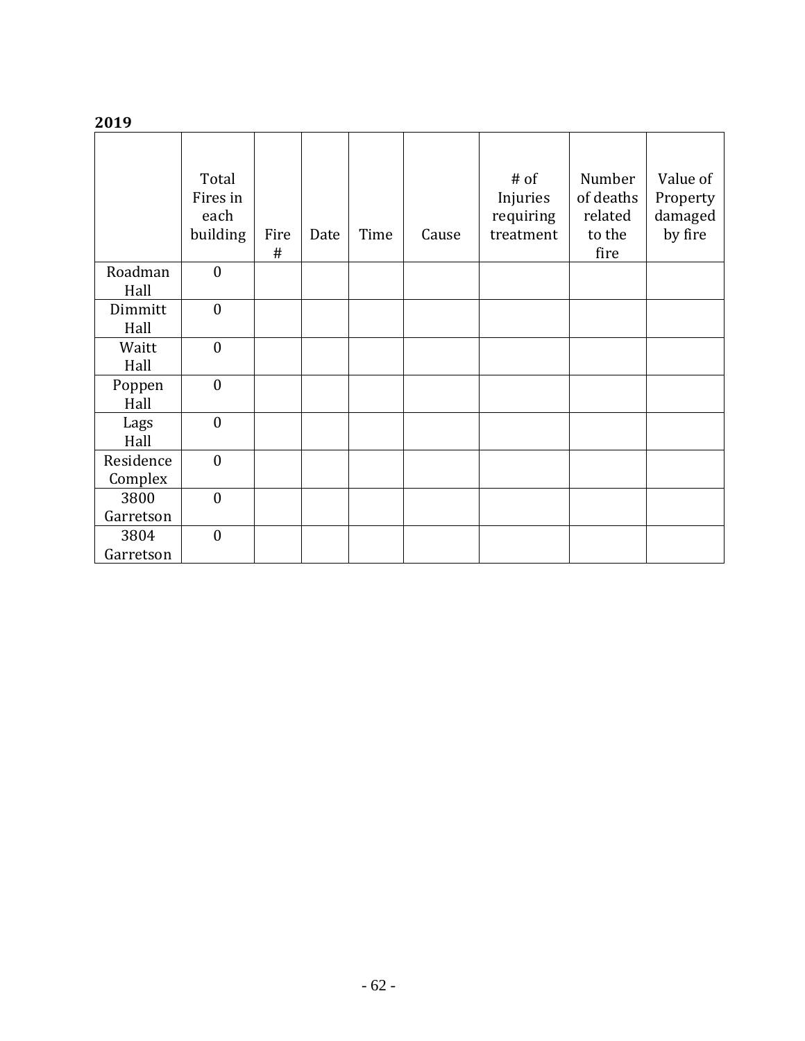**2019**

| | Total Fires in each building | Fire # | Date | Time | Cause | # of Injuries requiring treatment | Number of deaths related to the fire | Value of Property damaged by fire |
|---|---|---|---|---|---|---|---|---|
| Roadman Hall | 0 | | | | | | | |
| Dimmitt Hall | 0 | | | | | | | |
| Waitt Hall | 0 | | | | | | | |
| Poppen Hall | 0 | | | | | | | |
| Lags Hall | 0 | | | | | | | |
| Residence Complex | 0 | | | | | | | |
| 3800 Garretson | 0 | | | | | | | |
| 3804 Garretson | 0 | | | | | | | |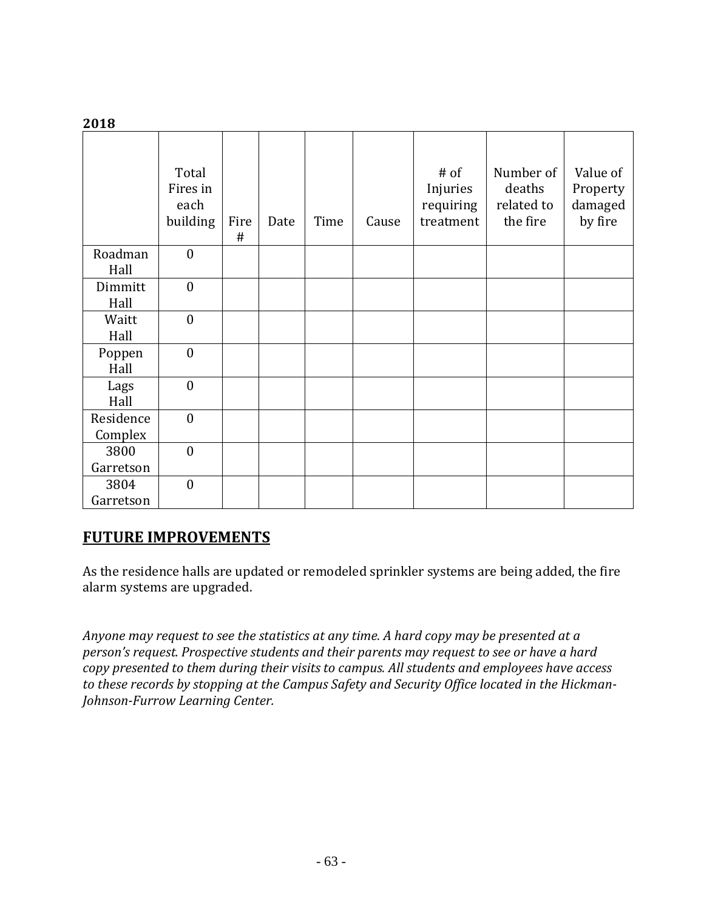**2018**

| | Total Fires in each building | Fire # | Date | Time | Cause | # of Injuries requiring treatment | Number of deaths related to the fire | Value of Property damaged by fire |
|---|---|---|---|---|---|---|---|---|
| Roadman Hall | 0 | | | | | | | |
| Dimmitt Hall | 0 | | | | | | | |
| Waitt Hall | 0 | | | | | | | |
| Poppen Hall | 0 | | | | | | | |
| Lags Hall | 0 | | | | | | | |
| Residence Complex | 0 | | | | | | | |
| 3800 Garretson | 0 | | | | | | | |
| 3804 Garretson | 0 | | | | | | | |

## FUTURE IMPROVEMENTS

As the residence halls are updated or remodeled sprinkler systems are being added, the fire alarm systems are upgraded.

*Anyone may request to see the statistics at any time. A hard copy may be presented at a person's request. Prospective students and their parents may request to see or have a hard copy presented to them during their visits to campus. All students and employees have access to these records by stopping at the Campus Safety and Security Office located in the Hickman-Johnson-Furrow Learning Center.*